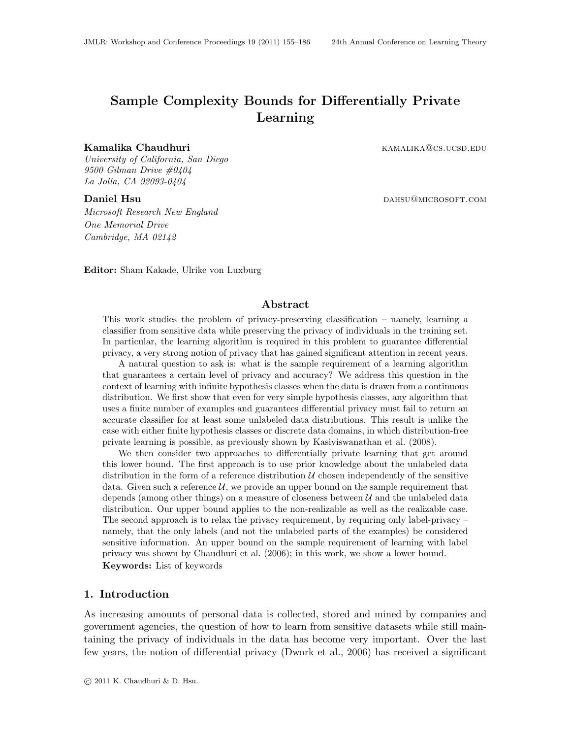# Sample Complexity Bounds for Differentially Private Learning

**Kamalika Chaudhuri** kamalika@cs.ucsd.edu
*University of California, San Diego*
*9500 Gilman Drive #0404*
*La Jolla, CA 92093-0404*

**Daniel Hsu** dahsu@microsoft.com
*Microsoft Research New England*
*One Memorial Drive*
*Cambridge, MA 02142*

**Editor:** Sham Kakade, Ulrike von Luxburg

## Abstract

This work studies the problem of privacy-preserving classification – namely, learning a classifier from sensitive data while preserving the privacy of individuals in the training set. In particular, the learning algorithm is required in this problem to guarantee differential privacy, a very strong notion of privacy that has gained significant attention in recent years.

A natural question to ask is: what is the sample requirement of a learning algorithm that guarantees a certain level of privacy and accuracy? We address this question in the context of learning with infinite hypothesis classes when the data is drawn from a continuous distribution. We first show that even for very simple hypothesis classes, any algorithm that uses a finite number of examples and guarantees differential privacy must fail to return an accurate classifier for at least some unlabeled data distributions. This result is unlike the case with either finite hypothesis classes or discrete data domains, in which distribution-free private learning is possible, as previously shown by Kasiviswanathan et al. (2008).

We then consider two approaches to differentially private learning that get around this lower bound. The first approach is to use prior knowledge about the unlabeled data distribution in the form of a reference distribution $\mathcal{U}$ chosen independently of the sensitive data. Given such a reference $\mathcal{U}$, we provide an upper bound on the sample requirement that depends (among other things) on a measure of closeness between $\mathcal{U}$ and the unlabeled data distribution. Our upper bound applies to the non-realizable as well as the realizable case. The second approach is to relax the privacy requirement, by requiring only label-privacy – namely, that the only labels (and not the unlabeled parts of the examples) be considered sensitive information. An upper bound on the sample requirement of learning with label privacy was shown by Chaudhuri et al. (2006); in this work, we show a lower bound.

**Keywords:** List of keywords

## 1. Introduction

As increasing amounts of personal data is collected, stored and mined by companies and government agencies, the question of how to learn from sensitive datasets while still maintaining the privacy of individuals in the data has become very important. Over the last few years, the notion of differential privacy (Dwork et al., 2006) has received a significant

© 2011 K. Chaudhuri & D. Hsu.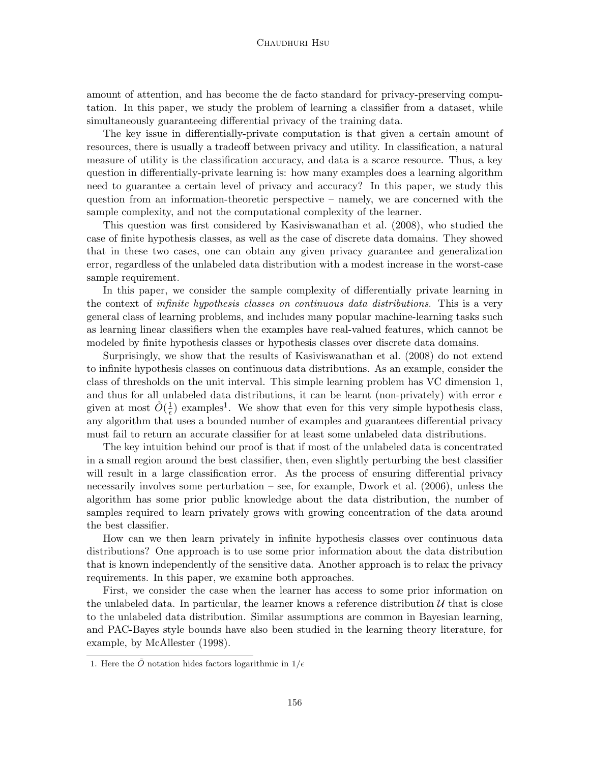amount of attention, and has become the de facto standard for privacy-preserving computation. In this paper, we study the problem of learning a classifier from a dataset, while simultaneously guaranteeing differential privacy of the training data.

The key issue in differentially-private computation is that given a certain amount of resources, there is usually a tradeoff between privacy and utility. In classification, a natural measure of utility is the classification accuracy, and data is a scarce resource. Thus, a key question in differentially-private learning is: how many examples does a learning algorithm need to guarantee a certain level of privacy and accuracy? In this paper, we study this question from an information-theoretic perspective – namely, we are concerned with the sample complexity, and not the computational complexity of the learner.

This question was first considered by Kasiviswanathan et al. (2008), who studied the case of finite hypothesis classes, as well as the case of discrete data domains. They showed that in these two cases, one can obtain any given privacy guarantee and generalization error, regardless of the unlabeled data distribution with a modest increase in the worst-case sample requirement.

In this paper, we consider the sample complexity of differentially private learning in the context of *infinite hypothesis classes on continuous data distributions*. This is a very general class of learning problems, and includes many popular machine-learning tasks such as learning linear classifiers when the examples have real-valued features, which cannot be modeled by finite hypothesis classes or hypothesis classes over discrete data domains.

Surprisingly, we show that the results of Kasiviswanathan et al. (2008) do not extend to infinite hypothesis classes on continuous data distributions. As an example, consider the class of thresholds on the unit interval. This simple learning problem has VC dimension 1, and thus for all unlabeled data distributions, it can be learnt (non-privately) with error $\epsilon$ given at most $\tilde{O}(\frac{1}{\epsilon})$ examples[1]. We show that even for this very simple hypothesis class, any algorithm that uses a bounded number of examples and guarantees differential privacy must fail to return an accurate classifier for at least some unlabeled data distributions.

The key intuition behind our proof is that if most of the unlabeled data is concentrated in a small region around the best classifier, then, even slightly perturbing the best classifier will result in a large classification error. As the process of ensuring differential privacy necessarily involves some perturbation – see, for example, Dwork et al. (2006), unless the algorithm has some prior public knowledge about the data distribution, the number of samples required to learn privately grows with growing concentration of the data around the best classifier.

How can we then learn privately in infinite hypothesis classes over continuous data distributions? One approach is to use some prior information about the data distribution that is known independently of the sensitive data. Another approach is to relax the privacy requirements. In this paper, we examine both approaches.

First, we consider the case when the learner has access to some prior information on the unlabeled data. In particular, the learner knows a reference distribution $\mathcal{U}$ that is close to the unlabeled data distribution. Similar assumptions are common in Bayesian learning, and PAC-Bayes style bounds have also been studied in the learning theory literature, for example, by McAllester (1998).

1. Here the $\tilde{O}$ notation hides factors logarithmic in $1/\epsilon$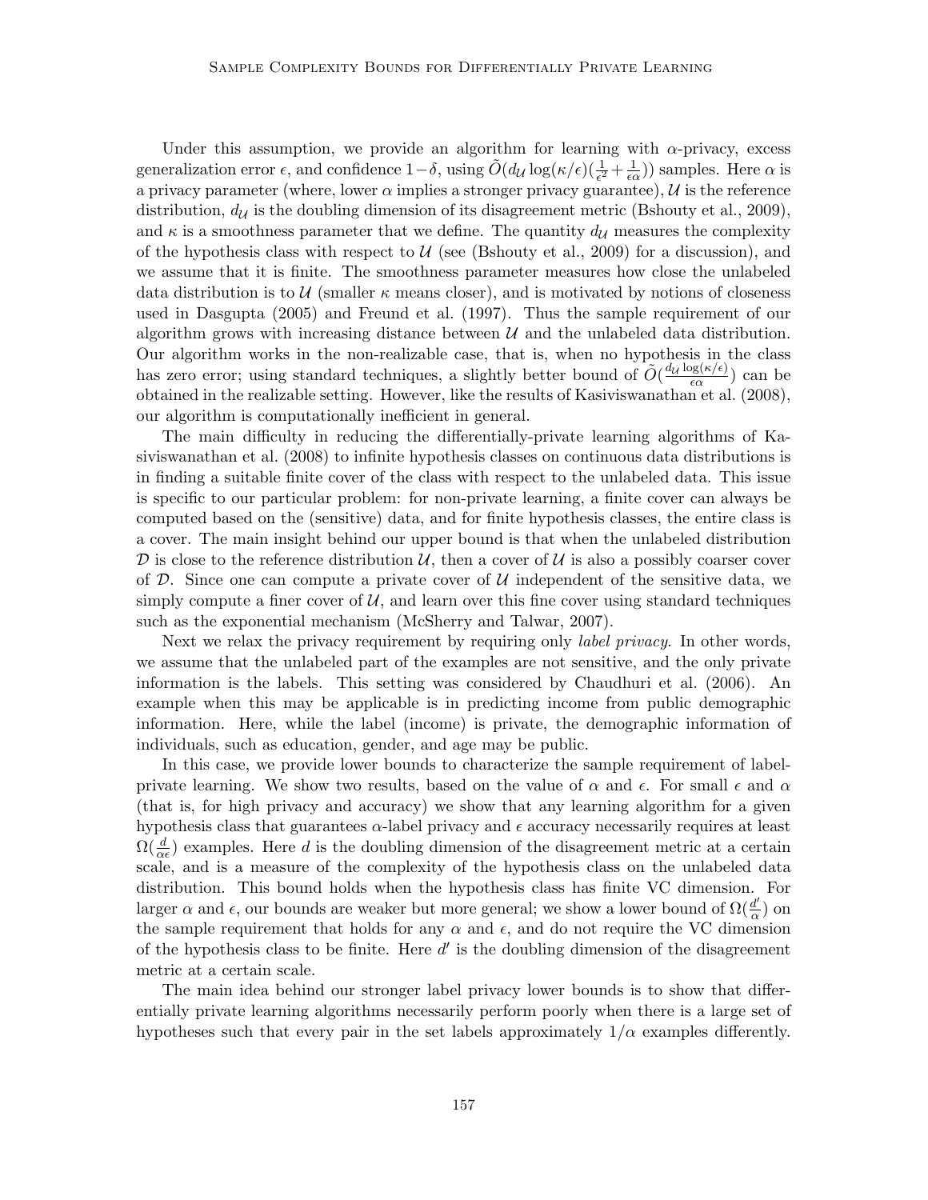Under this assumption, we provide an algorithm for learning with $\alpha$-privacy, excess generalization error $\epsilon$, and confidence $1-\delta$, using $\tilde{O}(d_{\mathcal{U}} \log(\kappa/\epsilon)(\frac{1}{\epsilon^2} + \frac{1}{\epsilon\alpha}))$ samples. Here $\alpha$ is a privacy parameter (where, lower $\alpha$ implies a stronger privacy guarantee), $\mathcal{U}$ is the reference distribution, $d_{\mathcal{U}}$ is the doubling dimension of its disagreement metric (Bshouty et al., 2009), and $\kappa$ is a smoothness parameter that we define. The quantity $d_{\mathcal{U}}$ measures the complexity of the hypothesis class with respect to $\mathcal{U}$ (see (Bshouty et al., 2009) for a discussion), and we assume that it is finite. The smoothness parameter measures how close the unlabeled data distribution is to $\mathcal{U}$ (smaller $\kappa$ means closer), and is motivated by notions of closeness used in Dasgupta (2005) and Freund et al. (1997). Thus the sample requirement of our algorithm grows with increasing distance between $\mathcal{U}$ and the unlabeled data distribution. Our algorithm works in the non-realizable case, that is, when no hypothesis in the class has zero error; using standard techniques, a slightly better bound of $\tilde{O}(\frac{d_{\mathcal{U}} \log(\kappa/\epsilon)}{\epsilon\alpha})$ can be obtained in the realizable setting. However, like the results of Kasiviswanathan et al. (2008), our algorithm is computationally inefficient in general.

The main difficulty in reducing the differentially-private learning algorithms of Kasiviswanathan et al. (2008) to infinite hypothesis classes on continuous data distributions is in finding a suitable finite cover of the class with respect to the unlabeled data. This issue is specific to our particular problem: for non-private learning, a finite cover can always be computed based on the (sensitive) data, and for finite hypothesis classes, the entire class is a cover. The main insight behind our upper bound is that when the unlabeled distribution $\mathcal{D}$ is close to the reference distribution $\mathcal{U}$, then a cover of $\mathcal{U}$ is also a possibly coarser cover of $\mathcal{D}$. Since one can compute a private cover of $\mathcal{U}$ independent of the sensitive data, we simply compute a finer cover of $\mathcal{U}$, and learn over this fine cover using standard techniques such as the exponential mechanism (McSherry and Talwar, 2007).

Next we relax the privacy requirement by requiring only *label privacy*. In other words, we assume that the unlabeled part of the examples are not sensitive, and the only private information is the labels. This setting was considered by Chaudhuri et al. (2006). An example when this may be applicable is in predicting income from public demographic information. Here, while the label (income) is private, the demographic information of individuals, such as education, gender, and age may be public.

In this case, we provide lower bounds to characterize the sample requirement of label-private learning. We show two results, based on the value of $\alpha$ and $\epsilon$. For small $\epsilon$ and $\alpha$ (that is, for high privacy and accuracy) we show that any learning algorithm for a given hypothesis class that guarantees $\alpha$-label privacy and $\epsilon$ accuracy necessarily requires at least $\Omega(\frac{d}{\alpha\epsilon})$ examples. Here $d$ is the doubling dimension of the disagreement metric at a certain scale, and is a measure of the complexity of the hypothesis class on the unlabeled data distribution. This bound holds when the hypothesis class has finite VC dimension. For larger $\alpha$ and $\epsilon$, our bounds are weaker but more general; we show a lower bound of $\Omega(\frac{d'}{\alpha})$ on the sample requirement that holds for any $\alpha$ and $\epsilon$, and do not require the VC dimension of the hypothesis class to be finite. Here $d'$ is the doubling dimension of the disagreement metric at a certain scale.

The main idea behind our stronger label privacy lower bounds is to show that differentially private learning algorithms necessarily perform poorly when there is a large set of hypotheses such that every pair in the set labels approximately $1/\alpha$ examples differently.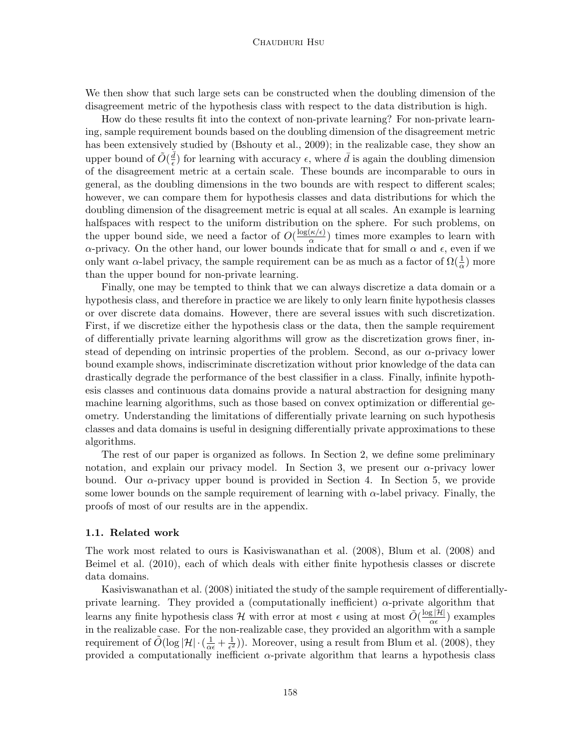We then show that such large sets can be constructed when the doubling dimension of the disagreement metric of the hypothesis class with respect to the data distribution is high.

How do these results fit into the context of non-private learning? For non-private learning, sample requirement bounds based on the doubling dimension of the disagreement metric has been extensively studied by (Bshouty et al., 2009); in the realizable case, they show an upper bound of $\tilde{O}(\frac{\bar{d}}{\epsilon})$ for learning with accuracy $\epsilon$, where $\bar{d}$ is again the doubling dimension of the disagreement metric at a certain scale. These bounds are incomparable to ours in general, as the doubling dimensions in the two bounds are with respect to different scales; however, we can compare them for hypothesis classes and data distributions for which the doubling dimension of the disagreement metric is equal at all scales. An example is learning halfspaces with respect to the uniform distribution on the sphere. For such problems, on the upper bound side, we need a factor of $O(\frac{\log(\kappa/\epsilon)}{\alpha})$ times more examples to learn with $\alpha$-privacy. On the other hand, our lower bounds indicate that for small $\alpha$ and $\epsilon$, even if we only want $\alpha$-label privacy, the sample requirement can be as much as a factor of $\Omega(\frac{1}{\alpha})$ more than the upper bound for non-private learning.

Finally, one may be tempted to think that we can always discretize a data domain or a hypothesis class, and therefore in practice we are likely to only learn finite hypothesis classes or over discrete data domains. However, there are several issues with such discretization. First, if we discretize either the hypothesis class or the data, then the sample requirement of differentially private learning algorithms will grow as the discretization grows finer, instead of depending on intrinsic properties of the problem. Second, as our $\alpha$-privacy lower bound example shows, indiscriminate discretization without prior knowledge of the data can drastically degrade the performance of the best classifier in a class. Finally, infinite hypothesis classes and continuous data domains provide a natural abstraction for designing many machine learning algorithms, such as those based on convex optimization or differential geometry. Understanding the limitations of differentially private learning on such hypothesis classes and data domains is useful in designing differentially private approximations to these algorithms.

The rest of our paper is organized as follows. In Section 2, we define some preliminary notation, and explain our privacy model. In Section 3, we present our $\alpha$-privacy lower bound. Our $\alpha$-privacy upper bound is provided in Section 4. In Section 5, we provide some lower bounds on the sample requirement of learning with $\alpha$-label privacy. Finally, the proofs of most of our results are in the appendix.

### 1.1. Related work

The work most related to ours is Kasiviswanathan et al. (2008), Blum et al. (2008) and Beimel et al. (2010), each of which deals with either finite hypothesis classes or discrete data domains.

Kasiviswanathan et al. (2008) initiated the study of the sample requirement of differentially-private learning. They provided a (computationally inefficient) $\alpha$-private algorithm that learns any finite hypothesis class $\mathcal{H}$ with error at most $\epsilon$ using at most $\tilde{O}(\frac{\log|\mathcal{H}|}{\alpha\epsilon})$ examples in the realizable case. For the non-realizable case, they provided an algorithm with a sample requirement of $\tilde{O}(\log|\mathcal{H}| \cdot (\frac{1}{\alpha\epsilon} + \frac{1}{\epsilon^2}))$. Moreover, using a result from Blum et al. (2008), they provided a computationally inefficient $\alpha$-private algorithm that learns a hypothesis class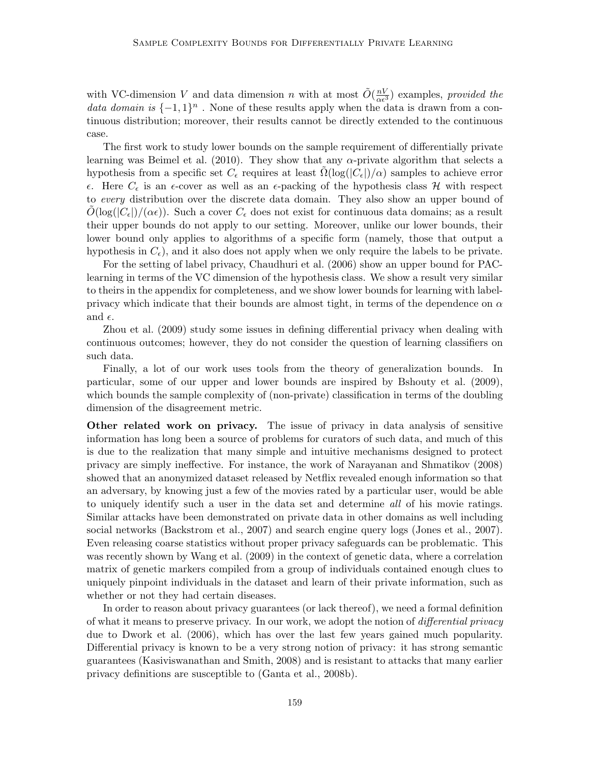with VC-dimension $V$ and data dimension $n$ with at most $\tilde{O}(\frac{nV}{\alpha\epsilon^3})$ examples, *provided the data domain is* $\{-1, 1\}^n$ . None of these results apply when the data is drawn from a continuous distribution; moreover, their results cannot be directly extended to the continuous case.

The first work to study lower bounds on the sample requirement of differentially private learning was Beimel et al. (2010). They show that any $\alpha$-private algorithm that selects a hypothesis from a specific set $C_\epsilon$ requires at least $\tilde{\Omega}(\log(|C_\epsilon|)/\alpha)$ samples to achieve error $\epsilon$. Here $C_\epsilon$ is an $\epsilon$-cover as well as an $\epsilon$-packing of the hypothesis class $\mathcal{H}$ with respect to *every* distribution over the discrete data domain. They also show an upper bound of $\tilde{O}(\log(|C_\epsilon|)/(\alpha\epsilon))$. Such a cover $C_\epsilon$ does not exist for continuous data domains; as a result their upper bounds do not apply to our setting. Moreover, unlike our lower bounds, their lower bound only applies to algorithms of a specific form (namely, those that output a hypothesis in $C_\epsilon$), and it also does not apply when we only require the labels to be private.

For the setting of label privacy, Chaudhuri et al. (2006) show an upper bound for PAC-learning in terms of the VC dimension of the hypothesis class. We show a result very similar to theirs in the appendix for completeness, and we show lower bounds for learning with label-privacy which indicate that their bounds are almost tight, in terms of the dependence on $\alpha$ and $\epsilon$.

Zhou et al. (2009) study some issues in defining differential privacy when dealing with continuous outcomes; however, they do not consider the question of learning classifiers on such data.

Finally, a lot of our work uses tools from the theory of generalization bounds. In particular, some of our upper and lower bounds are inspired by Bshouty et al. (2009), which bounds the sample complexity of (non-private) classification in terms of the doubling dimension of the disagreement metric.

**Other related work on privacy.** The issue of privacy in data analysis of sensitive information has long been a source of problems for curators of such data, and much of this is due to the realization that many simple and intuitive mechanisms designed to protect privacy are simply ineffective. For instance, the work of Narayanan and Shmatikov (2008) showed that an anonymized dataset released by Netflix revealed enough information so that an adversary, by knowing just a few of the movies rated by a particular user, would be able to uniquely identify such a user in the data set and determine *all* of his movie ratings. Similar attacks have been demonstrated on private data in other domains as well including social networks (Backstrom et al., 2007) and search engine query logs (Jones et al., 2007). Even releasing coarse statistics without proper privacy safeguards can be problematic. This was recently shown by Wang et al. (2009) in the context of genetic data, where a correlation matrix of genetic markers compiled from a group of individuals contained enough clues to uniquely pinpoint individuals in the dataset and learn of their private information, such as whether or not they had certain diseases.

In order to reason about privacy guarantees (or lack thereof), we need a formal definition of what it means to preserve privacy. In our work, we adopt the notion of *differential privacy* due to Dwork et al. (2006), which has over the last few years gained much popularity. Differential privacy is known to be a very strong notion of privacy: it has strong semantic guarantees (Kasiviswanathan and Smith, 2008) and is resistant to attacks that many earlier privacy definitions are susceptible to (Ganta et al., 2008b).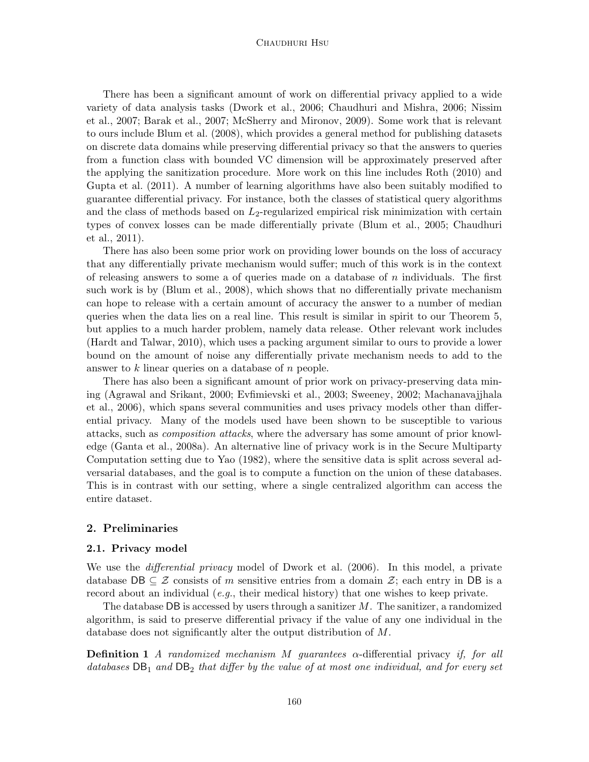There has been a significant amount of work on differential privacy applied to a wide variety of data analysis tasks (Dwork et al., 2006; Chaudhuri and Mishra, 2006; Nissim et al., 2007; Barak et al., 2007; McSherry and Mironov, 2009). Some work that is relevant to ours include Blum et al. (2008), which provides a general method for publishing datasets on discrete data domains while preserving differential privacy so that the answers to queries from a function class with bounded VC dimension will be approximately preserved after the applying the sanitization procedure. More work on this line includes Roth (2010) and Gupta et al. (2011). A number of learning algorithms have also been suitably modified to guarantee differential privacy. For instance, both the classes of statistical query algorithms and the class of methods based on $L_2$-regularized empirical risk minimization with certain types of convex losses can be made differentially private (Blum et al., 2005; Chaudhuri et al., 2011).

There has also been some prior work on providing lower bounds on the loss of accuracy that any differentially private mechanism would suffer; much of this work is in the context of releasing answers to some a of queries made on a database of $n$ individuals. The first such work is by (Blum et al., 2008), which shows that no differentially private mechanism can hope to release with a certain amount of accuracy the answer to a number of median queries when the data lies on a real line. This result is similar in spirit to our Theorem 5, but applies to a much harder problem, namely data release. Other relevant work includes (Hardt and Talwar, 2010), which uses a packing argument similar to ours to provide a lower bound on the amount of noise any differentially private mechanism needs to add to the answer to $k$ linear queries on a database of $n$ people.

There has also been a significant amount of prior work on privacy-preserving data mining (Agrawal and Srikant, 2000; Evfimievski et al., 2003; Sweeney, 2002; Machanavajjhala et al., 2006), which spans several communities and uses privacy models other than differential privacy. Many of the models used have been shown to be susceptible to various attacks, such as *composition attacks*, where the adversary has some amount of prior knowledge (Ganta et al., 2008a). An alternative line of privacy work is in the Secure Multiparty Computation setting due to Yao (1982), where the sensitive data is split across several adversarial databases, and the goal is to compute a function on the union of these databases. This is in contrast with our setting, where a single centralized algorithm can access the entire dataset.

## 2. Preliminaries

### 2.1. Privacy model

We use the *differential privacy* model of Dwork et al. (2006). In this model, a private database $\mathsf{DB} \subseteq \mathcal{Z}$ consists of $m$ sensitive entries from a domain $\mathcal{Z}$; each entry in $\mathsf{DB}$ is a record about an individual (*e.g.*, their medical history) that one wishes to keep private.

The database $\mathsf{DB}$ is accessed by users through a sanitizer $M$. The sanitizer, a randomized algorithm, is said to preserve differential privacy if the value of any one individual in the database does not significantly alter the output distribution of $M$.

**Definition 1** *A randomized mechanism $M$ guarantees $\alpha$-*differential privacy *if, for all databases $\mathsf{DB}_1$ and $\mathsf{DB}_2$ that differ by the value of at most one individual, and for every set*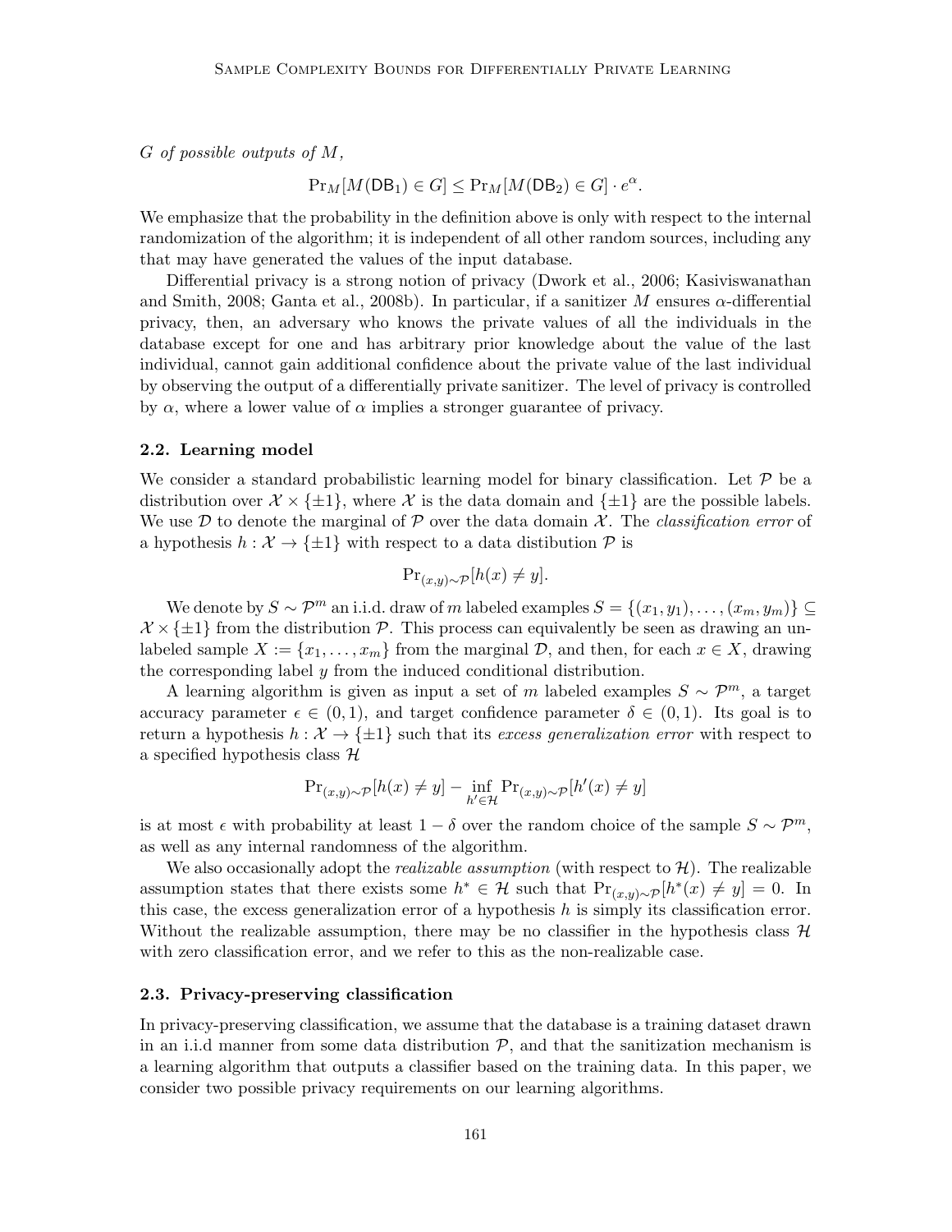*$G$ of possible outputs of $M$,*

$$\Pr_M[M(\mathsf{DB}_1) \in G] \leq \Pr_M[M(\mathsf{DB}_2) \in G] \cdot e^{\alpha}.$$

We emphasize that the probability in the definition above is only with respect to the internal randomization of the algorithm; it is independent of all other random sources, including any that may have generated the values of the input database.

Differential privacy is a strong notion of privacy (Dwork et al., 2006; Kasiviswanathan and Smith, 2008; Ganta et al., 2008b). In particular, if a sanitizer $M$ ensures $\alpha$-differential privacy, then, an adversary who knows the private values of all the individuals in the database except for one and has arbitrary prior knowledge about the value of the last individual, cannot gain additional confidence about the private value of the last individual by observing the output of a differentially private sanitizer. The level of privacy is controlled by $\alpha$, where a lower value of $\alpha$ implies a stronger guarantee of privacy.

### 2.2. Learning model

We consider a standard probabilistic learning model for binary classification. Let $\mathcal{P}$ be a distribution over $\mathcal{X} \times \{\pm 1\}$, where $\mathcal{X}$ is the data domain and $\{\pm 1\}$ are the possible labels. We use $\mathcal{D}$ to denote the marginal of $\mathcal{P}$ over the data domain $\mathcal{X}$. The *classification error* of a hypothesis $h : \mathcal{X} \to \{\pm 1\}$ with respect to a data distibution $\mathcal{P}$ is

$$\Pr_{(x,y)\sim\mathcal{P}}[h(x) \neq y].$$

We denote by $S \sim \mathcal{P}^m$ an i.i.d. draw of $m$ labeled examples $S = \{(x_1, y_1), \ldots, (x_m, y_m)\} \subseteq \mathcal{X} \times \{\pm 1\}$ from the distribution $\mathcal{P}$. This process can equivalently be seen as drawing an unlabeled sample $X := \{x_1, \ldots, x_m\}$ from the marginal $\mathcal{D}$, and then, for each $x \in X$, drawing the corresponding label $y$ from the induced conditional distribution.

A learning algorithm is given as input a set of $m$ labeled examples $S \sim \mathcal{P}^m$, a target accuracy parameter $\epsilon \in (0, 1)$, and target confidence parameter $\delta \in (0, 1)$. Its goal is to return a hypothesis $h : \mathcal{X} \to \{\pm 1\}$ such that its *excess generalization error* with respect to a specified hypothesis class $\mathcal{H}$

$$\Pr_{(x,y)\sim\mathcal{P}}[h(x) \neq y] - \inf_{h' \in \mathcal{H}} \Pr_{(x,y)\sim\mathcal{P}}[h'(x) \neq y]$$

is at most $\epsilon$ with probability at least $1 - \delta$ over the random choice of the sample $S \sim \mathcal{P}^m$, as well as any internal randomness of the algorithm.

We also occasionally adopt the *realizable assumption* (with respect to $\mathcal{H}$). The realizable assumption states that there exists some $h^* \in \mathcal{H}$ such that $\Pr_{(x,y)\sim\mathcal{P}}[h^*(x) \neq y] = 0$. In this case, the excess generalization error of a hypothesis $h$ is simply its classification error. Without the realizable assumption, there may be no classifier in the hypothesis class $\mathcal{H}$ with zero classification error, and we refer to this as the non-realizable case.

### 2.3. Privacy-preserving classification

In privacy-preserving classification, we assume that the database is a training dataset drawn in an i.i.d manner from some data distribution $\mathcal{P}$, and that the sanitization mechanism is a learning algorithm that outputs a classifier based on the training data. In this paper, we consider two possible privacy requirements on our learning algorithms.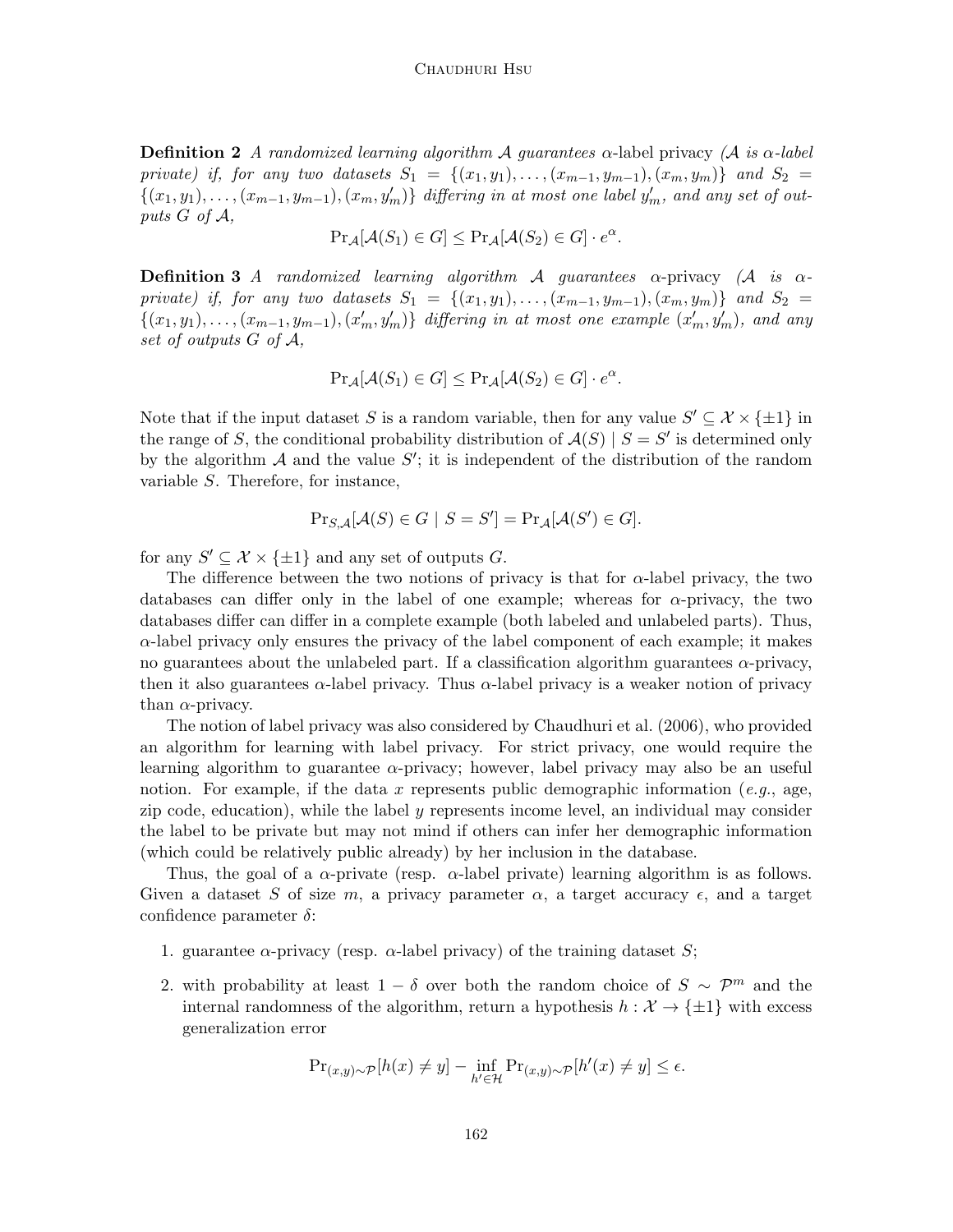**Definition 2** *A randomized learning algorithm $\mathcal{A}$ guarantees* $\alpha$-label privacy *($\mathcal{A}$ is $\alpha$-label private) if, for any two datasets $S_1 = \{(x_1, y_1), \ldots, (x_{m-1}, y_{m-1}), (x_m, y_m)\}$ and $S_2 = \{(x_1, y_1), \ldots, (x_{m-1}, y_{m-1}), (x_m, y'_m)\}$ differing in at most one label $y'_m$, and any set of outputs $G$ of $\mathcal{A}$,*

$$\Pr_{\mathcal{A}}[\mathcal{A}(S_1) \in G] \leq \Pr_{\mathcal{A}}[\mathcal{A}(S_2) \in G] \cdot e^{\alpha}.$$

**Definition 3** *A randomized learning algorithm $\mathcal{A}$ guarantees* $\alpha$-privacy *($\mathcal{A}$ is $\alpha$-private) if, for any two datasets $S_1 = \{(x_1, y_1), \ldots, (x_{m-1}, y_{m-1}), (x_m, y_m)\}$ and $S_2 = \{(x_1, y_1), \ldots, (x_{m-1}, y_{m-1}), (x'_m, y'_m)\}$ differing in at most one example $(x'_m, y'_m)$, and any set of outputs $G$ of $\mathcal{A}$,*

$$\Pr_{\mathcal{A}}[\mathcal{A}(S_1) \in G] \leq \Pr_{\mathcal{A}}[\mathcal{A}(S_2) \in G] \cdot e^{\alpha}.$$

Note that if the input dataset $S$ is a random variable, then for any value $S' \subseteq \mathcal{X} \times \{\pm 1\}$ in the range of $S$, the conditional probability distribution of $\mathcal{A}(S) \mid S = S'$ is determined only by the algorithm $\mathcal{A}$ and the value $S'$; it is independent of the distribution of the random variable $S$. Therefore, for instance,

$$\Pr_{S,\mathcal{A}}[\mathcal{A}(S) \in G \mid S = S'] = \Pr_{\mathcal{A}}[\mathcal{A}(S') \in G].$$

for any $S' \subseteq \mathcal{X} \times \{\pm 1\}$ and any set of outputs $G$.

The difference between the two notions of privacy is that for $\alpha$-label privacy, the two databases can differ only in the label of one example; whereas for $\alpha$-privacy, the two databases differ can differ in a complete example (both labeled and unlabeled parts). Thus, $\alpha$-label privacy only ensures the privacy of the label component of each example; it makes no guarantees about the unlabeled part. If a classification algorithm guarantees $\alpha$-privacy, then it also guarantees $\alpha$-label privacy. Thus $\alpha$-label privacy is a weaker notion of privacy than $\alpha$-privacy.

The notion of label privacy was also considered by Chaudhuri et al. (2006), who provided an algorithm for learning with label privacy. For strict privacy, one would require the learning algorithm to guarantee $\alpha$-privacy; however, label privacy may also be an useful notion. For example, if the data $x$ represents public demographic information (*e.g.*, age, zip code, education), while the label $y$ represents income level, an individual may consider the label to be private but may not mind if others can infer her demographic information (which could be relatively public already) by her inclusion in the database.

Thus, the goal of a $\alpha$-private (resp. $\alpha$-label private) learning algorithm is as follows. Given a dataset $S$ of size $m$, a privacy parameter $\alpha$, a target accuracy $\epsilon$, and a target confidence parameter $\delta$:

1. guarantee $\alpha$-privacy (resp. $\alpha$-label privacy) of the training dataset $S$;
2. with probability at least $1 - \delta$ over both the random choice of $S \sim \mathcal{P}^m$ and the internal randomness of the algorithm, return a hypothesis $h : \mathcal{X} \to \{\pm 1\}$ with excess generalization error

$$\Pr_{(x,y)\sim\mathcal{P}}[h(x) \neq y] - \inf_{h' \in \mathcal{H}} \Pr_{(x,y)\sim\mathcal{P}}[h'(x) \neq y] \leq \epsilon.$$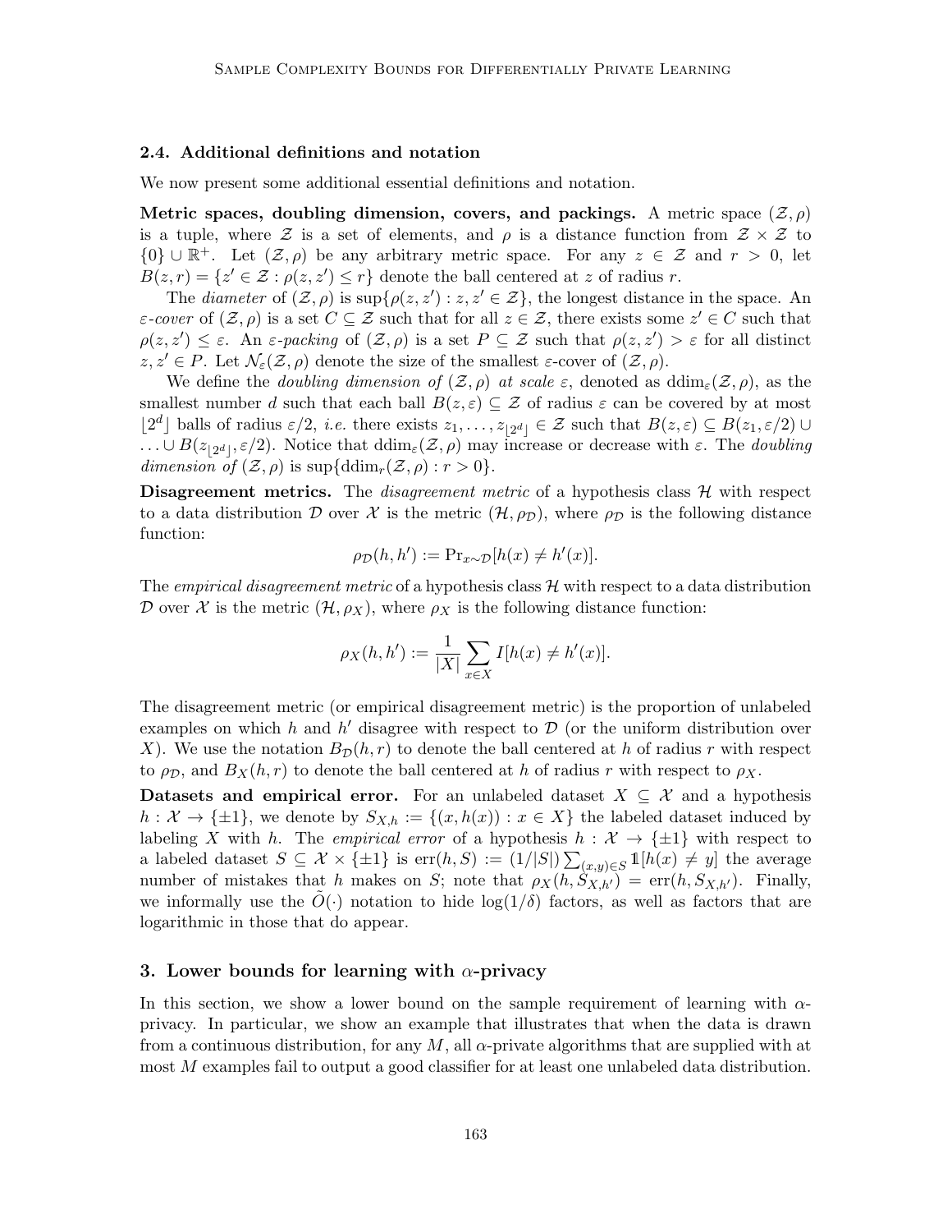### 2.4. Additional definitions and notation

We now present some additional essential definitions and notation.

**Metric spaces, doubling dimension, covers, and packings.** A metric space $(\mathcal{Z}, \rho)$ is a tuple, where $\mathcal{Z}$ is a set of elements, and $\rho$ is a distance function from $\mathcal{Z} \times \mathcal{Z}$ to $\{0\} \cup \mathbb{R}^+$. Let $(\mathcal{Z}, \rho)$ be any arbitrary metric space. For any $z \in \mathcal{Z}$ and $r > 0$, let $B(z, r) = \{z' \in \mathcal{Z} : \rho(z, z') \leq r\}$ denote the ball centered at $z$ of radius $r$.

The *diameter* of $(\mathcal{Z}, \rho)$ is $\sup\{\rho(z, z') : z, z' \in \mathcal{Z}\}$, the longest distance in the space. An $\varepsilon$*-cover* of $(\mathcal{Z}, \rho)$ is a set $C \subseteq \mathcal{Z}$ such that for all $z \in \mathcal{Z}$, there exists some $z' \in C$ such that $\rho(z, z') \leq \varepsilon$. An $\varepsilon$*-packing* of $(\mathcal{Z}, \rho)$ is a set $P \subseteq \mathcal{Z}$ such that $\rho(z, z') > \varepsilon$ for all distinct $z, z' \in P$. Let $\mathcal{N}_\varepsilon(\mathcal{Z}, \rho)$ denote the size of the smallest $\varepsilon$-cover of $(\mathcal{Z}, \rho)$.

We define the *doubling dimension of* $(\mathcal{Z}, \rho)$ *at scale* $\varepsilon$, denoted as $\text{ddim}_\varepsilon(\mathcal{Z}, \rho)$, as the smallest number $d$ such that each ball $B(z, \varepsilon) \subseteq \mathcal{Z}$ of radius $\varepsilon$ can be covered by at most $\lfloor 2^d \rfloor$ balls of radius $\varepsilon/2$, *i.e.* there exists $z_1, \ldots, z_{\lfloor 2^d \rfloor} \in \mathcal{Z}$ such that $B(z, \varepsilon) \subseteq B(z_1, \varepsilon/2) \cup \ldots \cup B(z_{\lfloor 2^d \rfloor}, \varepsilon/2)$. Notice that $\text{ddim}_\varepsilon(\mathcal{Z}, \rho)$ may increase or decrease with $\varepsilon$. The *doubling dimension of* $(\mathcal{Z}, \rho)$ is $\sup\{\text{ddim}_r(\mathcal{Z}, \rho) : r > 0\}$.

**Disagreement metrics.** The *disagreement metric* of a hypothesis class $\mathcal{H}$ with respect to a data distribution $\mathcal{D}$ over $\mathcal{X}$ is the metric $(\mathcal{H}, \rho_\mathcal{D})$, where $\rho_\mathcal{D}$ is the following distance function:

$$\rho_\mathcal{D}(h, h') := \Pr_{x \sim \mathcal{D}}[h(x) \neq h'(x)].$$

The *empirical disagreement metric* of a hypothesis class $\mathcal{H}$ with respect to a data distribution $\mathcal{D}$ over $\mathcal{X}$ is the metric $(\mathcal{H}, \rho_X)$, where $\rho_X$ is the following distance function:

$$\rho_X(h, h') := \frac{1}{|X|} \sum_{x \in X} I[h(x) \neq h'(x)].$$

The disagreement metric (or empirical disagreement metric) is the proportion of unlabeled examples on which $h$ and $h'$ disagree with respect to $\mathcal{D}$ (or the uniform distribution over $X$). We use the notation $B_\mathcal{D}(h, r)$ to denote the ball centered at $h$ of radius $r$ with respect to $\rho_\mathcal{D}$, and $B_X(h, r)$ to denote the ball centered at $h$ of radius $r$ with respect to $\rho_X$.

**Datasets and empirical error.** For an unlabeled dataset $X \subseteq \mathcal{X}$ and a hypothesis $h : \mathcal{X} \to \{\pm 1\}$, we denote by $S_{X,h} := \{(x, h(x)) : x \in X\}$ the labeled dataset induced by labeling $X$ with $h$. The *empirical error* of a hypothesis $h : \mathcal{X} \to \{\pm 1\}$ with respect to a labeled dataset $S \subseteq \mathcal{X} \times \{\pm 1\}$ is $\text{err}(h, S) := (1/|S|) \sum_{(x,y) \in S} \mathbb{1}[h(x) \neq y]$ the average number of mistakes that $h$ makes on $S$; note that $\rho_X(h, S_{X,h'}) = \text{err}(h, S_{X,h'})$. Finally, we informally use the $\tilde{O}(\cdot)$ notation to hide $\log(1/\delta)$ factors, as well as factors that are logarithmic in those that do appear.

## 3. Lower bounds for learning with $\alpha$-privacy

In this section, we show a lower bound on the sample requirement of learning with $\alpha$-privacy. In particular, we show an example that illustrates that when the data is drawn from a continuous distribution, for any $M$, all $\alpha$-private algorithms that are supplied with at most $M$ examples fail to output a good classifier for at least one unlabeled data distribution.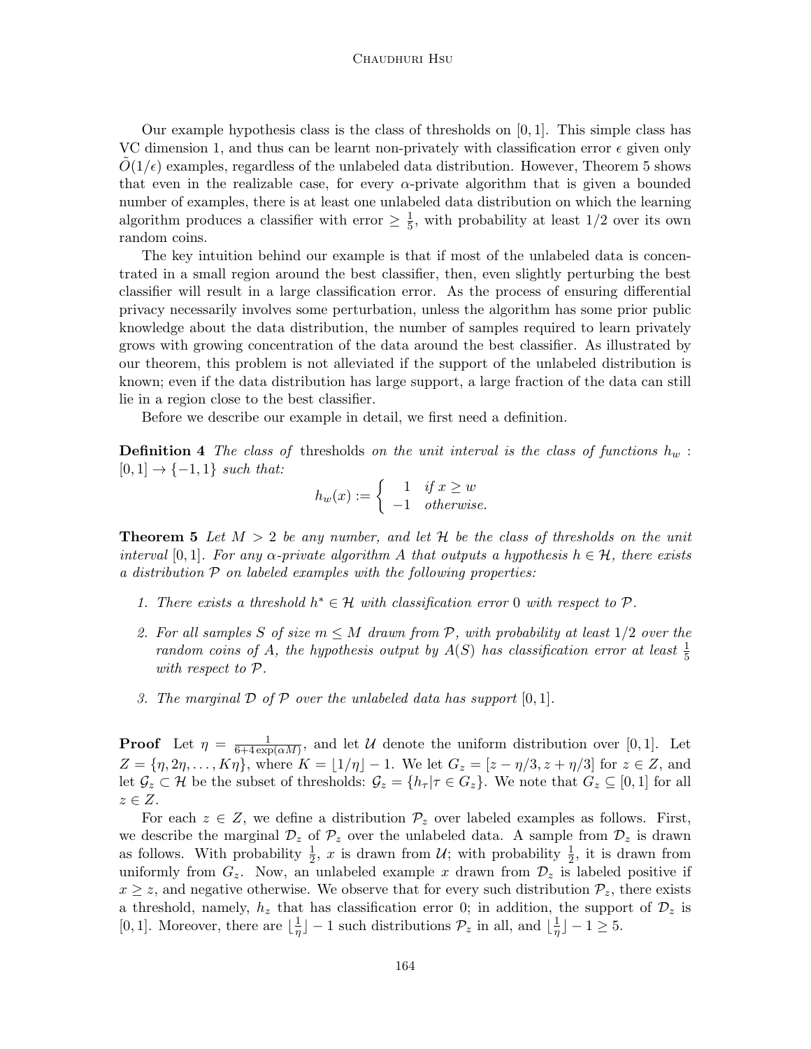Our example hypothesis class is the class of thresholds on $[0, 1]$. This simple class has VC dimension 1, and thus can be learnt non-privately with classification error $\epsilon$ given only $\tilde{O}(1/\epsilon)$ examples, regardless of the unlabeled data distribution. However, Theorem 5 shows that even in the realizable case, for every $\alpha$-private algorithm that is given a bounded number of examples, there is at least one unlabeled data distribution on which the learning algorithm produces a classifier with error $\geq \frac{1}{5}$, with probability at least 1/2 over its own random coins.

The key intuition behind our example is that if most of the unlabeled data is concentrated in a small region around the best classifier, then, even slightly perturbing the best classifier will result in a large classification error. As the process of ensuring differential privacy necessarily involves some perturbation, unless the algorithm has some prior public knowledge about the data distribution, the number of samples required to learn privately grows with growing concentration of the data around the best classifier. As illustrated by our theorem, this problem is not alleviated if the support of the unlabeled distribution is known; even if the data distribution has large support, a large fraction of the data can still lie in a region close to the best classifier.

Before we describe our example in detail, we first need a definition.

**Definition 4** *The class of* thresholds *on the unit interval is the class of functions $h_w : [0, 1] \to \{-1, 1\}$ such that:*

$$h_w(x) := \begin{cases} 1 & \text{if } x \geq w \\ -1 & \text{otherwise.} \end{cases}$$

**Theorem 5** *Let $M > 2$ be any number, and let $\mathcal{H}$ be the class of thresholds on the unit interval $[0, 1]$. For any $\alpha$-private algorithm $A$ that outputs a hypothesis $h \in \mathcal{H}$, there exists a distribution $\mathcal{P}$ on labeled examples with the following properties:*

1. *There exists a threshold $h^* \in \mathcal{H}$ with classification error 0 with respect to $\mathcal{P}$.*
2. *For all samples $S$ of size $m \leq M$ drawn from $\mathcal{P}$, with probability at least 1/2 over the random coins of $A$, the hypothesis output by $A(S)$ has classification error at least $\frac{1}{5}$ with respect to $\mathcal{P}$.*
3. *The marginal $\mathcal{D}$ of $\mathcal{P}$ over the unlabeled data has support $[0, 1]$.*

**Proof** Let $\eta = \frac{1}{6+4\exp(\alpha M)}$, and let $\mathcal{U}$ denote the uniform distribution over $[0, 1]$. Let $Z = \{\eta, 2\eta, \ldots, K\eta\}$, where $K = \lfloor 1/\eta \rfloor - 1$. We let $G_z = [z - \eta/3, z + \eta/3]$ for $z \in Z$, and let $\mathcal{G}_z \subset \mathcal{H}$ be the subset of thresholds: $\mathcal{G}_z = \{h_\tau | \tau \in G_z\}$. We note that $G_z \subseteq [0, 1]$ for all $z \in Z$.

For each $z \in Z$, we define a distribution $\mathcal{P}_z$ over labeled examples as follows. First, we describe the marginal $\mathcal{D}_z$ of $\mathcal{P}_z$ over the unlabeled data. A sample from $\mathcal{D}_z$ is drawn as follows. With probability $\frac{1}{2}$, $x$ is drawn from $\mathcal{U}$; with probability $\frac{1}{2}$, it is drawn from uniformly from $G_z$. Now, an unlabeled example $x$ drawn from $\mathcal{D}_z$ is labeled positive if $x \geq z$, and negative otherwise. We observe that for every such distribution $\mathcal{P}_z$, there exists a threshold, namely, $h_z$ that has classification error 0; in addition, the support of $\mathcal{D}_z$ is $[0, 1]$. Moreover, there are $\lfloor \frac{1}{\eta} \rfloor - 1$ such distributions $\mathcal{P}_z$ in all, and $\lfloor \frac{1}{\eta} \rfloor - 1 \geq 5$.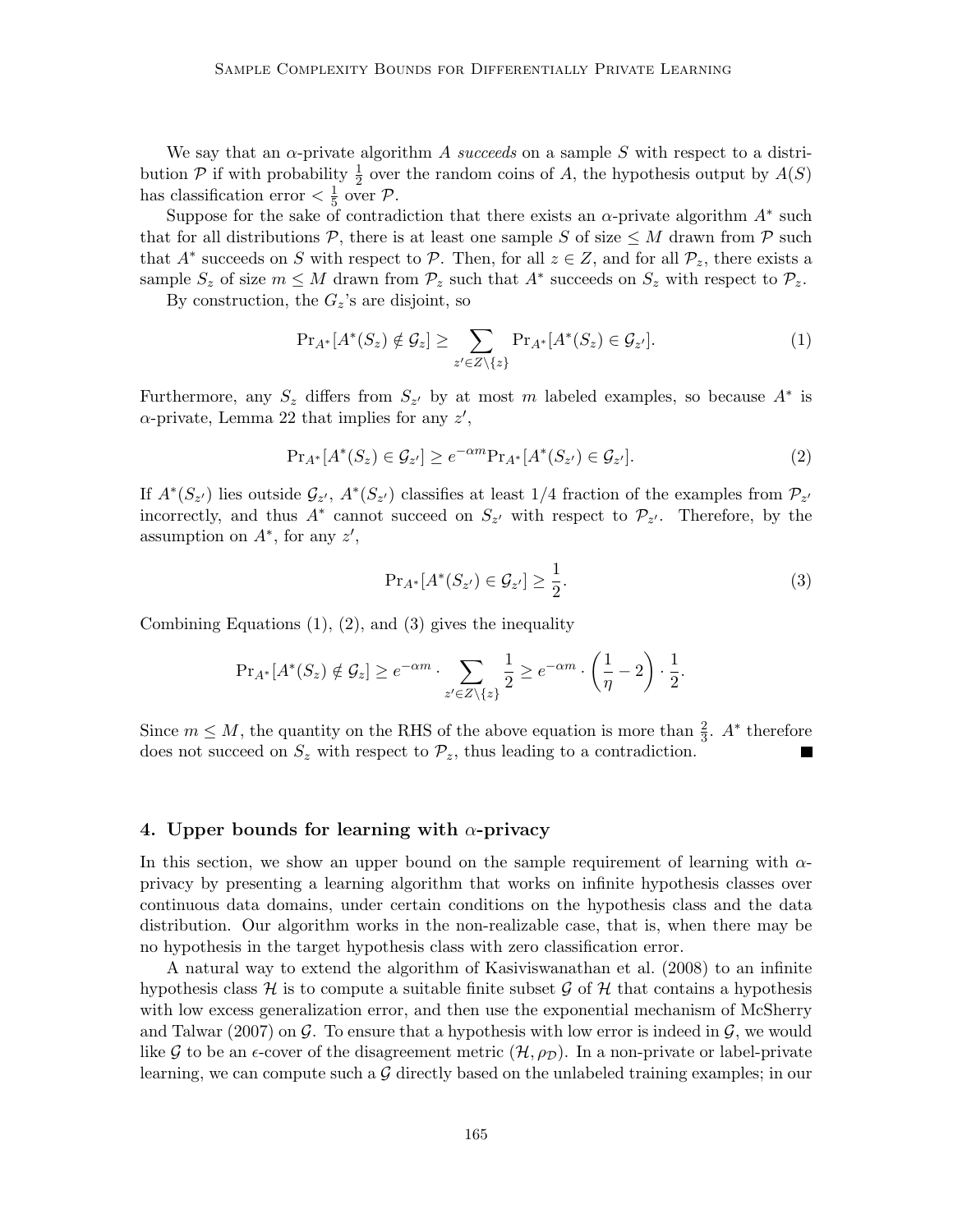We say that an $\alpha$-private algorithm $A$ *succeeds* on a sample $S$ with respect to a distribution $\mathcal{P}$ if with probability $\frac{1}{2}$ over the random coins of $A$, the hypothesis output by $A(S)$ has classification error $< \frac{1}{5}$ over $\mathcal{P}$.

Suppose for the sake of contradiction that there exists an $\alpha$-private algorithm $A^*$ such that for all distributions $\mathcal{P}$, there is at least one sample $S$ of size $\leq M$ drawn from $\mathcal{P}$ such that $A^*$ succeeds on $S$ with respect to $\mathcal{P}$. Then, for all $z \in Z$, and for all $\mathcal{P}_z$, there exists a sample $S_z$ of size $m \leq M$ drawn from $\mathcal{P}_z$ such that $A^*$ succeeds on $S_z$ with respect to $\mathcal{P}_z$.

By construction, the $G_z$'s are disjoint, so

$$\Pr_{A^*}[A^*(S_z) \notin \mathcal{G}_z] \geq \sum_{z' \in Z \setminus \{z\}} \Pr_{A^*}[A^*(S_z) \in \mathcal{G}_{z'}]. \tag{1}$$

Furthermore, any $S_z$ differs from $S_{z'}$ by at most $m$ labeled examples, so because $A^*$ is $\alpha$-private, Lemma 22 that implies for any $z'$,

$$\Pr_{A^*}[A^*(S_z) \in \mathcal{G}_{z'}] \geq e^{-\alpha m} \Pr_{A^*}[A^*(S_{z'}) \in \mathcal{G}_{z'}]. \tag{2}$$

If $A^*(S_{z'})$ lies outside $\mathcal{G}_{z'}$, $A^*(S_{z'})$ classifies at least $1/4$ fraction of the examples from $\mathcal{P}_{z'}$ incorrectly, and thus $A^*$ cannot succeed on $S_{z'}$ with respect to $\mathcal{P}_{z'}$. Therefore, by the assumption on $A^*$, for any $z'$,

$$\Pr_{A^*}[A^*(S_{z'}) \in \mathcal{G}_{z'}] \geq \frac{1}{2}. \tag{3}$$

Combining Equations (1), (2), and (3) gives the inequality

$$\Pr_{A^*}[A^*(S_z) \notin \mathcal{G}_z] \geq e^{-\alpha m} \cdot \sum_{z' \in Z \setminus \{z\}} \frac{1}{2} \geq e^{-\alpha m} \cdot \left(\frac{1}{\eta} - 2\right) \cdot \frac{1}{2}.$$

Since $m \leq M$, the quantity on the RHS of the above equation is more than $\frac{2}{3}$. $A^*$ therefore does not succeed on $S_z$ with respect to $\mathcal{P}_z$, thus leading to a contradiction. ∎

## 4. Upper bounds for learning with $\alpha$-privacy

In this section, we show an upper bound on the sample requirement of learning with $\alpha$-privacy by presenting a learning algorithm that works on infinite hypothesis classes over continuous data domains, under certain conditions on the hypothesis class and the data distribution. Our algorithm works in the non-realizable case, that is, when there may be no hypothesis in the target hypothesis class with zero classification error.

A natural way to extend the algorithm of Kasiviswanathan et al. (2008) to an infinite hypothesis class $\mathcal{H}$ is to compute a suitable finite subset $\mathcal{G}$ of $\mathcal{H}$ that contains a hypothesis with low excess generalization error, and then use the exponential mechanism of McSherry and Talwar (2007) on $\mathcal{G}$. To ensure that a hypothesis with low error is indeed in $\mathcal{G}$, we would like $\mathcal{G}$ to be an $\epsilon$-cover of the disagreement metric $(\mathcal{H}, \rho_{\mathcal{D}})$. In a non-private or label-private learning, we can compute such a $\mathcal{G}$ directly based on the unlabeled training examples; in our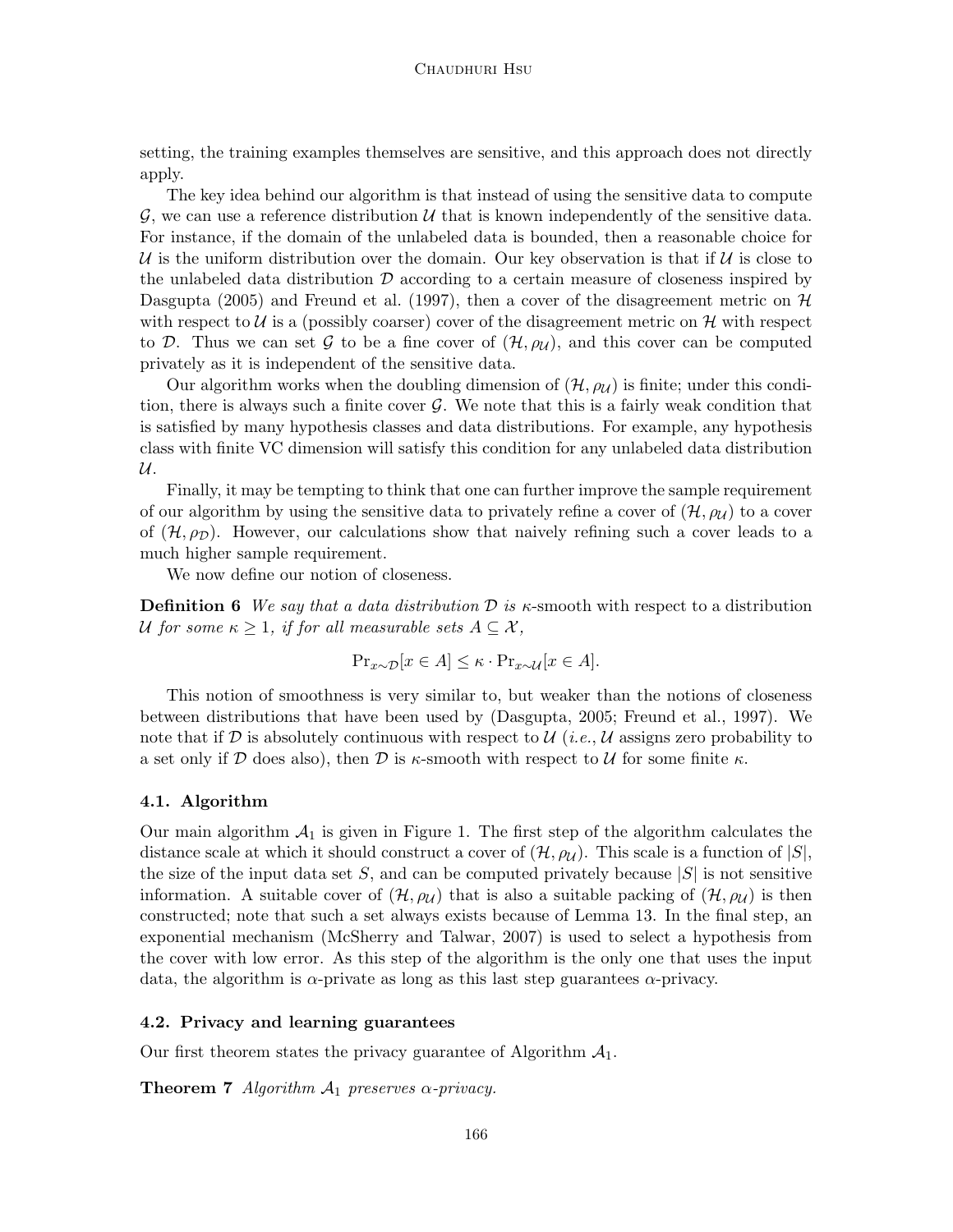setting, the training examples themselves are sensitive, and this approach does not directly apply.

The key idea behind our algorithm is that instead of using the sensitive data to compute $\mathcal{G}$, we can use a reference distribution $\mathcal{U}$ that is known independently of the sensitive data. For instance, if the domain of the unlabeled data is bounded, then a reasonable choice for $\mathcal{U}$ is the uniform distribution over the domain. Our key observation is that if $\mathcal{U}$ is close to the unlabeled data distribution $\mathcal{D}$ according to a certain measure of closeness inspired by Dasgupta (2005) and Freund et al. (1997), then a cover of the disagreement metric on $\mathcal{H}$ with respect to $\mathcal{U}$ is a (possibly coarser) cover of the disagreement metric on $\mathcal{H}$ with respect to $\mathcal{D}$. Thus we can set $\mathcal{G}$ to be a fine cover of $(\mathcal{H}, \rho_{\mathcal{U}})$, and this cover can be computed privately as it is independent of the sensitive data.

Our algorithm works when the doubling dimension of $(\mathcal{H}, \rho_{\mathcal{U}})$ is finite; under this condition, there is always such a finite cover $\mathcal{G}$. We note that this is a fairly weak condition that is satisfied by many hypothesis classes and data distributions. For example, any hypothesis class with finite VC dimension will satisfy this condition for any unlabeled data distribution $\mathcal{U}$.

Finally, it may be tempting to think that one can further improve the sample requirement of our algorithm by using the sensitive data to privately refine a cover of $(\mathcal{H}, \rho_{\mathcal{U}})$ to a cover of $(\mathcal{H}, \rho_{\mathcal{D}})$. However, our calculations show that naively refining such a cover leads to a much higher sample requirement.

We now define our notion of closeness.

**Definition 6** *We say that a data distribution $\mathcal{D}$ is $\kappa$-*smooth *with respect to a distribution $\mathcal{U}$ for some $\kappa \geq 1$, if for all measurable sets $A \subseteq \mathcal{X}$,*

$$\Pr_{x \sim \mathcal{D}}[x \in A] \leq \kappa \cdot \Pr_{x \sim \mathcal{U}}[x \in A].$$

This notion of smoothness is very similar to, but weaker than the notions of closeness between distributions that have been used by (Dasgupta, 2005; Freund et al., 1997). We note that if $\mathcal{D}$ is absolutely continuous with respect to $\mathcal{U}$ (*i.e.*, $\mathcal{U}$ assigns zero probability to a set only if $\mathcal{D}$ does also), then $\mathcal{D}$ is $\kappa$-smooth with respect to $\mathcal{U}$ for some finite $\kappa$.

### 4.1. Algorithm

Our main algorithm $\mathcal{A}_1$ is given in Figure 1. The first step of the algorithm calculates the distance scale at which it should construct a cover of $(\mathcal{H}, \rho_{\mathcal{U}})$. This scale is a function of $|S|$, the size of the input data set $S$, and can be computed privately because $|S|$ is not sensitive information. A suitable cover of $(\mathcal{H}, \rho_{\mathcal{U}})$ that is also a suitable packing of $(\mathcal{H}, \rho_{\mathcal{U}})$ is then constructed; note that such a set always exists because of Lemma 13. In the final step, an exponential mechanism (McSherry and Talwar, 2007) is used to select a hypothesis from the cover with low error. As this step of the algorithm is the only one that uses the input data, the algorithm is $\alpha$-private as long as this last step guarantees $\alpha$-privacy.

### 4.2. Privacy and learning guarantees

Our first theorem states the privacy guarantee of Algorithm $\mathcal{A}_1$.

**Theorem 7** *Algorithm $\mathcal{A}_1$ preserves $\alpha$-privacy.*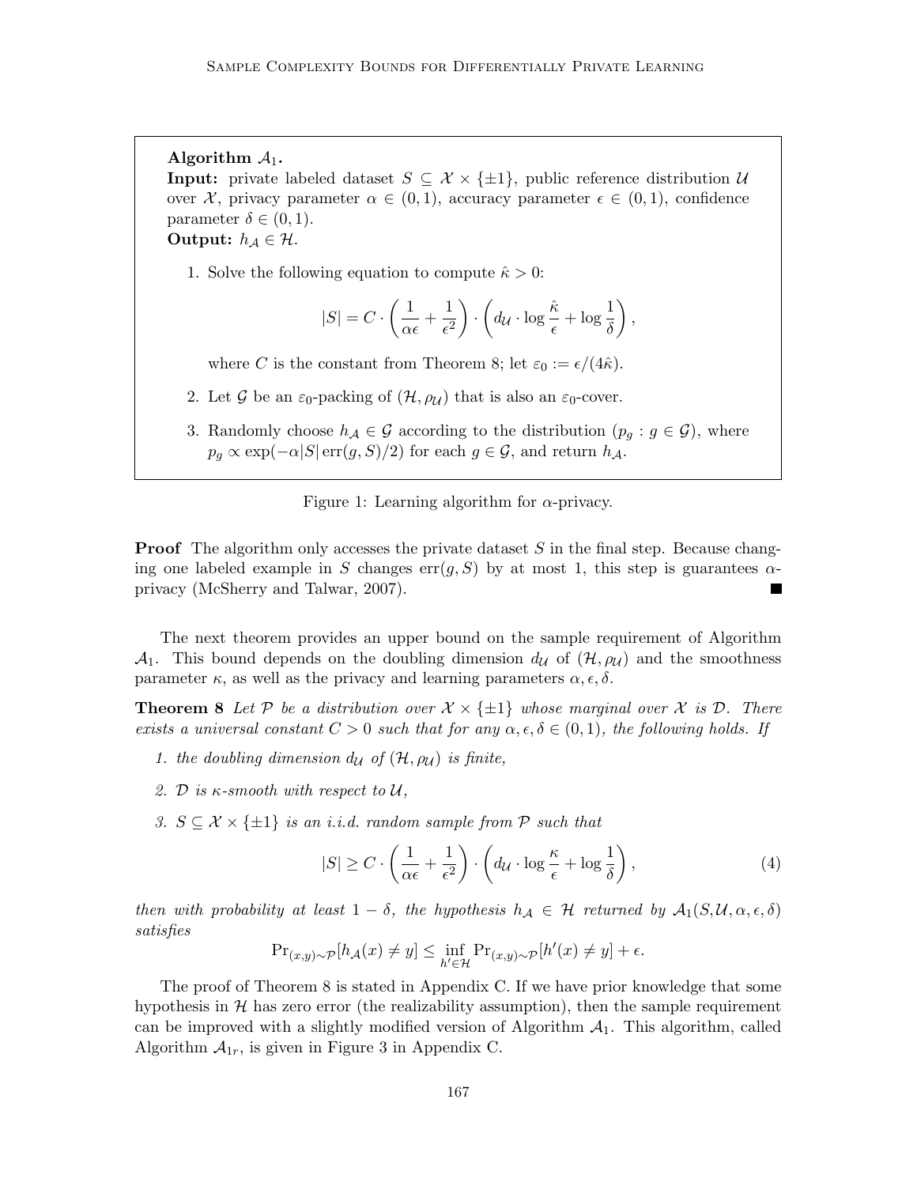**Algorithm $\mathcal{A}_1$.**
**Input:** private labeled dataset $S \subseteq \mathcal{X} \times \{\pm 1\}$, public reference distribution $\mathcal{U}$ over $\mathcal{X}$, privacy parameter $\alpha \in (0,1)$, accuracy parameter $\epsilon \in (0,1)$, confidence parameter $\delta \in (0,1)$.
**Output:** $h_{\mathcal{A}} \in \mathcal{H}$.

1. Solve the following equation to compute $\hat{\kappa} > 0$:

$$|S| = C \cdot \left( \frac{1}{\alpha \epsilon} + \frac{1}{\epsilon^2} \right) \cdot \left( d_{\mathcal{U}} \cdot \log \frac{\hat{\kappa}}{\epsilon} + \log \frac{1}{\delta} \right),$$

   where $C$ is the constant from Theorem 8; let $\varepsilon_0 := \epsilon/(4\hat{\kappa})$.

2. Let $\mathcal{G}$ be an $\varepsilon_0$-packing of $(\mathcal{H}, \rho_{\mathcal{U}})$ that is also an $\varepsilon_0$-cover.

3. Randomly choose $h_{\mathcal{A}} \in \mathcal{G}$ according to the distribution $(p_g : g \in \mathcal{G})$, where $p_g \propto \exp(-\alpha |S| \operatorname{err}(g, S)/2)$ for each $g \in \mathcal{G}$, and return $h_{\mathcal{A}}$.

Figure 1: Learning algorithm for $\alpha$-privacy.

**Proof** The algorithm only accesses the private dataset $S$ in the final step. Because changing one labeled example in $S$ changes $\operatorname{err}(g, S)$ by at most 1, this step is guarantees $\alpha$-privacy (McSherry and Talwar, 2007). ■

The next theorem provides an upper bound on the sample requirement of Algorithm $\mathcal{A}_1$. This bound depends on the doubling dimension $d_{\mathcal{U}}$ of $(\mathcal{H}, \rho_{\mathcal{U}})$ and the smoothness parameter $\kappa$, as well as the privacy and learning parameters $\alpha, \epsilon, \delta$.

**Theorem 8** *Let $\mathcal{P}$ be a distribution over $\mathcal{X} \times \{\pm 1\}$ whose marginal over $\mathcal{X}$ is $\mathcal{D}$. There exists a universal constant $C > 0$ such that for any $\alpha, \epsilon, \delta \in (0,1)$, the following holds. If*

1. *the doubling dimension $d_{\mathcal{U}}$ of $(\mathcal{H}, \rho_{\mathcal{U}})$ is finite,*
2. *$\mathcal{D}$ is $\kappa$-smooth with respect to $\mathcal{U}$,*
3. *$S \subseteq \mathcal{X} \times \{\pm 1\}$ is an i.i.d. random sample from $\mathcal{P}$ such that*

$$|S| \geq C \cdot \left( \frac{1}{\alpha \epsilon} + \frac{1}{\epsilon^2} \right) \cdot \left( d_{\mathcal{U}} \cdot \log \frac{\kappa}{\epsilon} + \log \frac{1}{\delta} \right), \tag{4}$$

*then with probability at least $1 - \delta$, the hypothesis $h_{\mathcal{A}} \in \mathcal{H}$ returned by $\mathcal{A}_1(S, \mathcal{U}, \alpha, \epsilon, \delta)$ satisfies*

$$\Pr_{(x,y) \sim \mathcal{P}}[h_{\mathcal{A}}(x) \neq y] \leq \inf_{h' \in \mathcal{H}} \Pr_{(x,y) \sim \mathcal{P}}[h'(x) \neq y] + \epsilon.$$

The proof of Theorem 8 is stated in Appendix C. If we have prior knowledge that some hypothesis in $\mathcal{H}$ has zero error (the realizability assumption), then the sample requirement can be improved with a slightly modified version of Algorithm $\mathcal{A}_1$. This algorithm, called Algorithm $\mathcal{A}_{1r}$, is given in Figure 3 in Appendix C.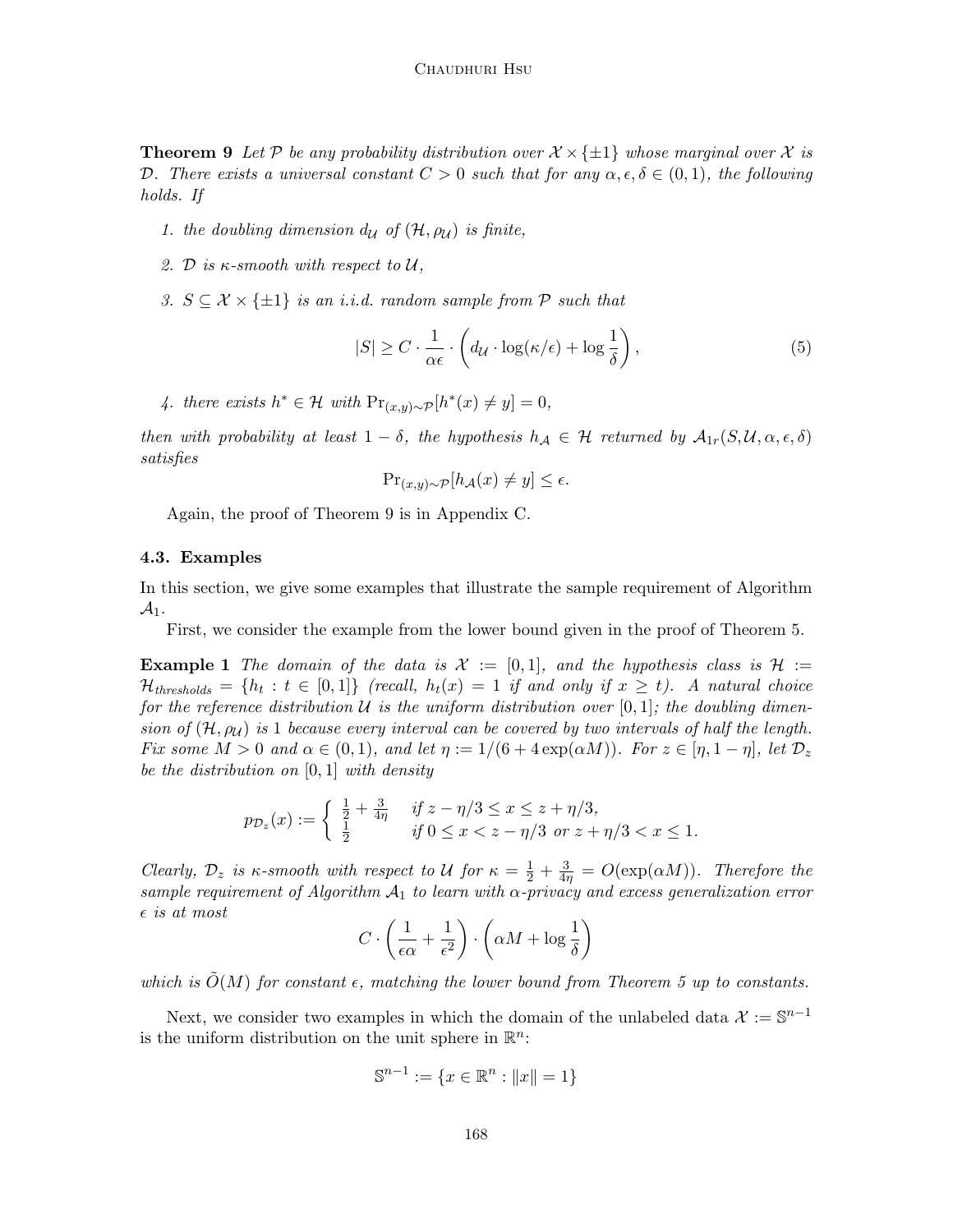**Theorem 9** *Let $\mathcal{P}$ be any probability distribution over $\mathcal{X} \times \{\pm 1\}$ whose marginal over $\mathcal{X}$ is $\mathcal{D}$. There exists a universal constant $C > 0$ such that for any $\alpha, \epsilon, \delta \in (0,1)$, the following holds. If*

1. *the doubling dimension $d_{\mathcal{U}}$ of $(\mathcal{H}, \rho_{\mathcal{U}})$ is finite,*
2. *$\mathcal{D}$ is $\kappa$-smooth with respect to $\mathcal{U}$,*
3. *$S \subseteq \mathcal{X} \times \{\pm 1\}$ is an i.i.d. random sample from $\mathcal{P}$ such that*

$$|S| \geq C \cdot \frac{1}{\alpha \epsilon} \cdot \left( d_{\mathcal{U}} \cdot \log(\kappa/\epsilon) + \log \frac{1}{\delta} \right), \tag{5}$$

4. *there exists $h^* \in \mathcal{H}$ with $\Pr_{(x,y)\sim\mathcal{P}}[h^*(x) \neq y] = 0$,*

*then with probability at least $1 - \delta$, the hypothesis $h_{\mathcal{A}} \in \mathcal{H}$ returned by $\mathcal{A}_{1r}(S, \mathcal{U}, \alpha, \epsilon, \delta)$ satisfies*

$$\Pr_{(x,y)\sim\mathcal{P}}[h_{\mathcal{A}}(x) \neq y] \leq \epsilon.$$

Again, the proof of Theorem 9 is in Appendix C.

### 4.3. Examples

In this section, we give some examples that illustrate the sample requirement of Algorithm $\mathcal{A}_1$.

First, we consider the example from the lower bound given in the proof of Theorem 5.

**Example 1** *The domain of the data is $\mathcal{X} := [0,1]$, and the hypothesis class is $\mathcal{H} := \mathcal{H}_{thresholds} = \{h_t : t \in [0,1]\}$ (recall, $h_t(x) = 1$ if and only if $x \geq t$). A natural choice for the reference distribution $\mathcal{U}$ is the uniform distribution over $[0,1]$; the doubling dimension of $(\mathcal{H}, \rho_{\mathcal{U}})$ is 1 because every interval can be covered by two intervals of half the length. Fix some $M > 0$ and $\alpha \in (0,1)$, and let $\eta := 1/(6 + 4\exp(\alpha M))$. For $z \in [\eta, 1-\eta]$, let $\mathcal{D}_z$ be the distribution on $[0,1]$ with density*

$$p_{\mathcal{D}_z}(x) := \begin{cases} \frac{1}{2} + \frac{3}{4\eta} & \text{if } z - \eta/3 \leq x \leq z + \eta/3, \\ \frac{1}{2} & \text{if } 0 \leq x < z - \eta/3 \text{ or } z + \eta/3 < x \leq 1. \end{cases}$$

*Clearly, $\mathcal{D}_z$ is $\kappa$-smooth with respect to $\mathcal{U}$ for $\kappa = \frac{1}{2} + \frac{3}{4\eta} = O(\exp(\alpha M))$. Therefore the sample requirement of Algorithm $\mathcal{A}_1$ to learn with $\alpha$-privacy and excess generalization error $\epsilon$ is at most*

$$C \cdot \left( \frac{1}{\epsilon\alpha} + \frac{1}{\epsilon^2} \right) \cdot \left( \alpha M + \log \frac{1}{\delta} \right)$$

*which is $\tilde{O}(M)$ for constant $\epsilon$, matching the lower bound from Theorem 5 up to constants.*

Next, we consider two examples in which the domain of the unlabeled data $\mathcal{X} := \mathbb{S}^{n-1}$ is the uniform distribution on the unit sphere in $\mathbb{R}^n$:

$$\mathbb{S}^{n-1} := \{x \in \mathbb{R}^n : \|x\| = 1\}$$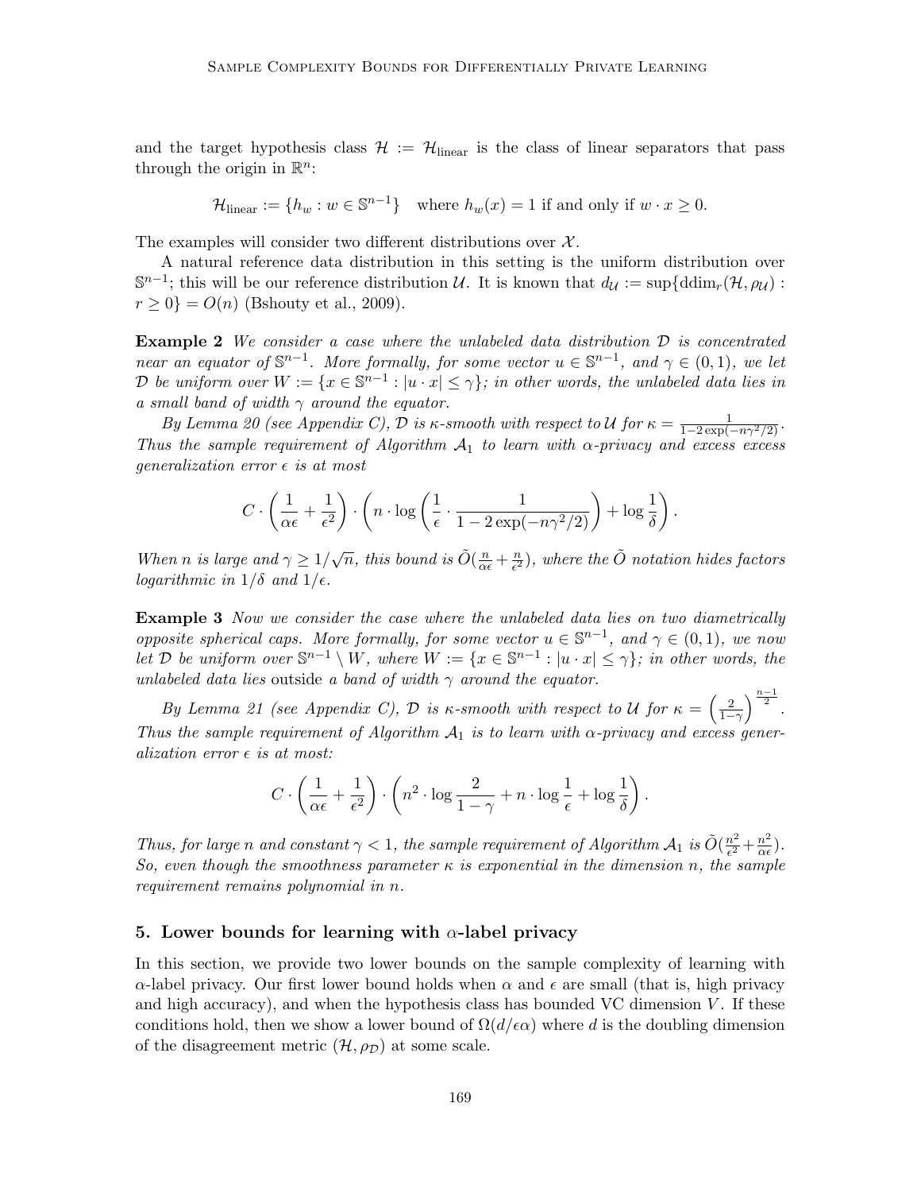and the target hypothesis class $\mathcal{H} := \mathcal{H}_{\text{linear}}$ is the class of linear separators that pass through the origin in $\mathbb{R}^n$:

$$\mathcal{H}_{\text{linear}} := \{h_w : w \in \mathbb{S}^{n-1}\} \quad \text{where } h_w(x) = 1 \text{ if and only if } w \cdot x \geq 0.$$

The examples will consider two different distributions over $\mathcal{X}$.

A natural reference data distribution in this setting is the uniform distribution over $\mathbb{S}^{n-1}$; this will be our reference distribution $\mathcal{U}$. It is known that $d_{\mathcal{U}} := \sup\{\text{ddim}_r(\mathcal{H}, \rho_{\mathcal{U}}) : r \geq 0\} = O(n)$ (Bshouty et al., 2009).

**Example 2** *We consider a case where the unlabeled data distribution $\mathcal{D}$ is concentrated near an equator of $\mathbb{S}^{n-1}$. More formally, for some vector $u \in \mathbb{S}^{n-1}$, and $\gamma \in (0, 1)$, we let $\mathcal{D}$ be uniform over $W := \{x \in \mathbb{S}^{n-1} : |u \cdot x| \leq \gamma\}$; in other words, the unlabeled data lies in a small band of width $\gamma$ around the equator.*

*By Lemma 20 (see Appendix C), $\mathcal{D}$ is $\kappa$-smooth with respect to $\mathcal{U}$ for $\kappa = \frac{1}{1-2\exp(-n\gamma^2/2)}$. Thus the sample requirement of Algorithm $\mathcal{A}_1$ to learn with $\alpha$-privacy and excess excess generalization error $\epsilon$ is at most*

$$C \cdot \left(\frac{1}{\alpha\epsilon} + \frac{1}{\epsilon^2}\right) \cdot \left(n \cdot \log\left(\frac{1}{\epsilon} \cdot \frac{1}{1 - 2\exp(-n\gamma^2/2)}\right) + \log\frac{1}{\delta}\right).$$

*When $n$ is large and $\gamma \geq 1/\sqrt{n}$, this bound is $\tilde{O}(\frac{n}{\alpha\epsilon} + \frac{n}{\epsilon^2})$, where the $\tilde{O}$ notation hides factors logarithmic in $1/\delta$ and $1/\epsilon$.*

**Example 3** *Now we consider the case where the unlabeled data lies on two diametrically opposite spherical caps. More formally, for some vector $u \in \mathbb{S}^{n-1}$, and $\gamma \in (0, 1)$, we now let $\mathcal{D}$ be uniform over $\mathbb{S}^{n-1} \setminus W$, where $W := \{x \in \mathbb{S}^{n-1} : |u \cdot x| \leq \gamma\}$; in other words, the unlabeled data lies* outside *a band of width $\gamma$ around the equator.*

*By Lemma 21 (see Appendix C), $\mathcal{D}$ is $\kappa$-smooth with respect to $\mathcal{U}$ for $\kappa = \left(\frac{2}{1-\gamma}\right)^{\frac{n-1}{2}}$. Thus the sample requirement of Algorithm $\mathcal{A}_1$ is to learn with $\alpha$-privacy and excess generalization error $\epsilon$ is at most:*

$$C \cdot \left(\frac{1}{\alpha\epsilon} + \frac{1}{\epsilon^2}\right) \cdot \left(n^2 \cdot \log\frac{2}{1-\gamma} + n \cdot \log\frac{1}{\epsilon} + \log\frac{1}{\delta}\right).$$

*Thus, for large $n$ and constant $\gamma < 1$, the sample requirement of Algorithm $\mathcal{A}_1$ is $\tilde{O}(\frac{n^2}{\epsilon^2} + \frac{n^2}{\alpha\epsilon})$. So, even though the smoothness parameter $\kappa$ is exponential in the dimension $n$, the sample requirement remains polynomial in $n$.*

## 5. Lower bounds for learning with $\alpha$-label privacy

In this section, we provide two lower bounds on the sample complexity of learning with $\alpha$-label privacy. Our first lower bound holds when $\alpha$ and $\epsilon$ are small (that is, high privacy and high accuracy), and when the hypothesis class has bounded VC dimension $V$. If these conditions hold, then we show a lower bound of $\Omega(d/\epsilon\alpha)$ where $d$ is the doubling dimension of the disagreement metric $(\mathcal{H}, \rho_{\mathcal{D}})$ at some scale.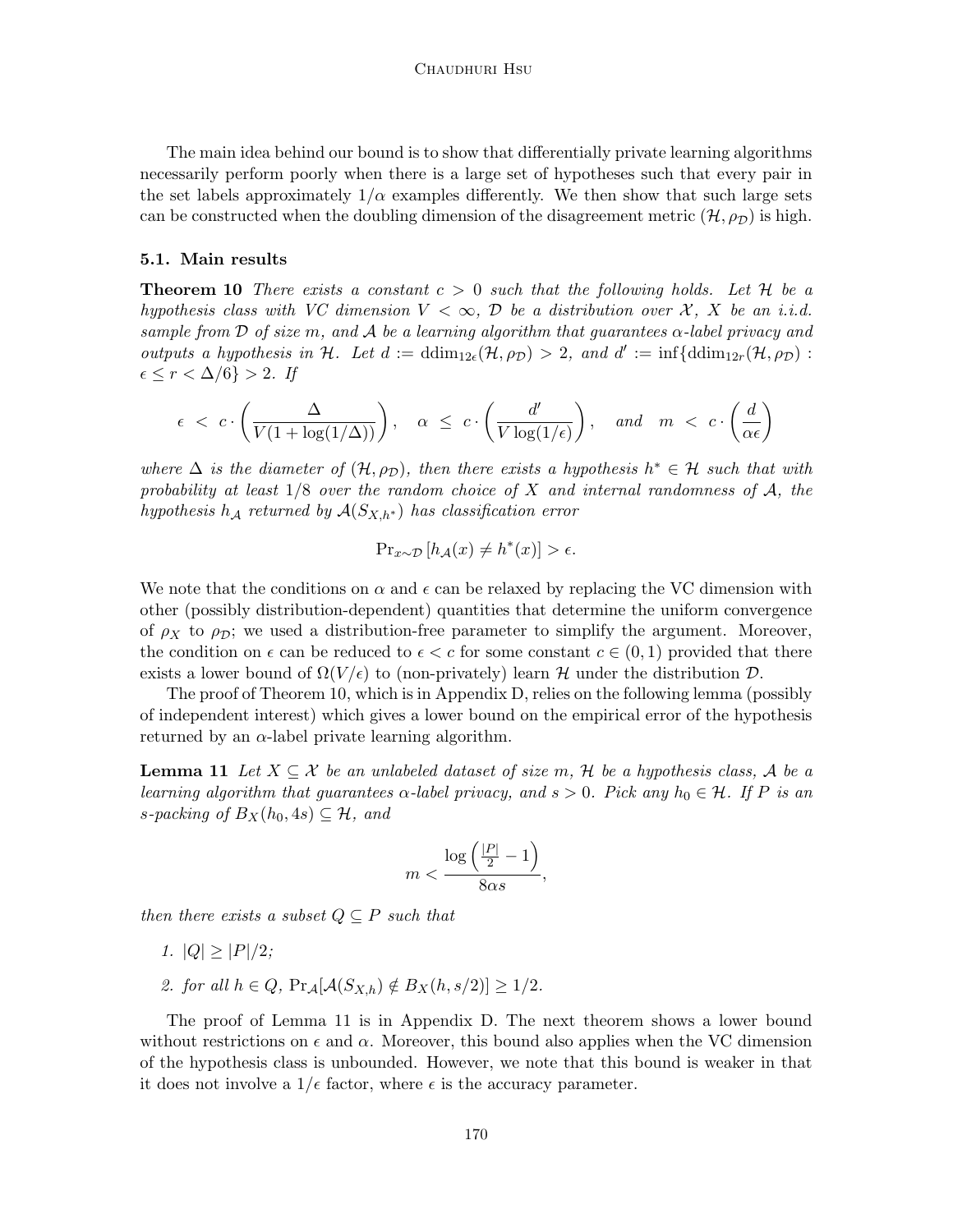The main idea behind our bound is to show that differentially private learning algorithms necessarily perform poorly when there is a large set of hypotheses such that every pair in the set labels approximately $1/\alpha$ examples differently. We then show that such large sets can be constructed when the doubling dimension of the disagreement metric $(\mathcal{H}, \rho_{\mathcal{D}})$ is high.

### 5.1. Main results

**Theorem 10** *There exists a constant $c > 0$ such that the following holds. Let $\mathcal{H}$ be a hypothesis class with VC dimension $V < \infty$, $\mathcal{D}$ be a distribution over $\mathcal{X}$, $X$ be an i.i.d. sample from $\mathcal{D}$ of size $m$, and $\mathcal{A}$ be a learning algorithm that guarantees $\alpha$-label privacy and outputs a hypothesis in $\mathcal{H}$. Let $d := \operatorname{ddim}_{12\epsilon}(\mathcal{H}, \rho_{\mathcal{D}}) > 2$, and $d' := \inf\{\operatorname{ddim}_{12r}(\mathcal{H}, \rho_{\mathcal{D}}) : \epsilon \leq r < \Delta/6\} > 2$. If*

$$\epsilon \;<\; c \cdot \left( \frac{\Delta}{V(1 + \log(1/\Delta))} \right), \quad \alpha \;\leq\; c \cdot \left( \frac{d'}{V \log(1/\epsilon)} \right), \quad \text{and} \quad m \;<\; c \cdot \left( \frac{d}{\alpha \epsilon} \right)$$

*where $\Delta$ is the diameter of $(\mathcal{H}, \rho_{\mathcal{D}})$, then there exists a hypothesis $h^* \in \mathcal{H}$ such that with probability at least $1/8$ over the random choice of $X$ and internal randomness of $\mathcal{A}$, the hypothesis $h_{\mathcal{A}}$ returned by $\mathcal{A}(S_{X,h^*})$ has classification error*

$$\Pr_{x \sim \mathcal{D}}[h_{\mathcal{A}}(x) \neq h^*(x)] > \epsilon.$$

We note that the conditions on $\alpha$ and $\epsilon$ can be relaxed by replacing the VC dimension with other (possibly distribution-dependent) quantities that determine the uniform convergence of $\rho_X$ to $\rho_{\mathcal{D}}$; we used a distribution-free parameter to simplify the argument. Moreover, the condition on $\epsilon$ can be reduced to $\epsilon < c$ for some constant $c \in (0, 1)$ provided that there exists a lower bound of $\Omega(V/\epsilon)$ to (non-privately) learn $\mathcal{H}$ under the distribution $\mathcal{D}$.

The proof of Theorem 10, which is in Appendix D, relies on the following lemma (possibly of independent interest) which gives a lower bound on the empirical error of the hypothesis returned by an $\alpha$-label private learning algorithm.

**Lemma 11** *Let $X \subseteq \mathcal{X}$ be an unlabeled dataset of size $m$, $\mathcal{H}$ be a hypothesis class, $\mathcal{A}$ be a learning algorithm that guarantees $\alpha$-label privacy, and $s > 0$. Pick any $h_0 \in \mathcal{H}$. If $P$ is an $s$-packing of $B_X(h_0, 4s) \subseteq \mathcal{H}$, and*

$$m < \frac{\log\left(\frac{|P|}{2} - 1\right)}{8\alpha s},$$

*then there exists a subset $Q \subseteq P$ such that*

1. *$|Q| \geq |P|/2$;*
2. *for all $h \in Q$, $\Pr_{\mathcal{A}}[\mathcal{A}(S_{X,h}) \notin B_X(h, s/2)] \geq 1/2$.*

The proof of Lemma 11 is in Appendix D. The next theorem shows a lower bound without restrictions on $\epsilon$ and $\alpha$. Moreover, this bound also applies when the VC dimension of the hypothesis class is unbounded. However, we note that this bound is weaker in that it does not involve a $1/\epsilon$ factor, where $\epsilon$ is the accuracy parameter.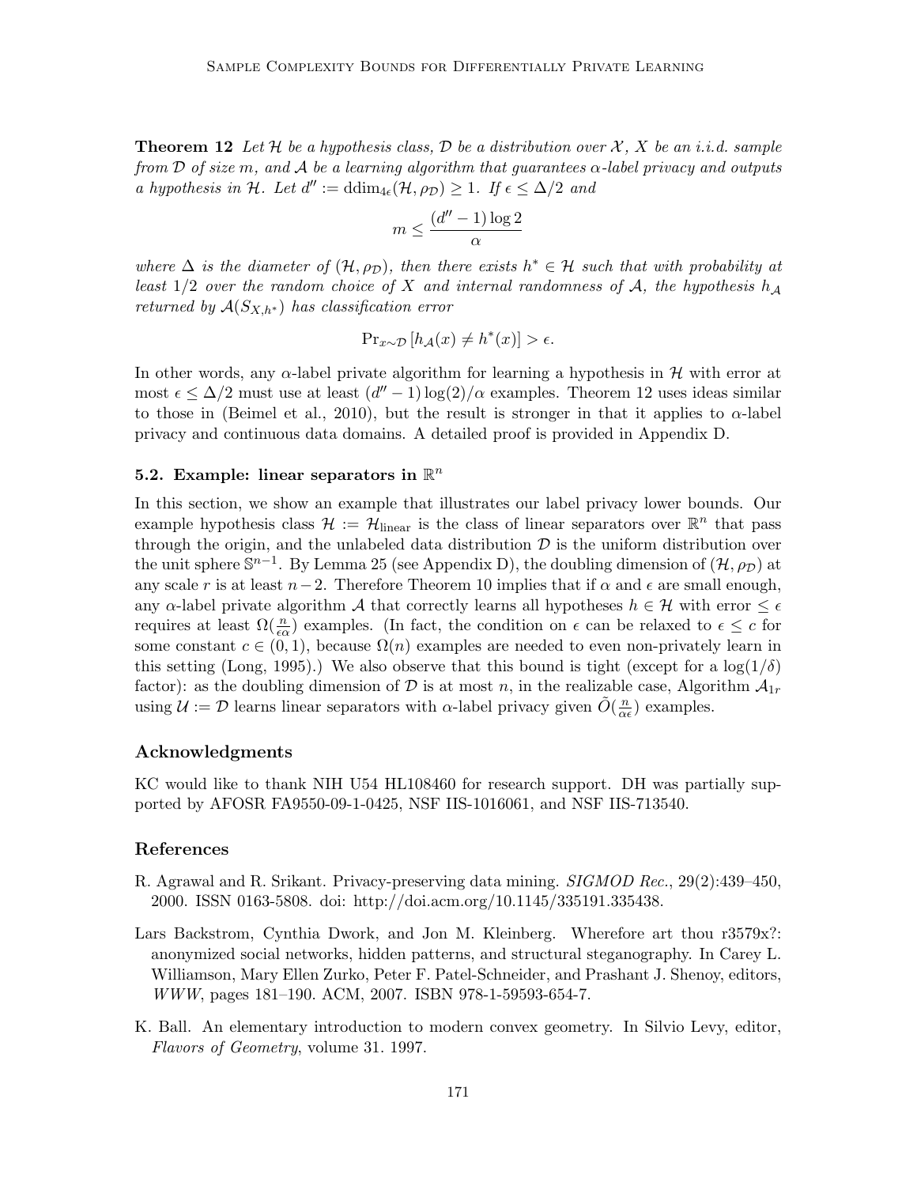**Theorem 12** *Let $\mathcal{H}$ be a hypothesis class, $\mathcal{D}$ be a distribution over $\mathcal{X}$, $X$ be an i.i.d. sample from $\mathcal{D}$ of size $m$, and $\mathcal{A}$ be a learning algorithm that guarantees $\alpha$-label privacy and outputs a hypothesis in $\mathcal{H}$. Let $d'' := \mathrm{ddim}_{4\epsilon}(\mathcal{H}, \rho_{\mathcal{D}}) \geq 1$. If $\epsilon \leq \Delta/2$ and*

$$m \leq \frac{(d'' - 1)\log 2}{\alpha}$$

*where $\Delta$ is the diameter of $(\mathcal{H}, \rho_{\mathcal{D}})$, then there exists $h^* \in \mathcal{H}$ such that with probability at least $1/2$ over the random choice of $X$ and internal randomness of $\mathcal{A}$, the hypothesis $h_{\mathcal{A}}$ returned by $\mathcal{A}(S_{X,h^*})$ has classification error*

$$\Pr_{x\sim\mathcal{D}}[h_{\mathcal{A}}(x) \neq h^*(x)] > \epsilon.$$

In other words, any $\alpha$-label private algorithm for learning a hypothesis in $\mathcal{H}$ with error at most $\epsilon \leq \Delta/2$ must use at least $(d'' - 1)\log(2)/\alpha$ examples. Theorem 12 uses ideas similar to those in (Beimel et al., 2010), but the result is stronger in that it applies to $\alpha$-label privacy and continuous data domains. A detailed proof is provided in Appendix D.

### 5.2. Example: linear separators in $\mathbb{R}^n$

In this section, we show an example that illustrates our label privacy lower bounds. Our example hypothesis class $\mathcal{H} := \mathcal{H}_{\mathrm{linear}}$ is the class of linear separators over $\mathbb{R}^n$ that pass through the origin, and the unlabeled data distribution $\mathcal{D}$ is the uniform distribution over the unit sphere $\mathbb{S}^{n-1}$. By Lemma 25 (see Appendix D), the doubling dimension of $(\mathcal{H}, \rho_{\mathcal{D}})$ at any scale $r$ is at least $n-2$. Therefore Theorem 10 implies that if $\alpha$ and $\epsilon$ are small enough, any $\alpha$-label private algorithm $\mathcal{A}$ that correctly learns all hypotheses $h \in \mathcal{H}$ with error $\leq \epsilon$ requires at least $\Omega(\frac{n}{\epsilon\alpha})$ examples. (In fact, the condition on $\epsilon$ can be relaxed to $\epsilon \leq c$ for some constant $c \in (0, 1)$, because $\Omega(n)$ examples are needed to even non-privately learn in this setting (Long, 1995).) We also observe that this bound is tight (except for a $\log(1/\delta)$ factor): as the doubling dimension of $\mathcal{D}$ is at most $n$, in the realizable case, Algorithm $\mathcal{A}_{1r}$ using $\mathcal{U} := \mathcal{D}$ learns linear separators with $\alpha$-label privacy given $\tilde{O}(\frac{n}{\alpha\epsilon})$ examples.

## Acknowledgments

KC would like to thank NIH U54 HL108460 for research support. DH was partially supported by AFOSR FA9550-09-1-0425, NSF IIS-1016061, and NSF IIS-713540.

## References

R. Agrawal and R. Srikant. Privacy-preserving data mining. *SIGMOD Rec.*, 29(2):439–450, 2000. ISSN 0163-5808. doi: http://doi.acm.org/10.1145/335191.335438.

Lars Backstrom, Cynthia Dwork, and Jon M. Kleinberg. Wherefore art thou r3579x?: anonymized social networks, hidden patterns, and structural steganography. In Carey L. Williamson, Mary Ellen Zurko, Peter F. Patel-Schneider, and Prashant J. Shenoy, editors, *WWW*, pages 181–190. ACM, 2007. ISBN 978-1-59593-654-7.

K. Ball. An elementary introduction to modern convex geometry. In Silvio Levy, editor, *Flavors of Geometry*, volume 31. 1997.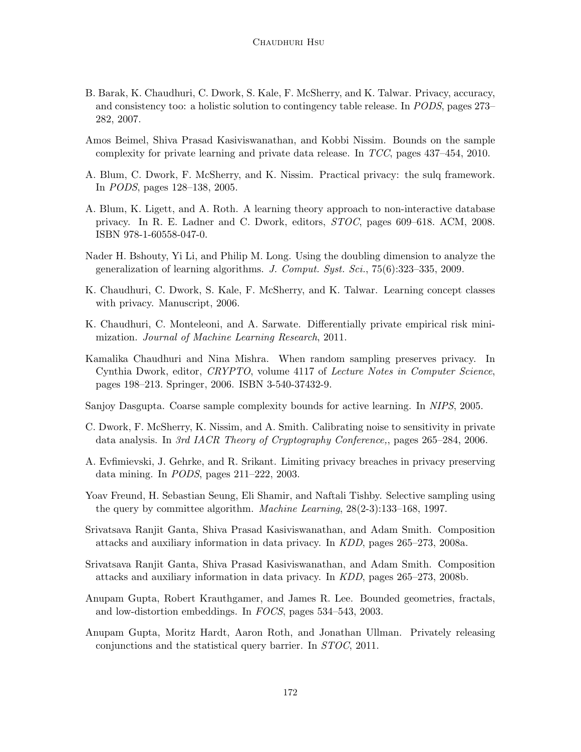B. Barak, K. Chaudhuri, C. Dwork, S. Kale, F. McSherry, and K. Talwar. Privacy, accuracy, and consistency too: a holistic solution to contingency table release. In *PODS*, pages 273–282, 2007.

Amos Beimel, Shiva Prasad Kasiviswanathan, and Kobbi Nissim. Bounds on the sample complexity for private learning and private data release. In *TCC*, pages 437–454, 2010.

A. Blum, C. Dwork, F. McSherry, and K. Nissim. Practical privacy: the sulq framework. In *PODS*, pages 128–138, 2005.

A. Blum, K. Ligett, and A. Roth. A learning theory approach to non-interactive database privacy. In R. E. Ladner and C. Dwork, editors, *STOC*, pages 609–618. ACM, 2008. ISBN 978-1-60558-047-0.

Nader H. Bshouty, Yi Li, and Philip M. Long. Using the doubling dimension to analyze the generalization of learning algorithms. *J. Comput. Syst. Sci.*, 75(6):323–335, 2009.

K. Chaudhuri, C. Dwork, S. Kale, F. McSherry, and K. Talwar. Learning concept classes with privacy. Manuscript, 2006.

K. Chaudhuri, C. Monteleoni, and A. Sarwate. Differentially private empirical risk minimization. *Journal of Machine Learning Research*, 2011.

Kamalika Chaudhuri and Nina Mishra. When random sampling preserves privacy. In Cynthia Dwork, editor, *CRYPTO*, volume 4117 of *Lecture Notes in Computer Science*, pages 198–213. Springer, 2006. ISBN 3-540-37432-9.

Sanjoy Dasgupta. Coarse sample complexity bounds for active learning. In *NIPS*, 2005.

C. Dwork, F. McSherry, K. Nissim, and A. Smith. Calibrating noise to sensitivity in private data analysis. In *3rd IACR Theory of Cryptography Conference,*, pages 265–284, 2006.

A. Evfimievski, J. Gehrke, and R. Srikant. Limiting privacy breaches in privacy preserving data mining. In *PODS*, pages 211–222, 2003.

Yoav Freund, H. Sebastian Seung, Eli Shamir, and Naftali Tishby. Selective sampling using the query by committee algorithm. *Machine Learning*, 28(2-3):133–168, 1997.

Srivatsava Ranjit Ganta, Shiva Prasad Kasiviswanathan, and Adam Smith. Composition attacks and auxiliary information in data privacy. In *KDD*, pages 265–273, 2008a.

Srivatsava Ranjit Ganta, Shiva Prasad Kasiviswanathan, and Adam Smith. Composition attacks and auxiliary information in data privacy. In *KDD*, pages 265–273, 2008b.

Anupam Gupta, Robert Krauthgamer, and James R. Lee. Bounded geometries, fractals, and low-distortion embeddings. In *FOCS*, pages 534–543, 2003.

Anupam Gupta, Moritz Hardt, Aaron Roth, and Jonathan Ullman. Privately releasing conjunctions and the statistical query barrier. In *STOC*, 2011.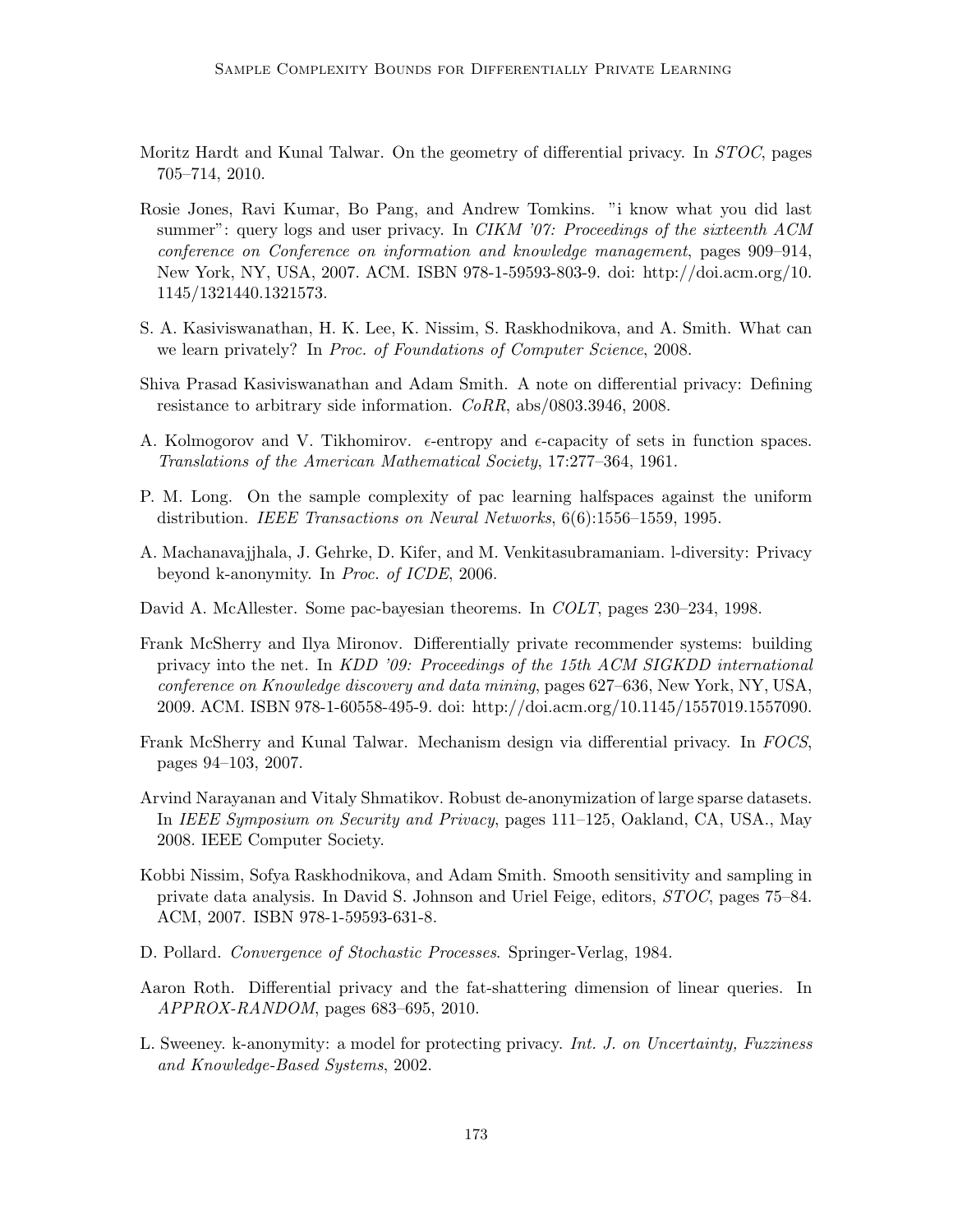Moritz Hardt and Kunal Talwar. On the geometry of differential privacy. In *STOC*, pages 705–714, 2010.

Rosie Jones, Ravi Kumar, Bo Pang, and Andrew Tomkins. "i know what you did last summer": query logs and user privacy. In *CIKM '07: Proceedings of the sixteenth ACM conference on Conference on information and knowledge management*, pages 909–914, New York, NY, USA, 2007. ACM. ISBN 978-1-59593-803-9. doi: http://doi.acm.org/10.1145/1321440.1321573.

S. A. Kasiviswanathan, H. K. Lee, K. Nissim, S. Raskhodnikova, and A. Smith. What can we learn privately? In *Proc. of Foundations of Computer Science*, 2008.

Shiva Prasad Kasiviswanathan and Adam Smith. A note on differential privacy: Defining resistance to arbitrary side information. *CoRR*, abs/0803.3946, 2008.

A. Kolmogorov and V. Tikhomirov. $\epsilon$-entropy and $\epsilon$-capacity of sets in function spaces. *Translations of the American Mathematical Society*, 17:277–364, 1961.

P. M. Long. On the sample complexity of pac learning halfspaces against the uniform distribution. *IEEE Transactions on Neural Networks*, 6(6):1556–1559, 1995.

A. Machanavajjhala, J. Gehrke, D. Kifer, and M. Venkitasubramaniam. l-diversity: Privacy beyond k-anonymity. In *Proc. of ICDE*, 2006.

David A. McAllester. Some pac-bayesian theorems. In *COLT*, pages 230–234, 1998.

Frank McSherry and Ilya Mironov. Differentially private recommender systems: building privacy into the net. In *KDD '09: Proceedings of the 15th ACM SIGKDD international conference on Knowledge discovery and data mining*, pages 627–636, New York, NY, USA, 2009. ACM. ISBN 978-1-60558-495-9. doi: http://doi.acm.org/10.1145/1557019.1557090.

Frank McSherry and Kunal Talwar. Mechanism design via differential privacy. In *FOCS*, pages 94–103, 2007.

Arvind Narayanan and Vitaly Shmatikov. Robust de-anonymization of large sparse datasets. In *IEEE Symposium on Security and Privacy*, pages 111–125, Oakland, CA, USA., May 2008. IEEE Computer Society.

Kobbi Nissim, Sofya Raskhodnikova, and Adam Smith. Smooth sensitivity and sampling in private data analysis. In David S. Johnson and Uriel Feige, editors, *STOC*, pages 75–84. ACM, 2007. ISBN 978-1-59593-631-8.

D. Pollard. *Convergence of Stochastic Processes*. Springer-Verlag, 1984.

Aaron Roth. Differential privacy and the fat-shattering dimension of linear queries. In *APPROX-RANDOM*, pages 683–695, 2010.

L. Sweeney. k-anonymity: a model for protecting privacy. *Int. J. on Uncertainty, Fuzziness and Knowledge-Based Systems*, 2002.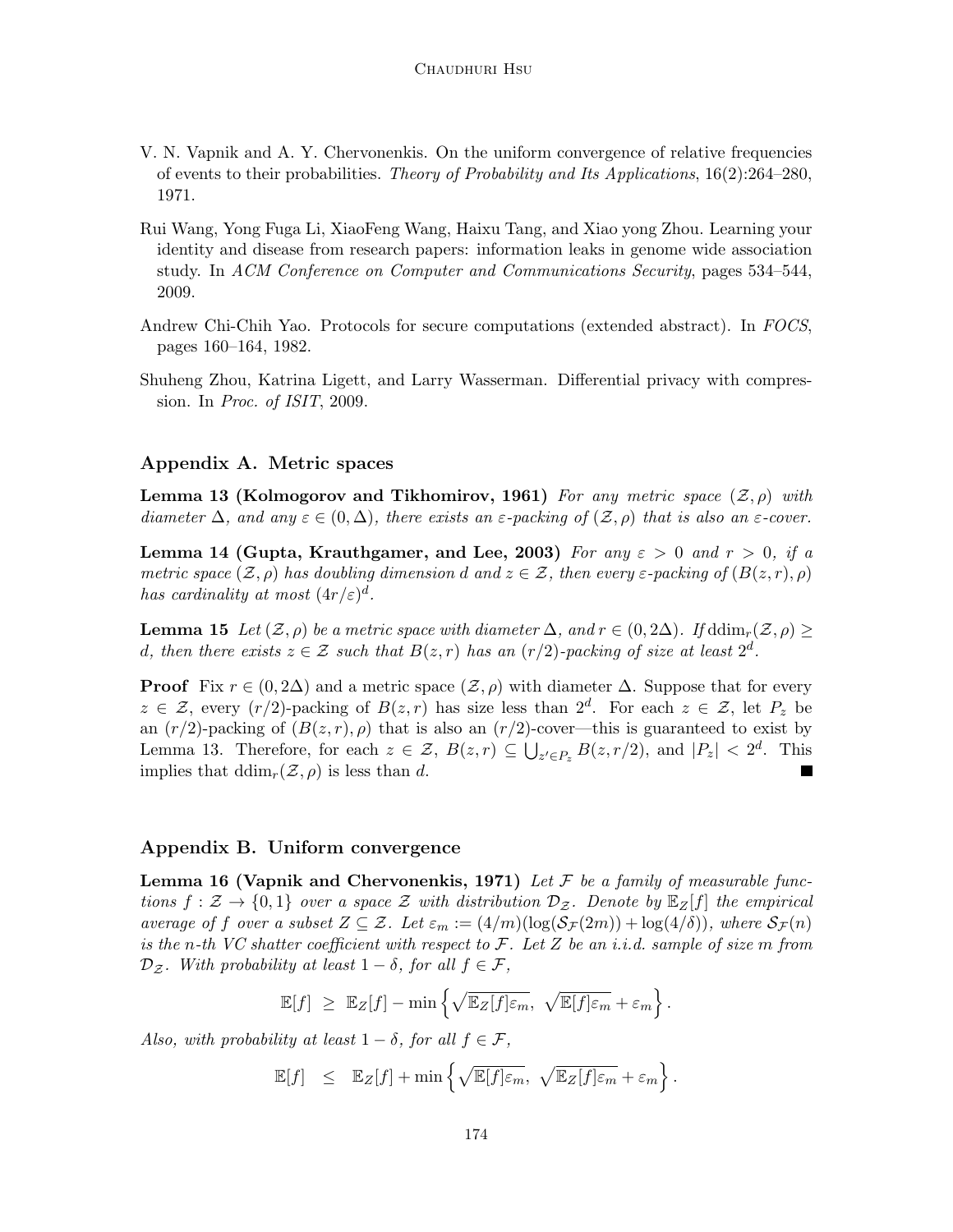V. N. Vapnik and A. Y. Chervonenkis. On the uniform convergence of relative frequencies of events to their probabilities. *Theory of Probability and Its Applications*, 16(2):264–280, 1971.

Rui Wang, Yong Fuga Li, XiaoFeng Wang, Haixu Tang, and Xiao yong Zhou. Learning your identity and disease from research papers: information leaks in genome wide association study. In *ACM Conference on Computer and Communications Security*, pages 534–544, 2009.

Andrew Chi-Chih Yao. Protocols for secure computations (extended abstract). In *FOCS*, pages 160–164, 1982.

Shuheng Zhou, Katrina Ligett, and Larry Wasserman. Differential privacy with compression. In *Proc. of ISIT*, 2009.

## Appendix A. Metric spaces

**Lemma 13 (Kolmogorov and Tikhomirov, 1961)** *For any metric space $(\mathcal{Z}, \rho)$ with diameter $\Delta$, and any $\varepsilon \in (0, \Delta)$, there exists an $\varepsilon$-packing of $(\mathcal{Z}, \rho)$ that is also an $\varepsilon$-cover.*

**Lemma 14 (Gupta, Krauthgamer, and Lee, 2003)** *For any $\varepsilon > 0$ and $r > 0$, if a metric space $(\mathcal{Z}, \rho)$ has doubling dimension $d$ and $z \in \mathcal{Z}$, then every $\varepsilon$-packing of $(B(z, r), \rho)$ has cardinality at most $(4r/\varepsilon)^d$.*

**Lemma 15** *Let $(\mathcal{Z}, \rho)$ be a metric space with diameter $\Delta$, and $r \in (0, 2\Delta)$. If $\operatorname{ddim}_r(\mathcal{Z}, \rho) \geq d$, then there exists $z \in \mathcal{Z}$ such that $B(z, r)$ has an $(r/2)$-packing of size at least $2^d$.*

**Proof** Fix $r \in (0, 2\Delta)$ and a metric space $(\mathcal{Z}, \rho)$ with diameter $\Delta$. Suppose that for every $z \in \mathcal{Z}$, every $(r/2)$-packing of $B(z, r)$ has size less than $2^d$. For each $z \in \mathcal{Z}$, let $P_z$ be an $(r/2)$-packing of $(B(z, r), \rho)$ that is also an $(r/2)$-cover—this is guaranteed to exist by Lemma 13. Therefore, for each $z \in \mathcal{Z}$, $B(z, r) \subseteq \bigcup_{z' \in P_z} B(z, r/2)$, and $|P_z| < 2^d$. This implies that $\operatorname{ddim}_r(\mathcal{Z}, \rho)$ is less than $d$. ■

## Appendix B. Uniform convergence

**Lemma 16 (Vapnik and Chervonenkis, 1971)** *Let $\mathcal{F}$ be a family of measurable functions $f : \mathcal{Z} \to \{0, 1\}$ over a space $\mathcal{Z}$ with distribution $\mathcal{D}_{\mathcal{Z}}$. Denote by $\mathbb{E}_Z[f]$ the empirical average of $f$ over a subset $Z \subseteq \mathcal{Z}$. Let $\varepsilon_m := (4/m)(\log(\mathcal{S}_{\mathcal{F}}(2m)) + \log(4/\delta))$, where $\mathcal{S}_{\mathcal{F}}(n)$ is the $n$-th VC shatter coefficient with respect to $\mathcal{F}$. Let $Z$ be an i.i.d. sample of size $m$ from $\mathcal{D}_{\mathcal{Z}}$. With probability at least $1 - \delta$, for all $f \in \mathcal{F}$,*

$$\mathbb{E}[f] \;\geq\; \mathbb{E}_Z[f] - \min\left\{ \sqrt{\mathbb{E}_Z[f]\varepsilon_m},\; \sqrt{\mathbb{E}[f]\varepsilon_m} + \varepsilon_m \right\}.$$

*Also, with probability at least $1 - \delta$, for all $f \in \mathcal{F}$,*

$$\mathbb{E}[f] \;\;\leq\;\; \mathbb{E}_Z[f] + \min\left\{ \sqrt{\mathbb{E}[f]\varepsilon_m},\; \sqrt{\mathbb{E}_Z[f]\varepsilon_m} + \varepsilon_m \right\}.$$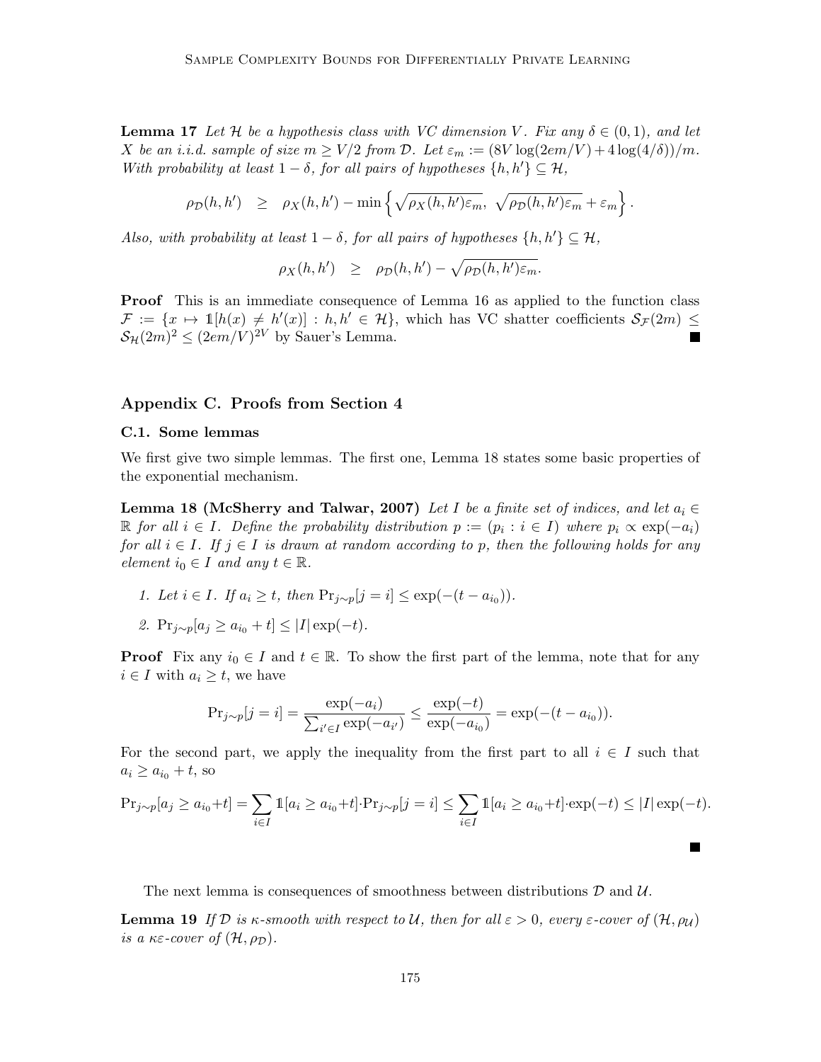**Lemma 17** *Let $\mathcal{H}$ be a hypothesis class with VC dimension $V$. Fix any $\delta \in (0,1)$, and let $X$ be an i.i.d. sample of size $m \geq V/2$ from $\mathcal{D}$. Let $\varepsilon_m := (8V \log(2em/V) + 4\log(4/\delta))/m$. With probability at least $1-\delta$, for all pairs of hypotheses $\{h, h'\} \subseteq \mathcal{H}$,*

$$\rho_{\mathcal{D}}(h,h') \quad \geq \quad \rho_X(h,h') - \min\left\{ \sqrt{\rho_X(h,h')\varepsilon_m},\ \sqrt{\rho_{\mathcal{D}}(h,h')\varepsilon_m} + \varepsilon_m \right\}.$$

*Also, with probability at least $1-\delta$, for all pairs of hypotheses $\{h, h'\} \subseteq \mathcal{H}$,*

$$\rho_X(h,h') \quad \geq \quad \rho_{\mathcal{D}}(h,h') - \sqrt{\rho_{\mathcal{D}}(h,h')\varepsilon_m}.$$

**Proof** This is an immediate consequence of Lemma 16 as applied to the function class $\mathcal{F} := \{x \mapsto \mathbb{1}[h(x) \neq h'(x)] : h, h' \in \mathcal{H}\}$, which has VC shatter coefficients $\mathcal{S}_{\mathcal{F}}(2m) \leq \mathcal{S}_{\mathcal{H}}(2m)^2 \leq (2em/V)^{2V}$ by Sauer's Lemma. ■

## Appendix C. Proofs from Section 4

### C.1. Some lemmas

We first give two simple lemmas. The first one, Lemma 18 states some basic properties of the exponential mechanism.

**Lemma 18 (McSherry and Talwar, 2007)** *Let $I$ be a finite set of indices, and let $a_i \in \mathbb{R}$ for all $i \in I$. Define the probability distribution $p := (p_i : i \in I)$ where $p_i \propto \exp(-a_i)$ for all $i \in I$. If $j \in I$ is drawn at random according to $p$, then the following holds for any element $i_0 \in I$ and any $t \in \mathbb{R}$.*

1. *Let $i \in I$. If $a_i \geq t$, then $\Pr_{j\sim p}[j = i] \leq \exp(-(t - a_{i_0}))$.*
2. *$\Pr_{j\sim p}[a_j \geq a_{i_0} + t] \leq |I| \exp(-t)$.*

**Proof** Fix any $i_0 \in I$ and $t \in \mathbb{R}$. To show the first part of the lemma, note that for any $i \in I$ with $a_i \geq t$, we have

$$\Pr_{j\sim p}[j = i] = \frac{\exp(-a_i)}{\sum_{i' \in I} \exp(-a_{i'})} \leq \frac{\exp(-t)}{\exp(-a_{i_0})} = \exp(-(t - a_{i_0})).$$

For the second part, we apply the inequality from the first part to all $i \in I$ such that $a_i \geq a_{i_0} + t$, so

$$\Pr_{j\sim p}[a_j \geq a_{i_0} + t] = \sum_{i \in I} \mathbb{1}[a_i \geq a_{i_0} + t] \cdot \Pr_{j\sim p}[j = i] \leq \sum_{i \in I} \mathbb{1}[a_i \geq a_{i_0} + t] \cdot \exp(-t) \leq |I| \exp(-t).$$

■

The next lemma is consequences of smoothness between distributions $\mathcal{D}$ and $\mathcal{U}$.

**Lemma 19** *If $\mathcal{D}$ is $\kappa$-smooth with respect to $\mathcal{U}$, then for all $\varepsilon > 0$, every $\varepsilon$-cover of $(\mathcal{H}, \rho_{\mathcal{U}})$ is a $\kappa\varepsilon$-cover of $(\mathcal{H}, \rho_{\mathcal{D}})$.*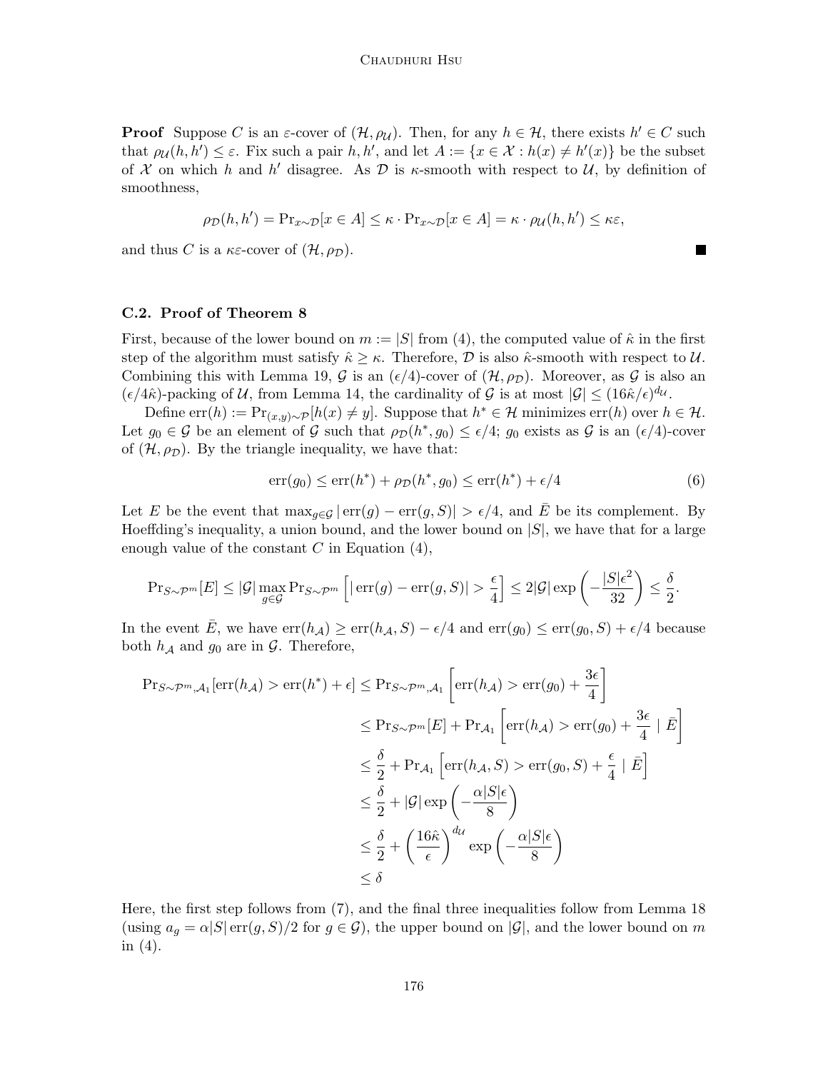**Proof** Suppose $C$ is an $\varepsilon$-cover of $(\mathcal{H}, \rho_{\mathcal{U}})$. Then, for any $h \in \mathcal{H}$, there exists $h' \in C$ such that $\rho_{\mathcal{U}}(h, h') \leq \varepsilon$. Fix such a pair $h, h'$, and let $A := \{x \in \mathcal{X} : h(x) \neq h'(x)\}$ be the subset of $\mathcal{X}$ on which $h$ and $h'$ disagree. As $\mathcal{D}$ is $\kappa$-smooth with respect to $\mathcal{U}$, by definition of smoothness,

$$\rho_{\mathcal{D}}(h, h') = \Pr_{x \sim \mathcal{D}}[x \in A] \leq \kappa \cdot \Pr_{x \sim \mathcal{D}}[x \in A] = \kappa \cdot \rho_{\mathcal{U}}(h, h') \leq \kappa\varepsilon,$$

and thus $C$ is a $\kappa\varepsilon$-cover of $(\mathcal{H}, \rho_{\mathcal{D}})$. ■

### C.2. Proof of Theorem 8

First, because of the lower bound on $m := |S|$ from (4), the computed value of $\hat{\kappa}$ in the first step of the algorithm must satisfy $\hat{\kappa} \geq \kappa$. Therefore, $\mathcal{D}$ is also $\hat{\kappa}$-smooth with respect to $\mathcal{U}$. Combining this with Lemma 19, $\mathcal{G}$ is an $(\epsilon/4)$-cover of $(\mathcal{H}, \rho_{\mathcal{D}})$. Moreover, as $\mathcal{G}$ is also an $(\epsilon/4\hat{\kappa})$-packing of $\mathcal{U}$, from Lemma 14, the cardinality of $\mathcal{G}$ is at most $|\mathcal{G}| \leq (16\hat{\kappa}/\epsilon)^{d_{\mathcal{U}}}$.

Define $\mathrm{err}(h) := \Pr_{(x,y) \sim \mathcal{P}}[h(x) \neq y]$. Suppose that $h^* \in \mathcal{H}$ minimizes $\mathrm{err}(h)$ over $h \in \mathcal{H}$. Let $g_0 \in \mathcal{G}$ be an element of $\mathcal{G}$ such that $\rho_{\mathcal{D}}(h^*, g_0) \leq \epsilon/4$; $g_0$ exists as $\mathcal{G}$ is an $(\epsilon/4)$-cover of $(\mathcal{H}, \rho_{\mathcal{D}})$. By the triangle inequality, we have that:

$$\mathrm{err}(g_0) \leq \mathrm{err}(h^*) + \rho_{\mathcal{D}}(h^*, g_0) \leq \mathrm{err}(h^*) + \epsilon/4 \tag{6}$$

Let $E$ be the event that $\max_{g \in \mathcal{G}} |\mathrm{err}(g) - \mathrm{err}(g, S)| > \epsilon/4$, and $\bar{E}$ be its complement. By Hoeffding's inequality, a union bound, and the lower bound on $|S|$, we have that for a large enough value of the constant $C$ in Equation (4),

$$\Pr_{S \sim \mathcal{P}^m}[E] \leq |\mathcal{G}| \max_{g \in \mathcal{G}} \Pr_{S \sim \mathcal{P}^m}\left[|\mathrm{err}(g) - \mathrm{err}(g, S)| > \frac{\epsilon}{4}\right] \leq 2|\mathcal{G}| \exp\left(-\frac{|S|\epsilon^2}{32}\right) \leq \frac{\delta}{2}.$$

In the event $\bar{E}$, we have $\mathrm{err}(h_{\mathcal{A}}) \geq \mathrm{err}(h_{\mathcal{A}}, S) - \epsilon/4$ and $\mathrm{err}(g_0) \leq \mathrm{err}(g_0, S) + \epsilon/4$ because both $h_{\mathcal{A}}$ and $g_0$ are in $\mathcal{G}$. Therefore,

$$\begin{aligned}
\Pr_{S \sim \mathcal{P}^m, \mathcal{A}_1}[\mathrm{err}(h_{\mathcal{A}}) > \mathrm{err}(h^*) + \epsilon] &\leq \Pr_{S \sim \mathcal{P}^m, \mathcal{A}_1}\left[\mathrm{err}(h_{\mathcal{A}}) > \mathrm{err}(g_0) + \frac{3\epsilon}{4}\right] \\
&\leq \Pr_{S \sim \mathcal{P}^m}[E] + \Pr_{\mathcal{A}_1}\left[\mathrm{err}(h_{\mathcal{A}}) > \mathrm{err}(g_0) + \frac{3\epsilon}{4} \mid \bar{E}\right] \\
&\leq \frac{\delta}{2} + \Pr_{\mathcal{A}_1}\left[\mathrm{err}(h_{\mathcal{A}}, S) > \mathrm{err}(g_0, S) + \frac{\epsilon}{4} \mid \bar{E}\right] \\
&\leq \frac{\delta}{2} + |\mathcal{G}| \exp\left(-\frac{\alpha|S|\epsilon}{8}\right) \\
&\leq \frac{\delta}{2} + \left(\frac{16\hat{\kappa}}{\epsilon}\right)^{d_{\mathcal{U}}} \exp\left(-\frac{\alpha|S|\epsilon}{8}\right) \\
&\leq \delta
\end{aligned}$$

Here, the first step follows from (7), and the final three inequalities follow from Lemma 18 (using $a_g = \alpha|S|\,\mathrm{err}(g, S)/2$ for $g \in \mathcal{G}$), the upper bound on $|\mathcal{G}|$, and the lower bound on $m$ in (4).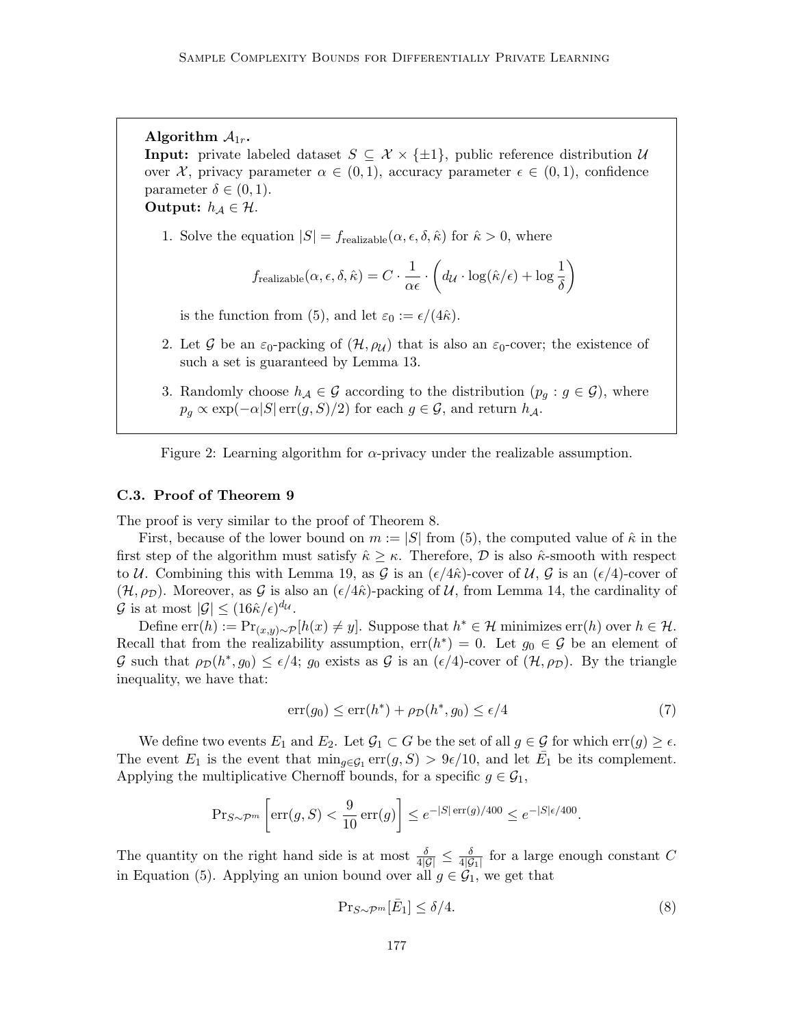**Algorithm $\mathcal{A}_{1r}$.**
**Input:** private labeled dataset $S \subseteq \mathcal{X} \times \{\pm 1\}$, public reference distribution $\mathcal{U}$ over $\mathcal{X}$, privacy parameter $\alpha \in (0,1)$, accuracy parameter $\epsilon \in (0,1)$, confidence parameter $\delta \in (0,1)$.
**Output:** $h_{\mathcal{A}} \in \mathcal{H}$.

1. Solve the equation $|S| = f_{\text{realizable}}(\alpha, \epsilon, \delta, \hat{\kappa})$ for $\hat{\kappa} > 0$, where

$$f_{\text{realizable}}(\alpha, \epsilon, \delta, \hat{\kappa}) = C \cdot \frac{1}{\alpha \epsilon} \cdot \left( d_{\mathcal{U}} \cdot \log(\hat{\kappa}/\epsilon) + \log \frac{1}{\delta} \right)$$

   is the function from (5), and let $\varepsilon_0 := \epsilon/(4\hat{\kappa})$.

2. Let $\mathcal{G}$ be an $\varepsilon_0$-packing of $(\mathcal{H}, \rho_{\mathcal{U}})$ that is also an $\varepsilon_0$-cover; the existence of such a set is guaranteed by Lemma 13.

3. Randomly choose $h_{\mathcal{A}} \in \mathcal{G}$ according to the distribution $(p_g : g \in \mathcal{G})$, where $p_g \propto \exp(-\alpha |S| \operatorname{err}(g, S)/2)$ for each $g \in \mathcal{G}$, and return $h_{\mathcal{A}}$.

Figure 2: Learning algorithm for $\alpha$-privacy under the realizable assumption.

### C.3. Proof of Theorem 9

The proof is very similar to the proof of Theorem 8.

First, because of the lower bound on $m := |S|$ from (5), the computed value of $\hat{\kappa}$ in the first step of the algorithm must satisfy $\hat{\kappa} \geq \kappa$. Therefore, $\mathcal{D}$ is also $\hat{\kappa}$-smooth with respect to $\mathcal{U}$. Combining this with Lemma 19, as $\mathcal{G}$ is an $(\epsilon/4\hat{\kappa})$-cover of $\mathcal{U}$, $\mathcal{G}$ is an $(\epsilon/4)$-cover of $(\mathcal{H}, \rho_{\mathcal{D}})$. Moreover, as $\mathcal{G}$ is also an $(\epsilon/4\hat{\kappa})$-packing of $\mathcal{U}$, from Lemma 14, the cardinality of $\mathcal{G}$ is at most $|\mathcal{G}| \leq (16\hat{\kappa}/\epsilon)^{d_{\mathcal{U}}}$.

Define $\operatorname{err}(h) := \Pr_{(x,y)\sim\mathcal{P}}[h(x) \neq y]$. Suppose that $h^* \in \mathcal{H}$ minimizes $\operatorname{err}(h)$ over $h \in \mathcal{H}$. Recall that from the realizability assumption, $\operatorname{err}(h^*) = 0$. Let $g_0 \in \mathcal{G}$ be an element of $\mathcal{G}$ such that $\rho_{\mathcal{D}}(h^*, g_0) \leq \epsilon/4$; $g_0$ exists as $\mathcal{G}$ is an $(\epsilon/4)$-cover of $(\mathcal{H}, \rho_{\mathcal{D}})$. By the triangle inequality, we have that:

$$\operatorname{err}(g_0) \leq \operatorname{err}(h^*) + \rho_{\mathcal{D}}(h^*, g_0) \leq \epsilon/4 \tag{7}$$

We define two events $E_1$ and $E_2$. Let $\mathcal{G}_1 \subset G$ be the set of all $g \in \mathcal{G}$ for which $\operatorname{err}(g) \geq \epsilon$. The event $E_1$ is the event that $\min_{g \in \mathcal{G}_1} \operatorname{err}(g, S) > 9\epsilon/10$, and let $\bar{E}_1$ be its complement. Applying the multiplicative Chernoff bounds, for a specific $g \in \mathcal{G}_1$,

$$\Pr_{S \sim \mathcal{P}^m}\left[\operatorname{err}(g, S) < \frac{9}{10}\operatorname{err}(g)\right] \leq e^{-|S|\operatorname{err}(g)/400} \leq e^{-|S|\epsilon/400}.$$

The quantity on the right hand side is at most $\frac{\delta}{4|\mathcal{G}|} \leq \frac{\delta}{4|\mathcal{G}_1|}$ for a large enough constant $C$ in Equation (5). Applying an union bound over all $g \in \mathcal{G}_1$, we get that

$$\Pr_{S \sim \mathcal{P}^m}[\bar{E}_1] \leq \delta/4. \tag{8}$$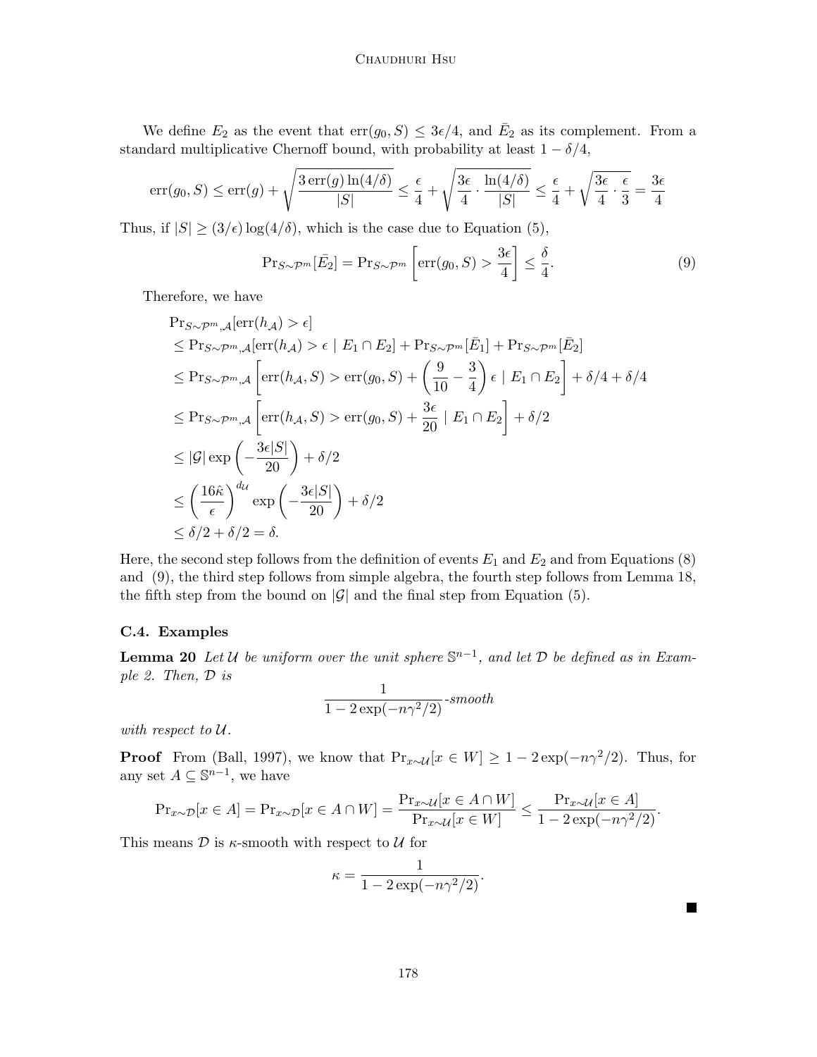We define $E_2$ as the event that $\text{err}(g_0, S) \leq 3\epsilon/4$, and $\bar{E}_2$ as its complement. From a standard multiplicative Chernoff bound, with probability at least $1 - \delta/4$,

$$\text{err}(g_0, S) \leq \text{err}(g) + \sqrt{\frac{3\,\text{err}(g)\ln(4/\delta)}{|S|}} \leq \frac{\epsilon}{4} + \sqrt{\frac{3\epsilon}{4} \cdot \frac{\ln(4/\delta)}{|S|}} \leq \frac{\epsilon}{4} + \sqrt{\frac{3\epsilon}{4} \cdot \frac{\epsilon}{3}} = \frac{3\epsilon}{4}$$

Thus, if $|S| \geq (3/\epsilon)\log(4/\delta)$, which is the case due to Equation (5),

$$\Pr_{S\sim\mathcal{P}^m}[\bar{E}_2] = \Pr_{S\sim\mathcal{P}^m}\left[\text{err}(g_0, S) > \frac{3\epsilon}{4}\right] \leq \frac{\delta}{4}. \tag{9}$$

Therefore, we have

$$\begin{aligned}
&\Pr_{S\sim\mathcal{P}^m,\mathcal{A}}[\text{err}(h_\mathcal{A}) > \epsilon] \\
&\leq \Pr_{S\sim\mathcal{P}^m,\mathcal{A}}[\text{err}(h_\mathcal{A}) > \epsilon \mid E_1 \cap E_2] + \Pr_{S\sim\mathcal{P}^m}[\bar{E}_1] + \Pr_{S\sim\mathcal{P}^m}[\bar{E}_2] \\
&\leq \Pr_{S\sim\mathcal{P}^m,\mathcal{A}}\left[\text{err}(h_\mathcal{A}, S) > \text{err}(g_0, S) + \left(\frac{9}{10} - \frac{3}{4}\right)\epsilon \mid E_1 \cap E_2\right] + \delta/4 + \delta/4 \\
&\leq \Pr_{S\sim\mathcal{P}^m,\mathcal{A}}\left[\text{err}(h_\mathcal{A}, S) > \text{err}(g_0, S) + \frac{3\epsilon}{20} \mid E_1 \cap E_2\right] + \delta/2 \\
&\leq |\mathcal{G}| \exp\left(-\frac{3\epsilon|S|}{20}\right) + \delta/2 \\
&\leq \left(\frac{16\hat{\kappa}}{\epsilon}\right)^{d_\mathcal{U}} \exp\left(-\frac{3\epsilon|S|}{20}\right) + \delta/2 \\
&\leq \delta/2 + \delta/2 = \delta.
\end{aligned}$$

Here, the second step follows from the definition of events $E_1$ and $E_2$ and from Equations (8) and (9), the third step follows from simple algebra, the fourth step follows from Lemma 18, the fifth step from the bound on $|\mathcal{G}|$ and the final step from Equation (5).

### C.4. Examples

**Lemma 20** *Let $\mathcal{U}$ be uniform over the unit sphere $\mathbb{S}^{n-1}$, and let $\mathcal{D}$ be defined as in Example 2. Then, $\mathcal{D}$ is*

$$\frac{1}{1 - 2\exp(-n\gamma^2/2)}\text{-smooth}$$

*with respect to $\mathcal{U}$.*

**Proof** From (Ball, 1997), we know that $\Pr_{x\sim\mathcal{U}}[x \in W] \geq 1 - 2\exp(-n\gamma^2/2)$. Thus, for any set $A \subseteq \mathbb{S}^{n-1}$, we have

$$\Pr_{x\sim\mathcal{D}}[x \in A] = \Pr_{x\sim\mathcal{D}}[x \in A \cap W] = \frac{\Pr_{x\sim\mathcal{U}}[x \in A \cap W]}{\Pr_{x\sim\mathcal{U}}[x \in W]} \leq \frac{\Pr_{x\sim\mathcal{U}}[x \in A]}{1 - 2\exp(-n\gamma^2/2)}.$$

This means $\mathcal{D}$ is $\kappa$-smooth with respect to $\mathcal{U}$ for

$$\kappa = \frac{1}{1 - 2\exp(-n\gamma^2/2)}.$$

■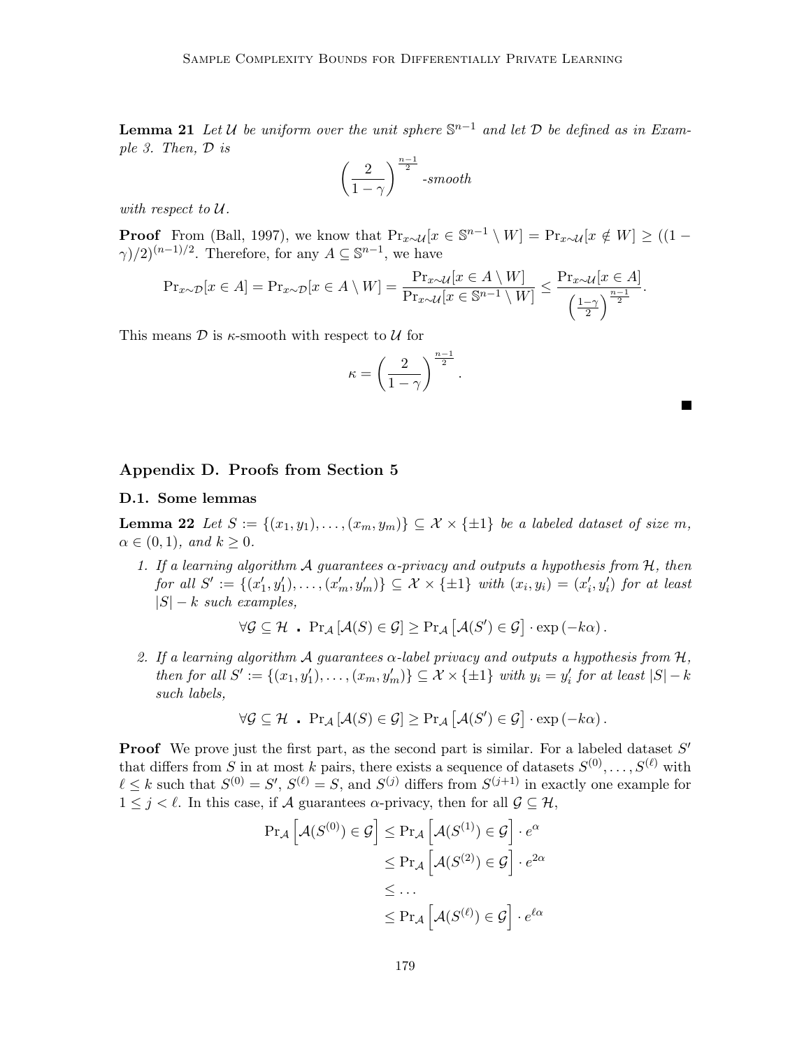**Lemma 21** *Let $\mathcal{U}$ be uniform over the unit sphere $\mathbb{S}^{n-1}$ and let $\mathcal{D}$ be defined as in Example 3. Then, $\mathcal{D}$ is*

$$\left(\frac{2}{1-\gamma}\right)^{\frac{n-1}{2}}\text{-smooth}$$

*with respect to $\mathcal{U}$.*

**Proof** From (Ball, 1997), we know that $\Pr_{x\sim\mathcal{U}}[x \in \mathbb{S}^{n-1} \setminus W] = \Pr_{x\sim\mathcal{U}}[x \notin W] \geq ((1-\gamma)/2)^{(n-1)/2}$. Therefore, for any $A \subseteq \mathbb{S}^{n-1}$, we have

$$\Pr_{x\sim\mathcal{D}}[x \in A] = \Pr_{x\sim\mathcal{D}}[x \in A \setminus W] = \frac{\Pr_{x\sim\mathcal{U}}[x \in A \setminus W]}{\Pr_{x\sim\mathcal{U}}[x \in \mathbb{S}^{n-1} \setminus W]} \leq \frac{\Pr_{x\sim\mathcal{U}}[x \in A]}{\left(\frac{1-\gamma}{2}\right)^{\frac{n-1}{2}}}.$$

This means $\mathcal{D}$ is $\kappa$-smooth with respect to $\mathcal{U}$ for

$$\kappa = \left(\frac{2}{1-\gamma}\right)^{\frac{n-1}{2}}.$$

■

## Appendix D. Proofs from Section 5

### D.1. Some lemmas

**Lemma 22** *Let $S := \{(x_1, y_1), \dots, (x_m, y_m)\} \subseteq \mathcal{X} \times \{\pm 1\}$ be a labeled dataset of size $m$, $\alpha \in (0, 1)$, and $k \geq 0$.*

1. *If a learning algorithm $\mathcal{A}$ guarantees $\alpha$-privacy and outputs a hypothesis from $\mathcal{H}$, then for all $S' := \{(x'_1, y'_1), \dots, (x'_m, y'_m)\} \subseteq \mathcal{X} \times \{\pm 1\}$ with $(x_i, y_i) = (x'_i, y'_i)$ for at least $|S| - k$ such examples,*

$$\forall \mathcal{G} \subseteq \mathcal{H} \;\; . \;\; \Pr_{\mathcal{A}}\left[\mathcal{A}(S) \in \mathcal{G}\right] \geq \Pr_{\mathcal{A}}\left[\mathcal{A}(S') \in \mathcal{G}\right] \cdot \exp\left(-k\alpha\right).$$

2. *If a learning algorithm $\mathcal{A}$ guarantees $\alpha$-label privacy and outputs a hypothesis from $\mathcal{H}$, then for all $S' := \{(x_1, y'_1), \dots, (x_m, y'_m)\} \subseteq \mathcal{X} \times \{\pm 1\}$ with $y_i = y'_i$ for at least $|S| - k$ such labels,*

$$\forall \mathcal{G} \subseteq \mathcal{H} \;\; . \;\; \Pr_{\mathcal{A}}\left[\mathcal{A}(S) \in \mathcal{G}\right] \geq \Pr_{\mathcal{A}}\left[\mathcal{A}(S') \in \mathcal{G}\right] \cdot \exp\left(-k\alpha\right).$$

**Proof** We prove just the first part, as the second part is similar. For a labeled dataset $S'$ that differs from $S$ in at most $k$ pairs, there exists a sequence of datasets $S^{(0)}, \dots, S^{(\ell)}$ with $\ell \leq k$ such that $S^{(0)} = S'$, $S^{(\ell)} = S$, and $S^{(j)}$ differs from $S^{(j+1)}$ in exactly one example for $1 \leq j < \ell$. In this case, if $\mathcal{A}$ guarantees $\alpha$-privacy, then for all $\mathcal{G} \subseteq \mathcal{H}$,

$$\begin{aligned}
\Pr_{\mathcal{A}}\left[\mathcal{A}(S^{(0)}) \in \mathcal{G}\right] &\leq \Pr_{\mathcal{A}}\left[\mathcal{A}(S^{(1)}) \in \mathcal{G}\right] \cdot e^{\alpha} \\
&\leq \Pr_{\mathcal{A}}\left[\mathcal{A}(S^{(2)}) \in \mathcal{G}\right] \cdot e^{2\alpha} \\
&\leq \dots \\
&\leq \Pr_{\mathcal{A}}\left[\mathcal{A}(S^{(\ell)}) \in \mathcal{G}\right] \cdot e^{\ell\alpha}
\end{aligned}$$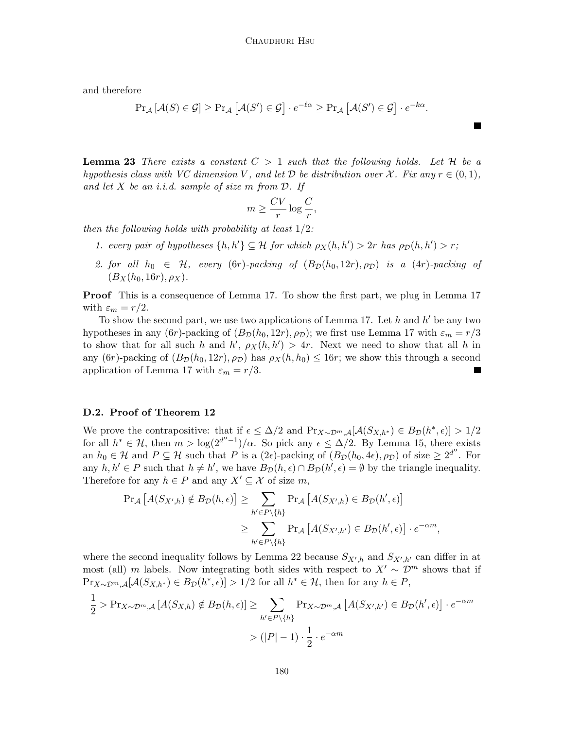and therefore

$$\Pr_{\mathcal{A}}[\mathcal{A}(S) \in \mathcal{G}] \geq \Pr_{\mathcal{A}}\left[\mathcal{A}(S') \in \mathcal{G}\right] \cdot e^{-\ell\alpha} \geq \Pr_{\mathcal{A}}\left[\mathcal{A}(S') \in \mathcal{G}\right] \cdot e^{-k\alpha}.$$

■

**Lemma 23** *There exists a constant $C > 1$ such that the following holds. Let $\mathcal{H}$ be a hypothesis class with VC dimension $V$, and let $\mathcal{D}$ be distribution over $\mathcal{X}$. Fix any $r \in (0,1)$, and let $X$ be an i.i.d. sample of size $m$ from $\mathcal{D}$. If*

$$m \geq \frac{CV}{r} \log \frac{C}{r},$$

*then the following holds with probability at least $1/2$:*

1. *every pair of hypotheses $\{h, h'\} \subseteq \mathcal{H}$ for which $\rho_X(h, h') > 2r$ has $\rho_{\mathcal{D}}(h, h') > r$;*
2. *for all $h_0 \in \mathcal{H}$, every $(6r)$-packing of $(B_{\mathcal{D}}(h_0, 12r), \rho_{\mathcal{D}})$ is a $(4r)$-packing of $(B_X(h_0, 16r), \rho_X)$.*

**Proof** This is a consequence of Lemma 17. To show the first part, we plug in Lemma 17 with $\varepsilon_m = r/2$.

To show the second part, we use two applications of Lemma 17. Let $h$ and $h'$ be any two hypotheses in any $(6r)$-packing of $(B_{\mathcal{D}}(h_0, 12r), \rho_{\mathcal{D}})$; we first use Lemma 17 with $\varepsilon_m = r/3$ to show that for all such $h$ and $h'$, $\rho_X(h, h') > 4r$. Next we need to show that all $h$ in any $(6r)$-packing of $(B_{\mathcal{D}}(h_0, 12r), \rho_{\mathcal{D}})$ has $\rho_X(h, h_0) \leq 16r$; we show this through a second application of Lemma 17 with $\varepsilon_m = r/3$. ■

### D.2. Proof of Theorem 12

We prove the contrapositive: that if $\epsilon \leq \Delta/2$ and $\Pr_{X \sim \mathcal{D}^m, \mathcal{A}}[\mathcal{A}(S_{X,h^*}) \in B_{\mathcal{D}}(h^*, \epsilon)] > 1/2$ for all $h^* \in \mathcal{H}$, then $m > \log(2^{d''-1})/\alpha$. So pick any $\epsilon \leq \Delta/2$. By Lemma 15, there exists an $h_0 \in \mathcal{H}$ and $P \subseteq \mathcal{H}$ such that $P$ is a $(2\epsilon)$-packing of $(B_{\mathcal{D}}(h_0, 4\epsilon), \rho_{\mathcal{D}})$ of size $\geq 2^{d''}$. For any $h, h' \in P$ such that $h \neq h'$, we have $B_{\mathcal{D}}(h, \epsilon) \cap B_{\mathcal{D}}(h', \epsilon) = \emptyset$ by the triangle inequality. Therefore for any $h \in P$ and any $X' \subseteq \mathcal{X}$ of size $m$,

$$\begin{aligned}
\Pr_{\mathcal{A}}\left[A(S_{X',h}) \notin B_{\mathcal{D}}(h, \epsilon)\right] &\geq \sum_{h' \in P \setminus \{h\}} \Pr_{\mathcal{A}}\left[A(S_{X',h}) \in B_{\mathcal{D}}(h', \epsilon)\right] \\
&\geq \sum_{h' \in P \setminus \{h\}} \Pr_{\mathcal{A}}\left[A(S_{X',h'}) \in B_{\mathcal{D}}(h', \epsilon)\right] \cdot e^{-\alpha m},
\end{aligned}$$

where the second inequality follows by Lemma 22 because $S_{X',h}$ and $S_{X',h'}$ can differ in at most (all) $m$ labels. Now integrating both sides with respect to $X' \sim \mathcal{D}^m$ shows that if $\Pr_{X \sim \mathcal{D}^m, \mathcal{A}}[\mathcal{A}(S_{X,h^*}) \in B_{\mathcal{D}}(h^*, \epsilon)] > 1/2$ for all $h^* \in \mathcal{H}$, then for any $h \in P$,

$$\begin{aligned}
\frac{1}{2} > \Pr_{X \sim \mathcal{D}^m, \mathcal{A}}\left[A(S_{X,h}) \notin B_{\mathcal{D}}(h, \epsilon)\right] &\geq \sum_{h' \in P \setminus \{h\}} \Pr_{X \sim \mathcal{D}^m, \mathcal{A}}\left[A(S_{X',h'}) \in B_{\mathcal{D}}(h', \epsilon)\right] \cdot e^{-\alpha m} \\
&> (|P| - 1) \cdot \frac{1}{2} \cdot e^{-\alpha m}
\end{aligned}$$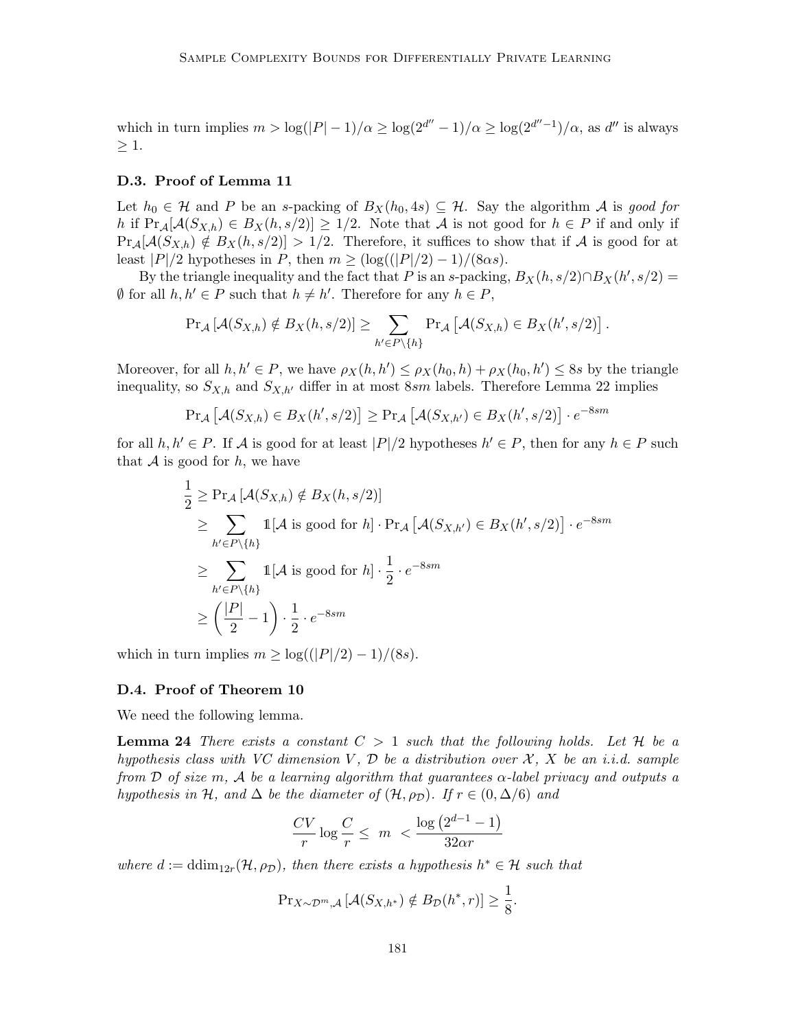which in turn implies $m > \log(|P|-1)/\alpha \geq \log(2^{d''}-1)/\alpha \geq \log(2^{d''-1})/\alpha$, as $d''$ is always $\geq 1$.

### D.3. Proof of Lemma 11

Let $h_0 \in \mathcal{H}$ and $P$ be an $s$-packing of $B_X(h_0, 4s) \subseteq \mathcal{H}$. Say the algorithm $\mathcal{A}$ is *good for* $h$ if $\Pr_{\mathcal{A}}[\mathcal{A}(S_{X,h}) \in B_X(h, s/2)] \geq 1/2$. Note that $\mathcal{A}$ is not good for $h \in P$ if and only if $\Pr_{\mathcal{A}}[\mathcal{A}(S_{X,h}) \notin B_X(h, s/2)] > 1/2$. Therefore, it suffices to show that if $\mathcal{A}$ is good for at least $|P|/2$ hypotheses in $P$, then $m \geq (\log((|P|/2)-1)/(8\alpha s)$.

By the triangle inequality and the fact that $P$ is an $s$-packing, $B_X(h, s/2) \cap B_X(h', s/2) = \emptyset$ for all $h, h' \in P$ such that $h \neq h'$. Therefore for any $h \in P$,

$$\Pr_{\mathcal{A}}\left[\mathcal{A}(S_{X,h}) \notin B_X(h, s/2)\right] \geq \sum_{h' \in P \setminus \{h\}} \Pr_{\mathcal{A}}\left[\mathcal{A}(S_{X,h}) \in B_X(h', s/2)\right].$$

Moreover, for all $h, h' \in P$, we have $\rho_X(h, h') \leq \rho_X(h_0, h) + \rho_X(h_0, h') \leq 8s$ by the triangle inequality, so $S_{X,h}$ and $S_{X,h'}$ differ in at most $8sm$ labels. Therefore Lemma 22 implies

$$\Pr_{\mathcal{A}}\left[\mathcal{A}(S_{X,h}) \in B_X(h', s/2)\right] \geq \Pr_{\mathcal{A}}\left[\mathcal{A}(S_{X,h'}) \in B_X(h', s/2)\right] \cdot e^{-8sm}$$

for all $h, h' \in P$. If $\mathcal{A}$ is good for at least $|P|/2$ hypotheses $h' \in P$, then for any $h \in P$ such that $\mathcal{A}$ is good for $h$, we have

$$\begin{aligned}
\frac{1}{2} &\geq \Pr_{\mathcal{A}}\left[\mathcal{A}(S_{X,h}) \notin B_X(h, s/2)\right] \\
&\geq \sum_{h' \in P \setminus \{h\}} \mathbb{1}[\mathcal{A} \text{ is good for } h] \cdot \Pr_{\mathcal{A}}\left[\mathcal{A}(S_{X,h'}) \in B_X(h', s/2)\right] \cdot e^{-8sm} \\
&\geq \sum_{h' \in P \setminus \{h\}} \mathbb{1}[\mathcal{A} \text{ is good for } h] \cdot \frac{1}{2} \cdot e^{-8sm} \\
&\geq \left(\frac{|P|}{2} - 1\right) \cdot \frac{1}{2} \cdot e^{-8sm}
\end{aligned}$$

which in turn implies $m \geq \log((|P|/2)-1)/(8s)$.

### D.4. Proof of Theorem 10

We need the following lemma.

**Lemma 24** *There exists a constant $C > 1$ such that the following holds. Let $\mathcal{H}$ be a hypothesis class with VC dimension $V$, $\mathcal{D}$ be a distribution over $\mathcal{X}$, $X$ be an i.i.d. sample from $\mathcal{D}$ of size $m$, $\mathcal{A}$ be a learning algorithm that guarantees $\alpha$-label privacy and outputs a hypothesis in $\mathcal{H}$, and $\Delta$ be the diameter of $(\mathcal{H}, \rho_{\mathcal{D}})$. If $r \in (0, \Delta/6)$ and*

$$\frac{CV}{r}\log\frac{C}{r} \leq \; m \; < \frac{\log\left(2^{d-1}-1\right)}{32\alpha r}$$

*where $d := \operatorname{ddim}_{12r}(\mathcal{H}, \rho_{\mathcal{D}})$, then there exists a hypothesis $h^* \in \mathcal{H}$ such that*

$$\Pr_{X \sim \mathcal{D}^m, \mathcal{A}}\left[\mathcal{A}(S_{X,h^*}) \notin B_{\mathcal{D}}(h^*, r)\right] \geq \frac{1}{8}.$$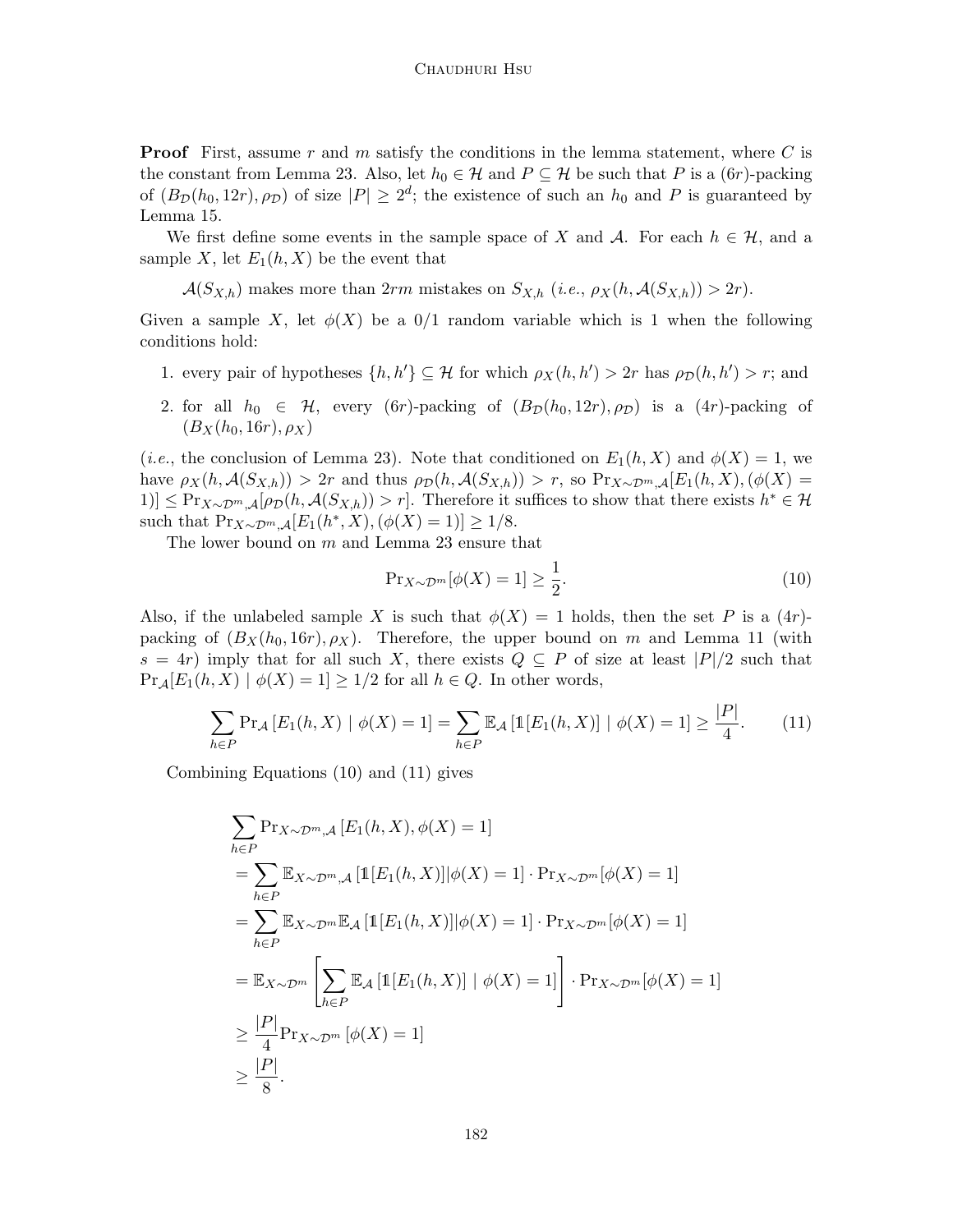**Proof** First, assume $r$ and $m$ satisfy the conditions in the lemma statement, where $C$ is the constant from Lemma 23. Also, let $h_0 \in \mathcal{H}$ and $P \subseteq \mathcal{H}$ be such that $P$ is a $(6r)$-packing of $(B_{\mathcal{D}}(h_0, 12r), \rho_{\mathcal{D}})$ of size $|P| \geq 2^d$; the existence of such an $h_0$ and $P$ is guaranteed by Lemma 15.

We first define some events in the sample space of $X$ and $\mathcal{A}$. For each $h \in \mathcal{H}$, and a sample $X$, let $E_1(h, X)$ be the event that

$$\mathcal{A}(S_{X,h}) \text{ makes more than } 2rm \text{ mistakes on } S_{X,h} \ (\textit{i.e.}, \ \rho_X(h, \mathcal{A}(S_{X,h})) > 2r).$$

Given a sample $X$, let $\phi(X)$ be a 0/1 random variable which is 1 when the following conditions hold:

1. every pair of hypotheses $\{h, h'\} \subseteq \mathcal{H}$ for which $\rho_X(h, h') > 2r$ has $\rho_{\mathcal{D}}(h, h') > r$; and
2. for all $h_0 \in \mathcal{H}$, every $(6r)$-packing of $(B_{\mathcal{D}}(h_0, 12r), \rho_{\mathcal{D}})$ is a $(4r)$-packing of $(B_X(h_0, 16r), \rho_X)$

(*i.e.*, the conclusion of Lemma 23). Note that conditioned on $E_1(h, X)$ and $\phi(X) = 1$, we have $\rho_X(h, \mathcal{A}(S_{X,h})) > 2r$ and thus $\rho_{\mathcal{D}}(h, \mathcal{A}(S_{X,h})) > r$, so $\Pr_{X \sim \mathcal{D}^m, \mathcal{A}}[E_1(h, X), (\phi(X) = 1)] \leq \Pr_{X \sim \mathcal{D}^m, \mathcal{A}}[\rho_{\mathcal{D}}(h, \mathcal{A}(S_{X,h})) > r]$. Therefore it suffices to show that there exists $h^* \in \mathcal{H}$ such that $\Pr_{X \sim \mathcal{D}^m, \mathcal{A}}[E_1(h^*, X), (\phi(X) = 1)] \geq 1/8$.

The lower bound on $m$ and Lemma 23 ensure that

$$\Pr_{X \sim \mathcal{D}^m}[\phi(X) = 1] \geq \frac{1}{2}. \tag{10}$$

Also, if the unlabeled sample $X$ is such that $\phi(X) = 1$ holds, then the set $P$ is a $(4r)$-packing of $(B_X(h_0, 16r), \rho_X)$. Therefore, the upper bound on $m$ and Lemma 11 (with $s = 4r$) imply that for all such $X$, there exists $Q \subseteq P$ of size at least $|P|/2$ such that $\Pr_{\mathcal{A}}[E_1(h, X) \mid \phi(X) = 1] \geq 1/2$ for all $h \in Q$. In other words,

$$\sum_{h \in P} \Pr_{\mathcal{A}}\left[E_1(h, X) \mid \phi(X) = 1\right] = \sum_{h \in P} \mathbb{E}_{\mathcal{A}}\left[\mathbb{1}[E_1(h, X)] \mid \phi(X) = 1\right] \geq \frac{|P|}{4}. \tag{11}$$

Combining Equations (10) and (11) gives

$$\begin{aligned}
&\sum_{h \in P} \Pr_{X \sim \mathcal{D}^m, \mathcal{A}}\left[E_1(h, X), \phi(X) = 1\right] \\
&= \sum_{h \in P} \mathbb{E}_{X \sim \mathcal{D}^m, \mathcal{A}}\left[\mathbb{1}[E_1(h, X)] | \phi(X) = 1\right] \cdot \Pr_{X \sim \mathcal{D}^m}[\phi(X) = 1] \\
&= \sum_{h \in P} \mathbb{E}_{X \sim \mathcal{D}^m} \mathbb{E}_{\mathcal{A}}\left[\mathbb{1}[E_1(h, X)] | \phi(X) = 1\right] \cdot \Pr_{X \sim \mathcal{D}^m}[\phi(X) = 1] \\
&= \mathbb{E}_{X \sim \mathcal{D}^m}\left[\sum_{h \in P} \mathbb{E}_{\mathcal{A}}\left[\mathbb{1}[E_1(h, X)] \mid \phi(X) = 1\right]\right] \cdot \Pr_{X \sim \mathcal{D}^m}[\phi(X) = 1] \\
&\geq \frac{|P|}{4} \Pr_{X \sim \mathcal{D}^m}\left[\phi(X) = 1\right] \\
&\geq \frac{|P|}{8}.
\end{aligned}$$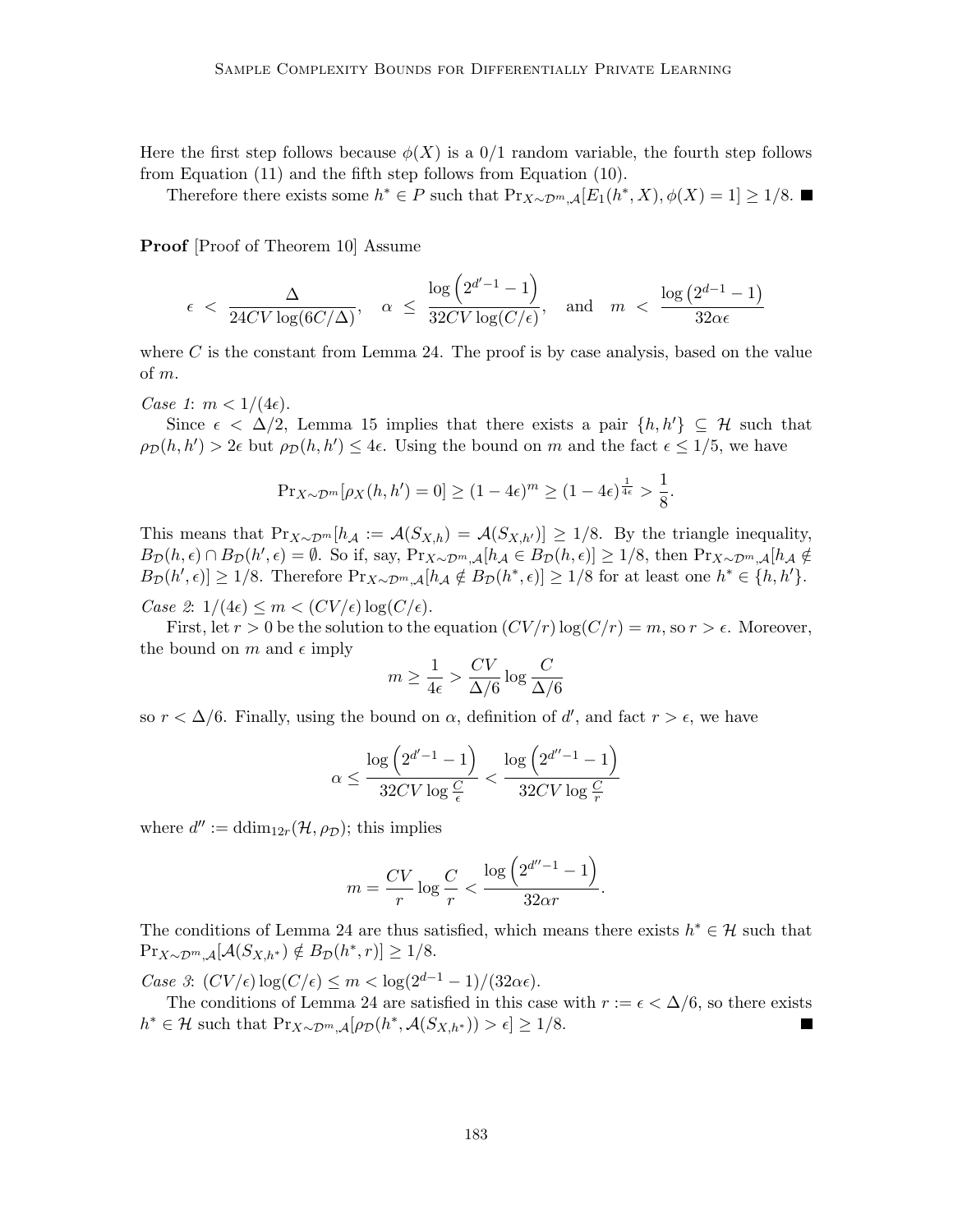Here the first step follows because $\phi(X)$ is a 0/1 random variable, the fourth step follows from Equation (11) and the fifth step follows from Equation (10).

Therefore there exists some $h^* \in P$ such that $\Pr_{X\sim\mathcal{D}^m,\mathcal{A}}[E_1(h^*, X), \phi(X) = 1] \geq 1/8$. ■

**Proof** [Proof of Theorem 10] Assume

$$\epsilon \;<\; \frac{\Delta}{24CV\log(6C/\Delta)}, \quad \alpha \;\leq\; \frac{\log\left(2^{d'-1}-1\right)}{32CV\log(C/\epsilon)}, \quad \text{and} \quad m \;<\; \frac{\log\left(2^{d-1}-1\right)}{32\alpha\epsilon}$$

where $C$ is the constant from Lemma 24. The proof is by case analysis, based on the value of $m$.

*Case 1*: $m < 1/(4\epsilon)$.

Since $\epsilon < \Delta/2$, Lemma 15 implies that there exists a pair $\{h, h'\} \subseteq \mathcal{H}$ such that $\rho_{\mathcal{D}}(h, h') > 2\epsilon$ but $\rho_{\mathcal{D}}(h, h') \leq 4\epsilon$. Using the bound on $m$ and the fact $\epsilon \leq 1/5$, we have

$$\Pr_{X\sim\mathcal{D}^m}[\rho_X(h, h') = 0] \geq (1-4\epsilon)^m \geq (1-4\epsilon)^{\frac{1}{4\epsilon}} > \frac{1}{8}.$$

This means that $\Pr_{X\sim\mathcal{D}^m}[h_{\mathcal{A}} := \mathcal{A}(S_{X,h}) = \mathcal{A}(S_{X,h'})] \geq 1/8$. By the triangle inequality, $B_{\mathcal{D}}(h, \epsilon) \cap B_{\mathcal{D}}(h', \epsilon) = \emptyset$. So if, say, $\Pr_{X\sim\mathcal{D}^m,\mathcal{A}}[h_{\mathcal{A}} \in B_{\mathcal{D}}(h, \epsilon)] \geq 1/8$, then $\Pr_{X\sim\mathcal{D}^m,\mathcal{A}}[h_{\mathcal{A}} \notin B_{\mathcal{D}}(h', \epsilon)] \geq 1/8$. Therefore $\Pr_{X\sim\mathcal{D}^m,\mathcal{A}}[h_{\mathcal{A}} \notin B_{\mathcal{D}}(h^*, \epsilon)] \geq 1/8$ for at least one $h^* \in \{h, h'\}$.

*Case 2*: $1/(4\epsilon) \leq m < (CV/\epsilon)\log(C/\epsilon)$.

First, let $r > 0$ be the solution to the equation $(CV/r)\log(C/r) = m$, so $r > \epsilon$. Moreover, the bound on $m$ and $\epsilon$ imply

$$m \geq \frac{1}{4\epsilon} > \frac{CV}{\Delta/6}\log\frac{C}{\Delta/6}$$

so $r < \Delta/6$. Finally, using the bound on $\alpha$, definition of $d'$, and fact $r > \epsilon$, we have

$$\alpha \leq \frac{\log\left(2^{d'-1}-1\right)}{32CV\log\frac{C}{\epsilon}} < \frac{\log\left(2^{d''-1}-1\right)}{32CV\log\frac{C}{r}}$$

where $d'' := \mathrm{ddim}_{12r}(\mathcal{H}, \rho_{\mathcal{D}})$; this implies

$$m = \frac{CV}{r}\log\frac{C}{r} < \frac{\log\left(2^{d''-1}-1\right)}{32\alpha r}.$$

The conditions of Lemma 24 are thus satisfied, which means there exists $h^* \in \mathcal{H}$ such that $\Pr_{X\sim\mathcal{D}^m,\mathcal{A}}[\mathcal{A}(S_{X,h^*}) \notin B_{\mathcal{D}}(h^*, r)] \geq 1/8$.

*Case 3*: $(CV/\epsilon)\log(C/\epsilon) \leq m < \log(2^{d-1}-1)/(32\alpha\epsilon)$.

The conditions of Lemma 24 are satisfied in this case with $r := \epsilon < \Delta/6$, so there exists $h^* \in \mathcal{H}$ such that $\Pr_{X\sim\mathcal{D}^m,\mathcal{A}}[\rho_{\mathcal{D}}(h^*, \mathcal{A}(S_{X,h^*})) > \epsilon] \geq 1/8$. ■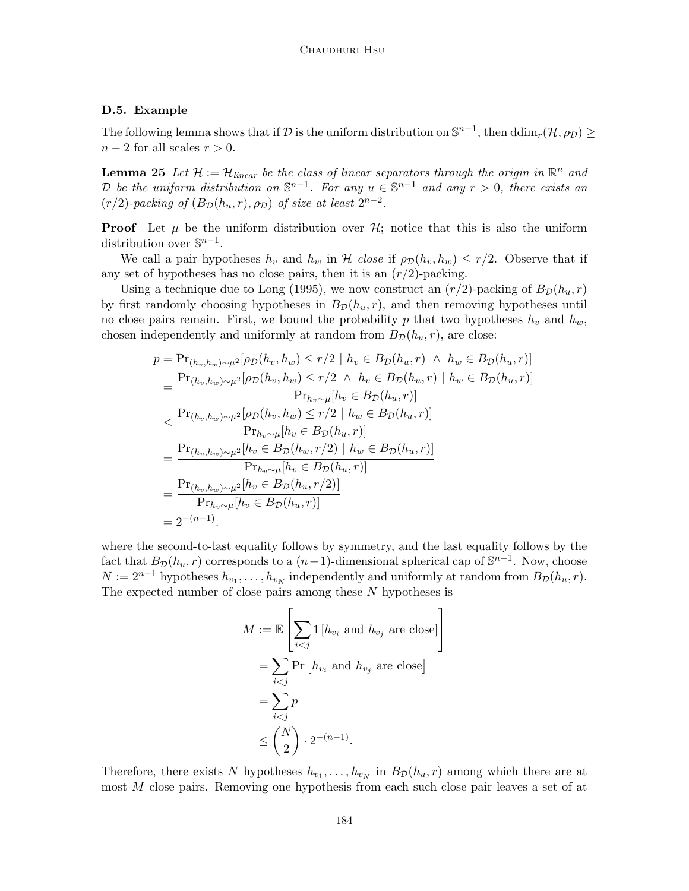### D.5. Example

The following lemma shows that if $\mathcal{D}$ is the uniform distribution on $\mathbb{S}^{n-1}$, then $\mathrm{ddim}_r(\mathcal{H}, \rho_{\mathcal{D}}) \geq n-2$ for all scales $r > 0$.

**Lemma 25** *Let $\mathcal{H} := \mathcal{H}_{linear}$ be the class of linear separators through the origin in $\mathbb{R}^n$ and $\mathcal{D}$ be the uniform distribution on $\mathbb{S}^{n-1}$. For any $u \in \mathbb{S}^{n-1}$ and any $r > 0$, there exists an $(r/2)$-packing of $(B_{\mathcal{D}}(h_u, r), \rho_{\mathcal{D}})$ of size at least $2^{n-2}$.*

**Proof** Let $\mu$ be the uniform distribution over $\mathcal{H}$; notice that this is also the uniform distribution over $\mathbb{S}^{n-1}$.

We call a pair hypotheses $h_v$ and $h_w$ in $\mathcal{H}$ *close* if $\rho_{\mathcal{D}}(h_v, h_w) \leq r/2$. Observe that if any set of hypotheses has no close pairs, then it is an $(r/2)$-packing.

Using a technique due to Long (1995), we now construct an $(r/2)$-packing of $B_{\mathcal{D}}(h_u, r)$ by first randomly choosing hypotheses in $B_{\mathcal{D}}(h_u, r)$, and then removing hypotheses until no close pairs remain. First, we bound the probability $p$ that two hypotheses $h_v$ and $h_w$, chosen independently and uniformly at random from $B_{\mathcal{D}}(h_u, r)$, are close:

$$
\begin{aligned}
p &= \Pr_{(h_v,h_w)\sim\mu^2}[\rho_{\mathcal{D}}(h_v, h_w) \leq r/2 \mid h_v \in B_{\mathcal{D}}(h_u, r) \ \wedge \ h_w \in B_{\mathcal{D}}(h_u, r)] \\
&= \frac{\Pr_{(h_v,h_w)\sim\mu^2}[\rho_{\mathcal{D}}(h_v, h_w) \leq r/2 \ \wedge \ h_v \in B_{\mathcal{D}}(h_u, r) \mid h_w \in B_{\mathcal{D}}(h_u, r)]}{\Pr_{h_v\sim\mu}[h_v \in B_{\mathcal{D}}(h_u, r)]} \\
&\leq \frac{\Pr_{(h_v,h_w)\sim\mu^2}[\rho_{\mathcal{D}}(h_v, h_w) \leq r/2 \mid h_w \in B_{\mathcal{D}}(h_u, r)]}{\Pr_{h_v\sim\mu}[h_v \in B_{\mathcal{D}}(h_u, r)]} \\
&= \frac{\Pr_{(h_v,h_w)\sim\mu^2}[h_v \in B_{\mathcal{D}}(h_w, r/2) \mid h_w \in B_{\mathcal{D}}(h_u, r)]}{\Pr_{h_v\sim\mu}[h_v \in B_{\mathcal{D}}(h_u, r)]} \\
&= \frac{\Pr_{(h_v,h_w)\sim\mu^2}[h_v \in B_{\mathcal{D}}(h_u, r/2)]}{\Pr_{h_v\sim\mu}[h_v \in B_{\mathcal{D}}(h_u, r)]} \\
&= 2^{-(n-1)}.
\end{aligned}
$$

where the second-to-last equality follows by symmetry, and the last equality follows by the fact that $B_{\mathcal{D}}(h_u, r)$ corresponds to a $(n-1)$-dimensional spherical cap of $\mathbb{S}^{n-1}$. Now, choose $N := 2^{n-1}$ hypotheses $h_{v_1}, \ldots, h_{v_N}$ independently and uniformly at random from $B_{\mathcal{D}}(h_u, r)$. The expected number of close pairs among these $N$ hypotheses is

$$
\begin{aligned}
M &:= \mathbb{E}\left[\sum_{i<j} \mathbb{1}[h_{v_i} \text{ and } h_{v_j} \text{ are close}]\right] \\
&= \sum_{i<j} \Pr\left[h_{v_i} \text{ and } h_{v_j} \text{ are close}\right] \\
&= \sum_{i<j} p \\
&\leq \binom{N}{2} \cdot 2^{-(n-1)}.
\end{aligned}
$$

Therefore, there exists $N$ hypotheses $h_{v_1}, \ldots, h_{v_N}$ in $B_{\mathcal{D}}(h_u, r)$ among which there are at most $M$ close pairs. Removing one hypothesis from each such close pair leaves a set of at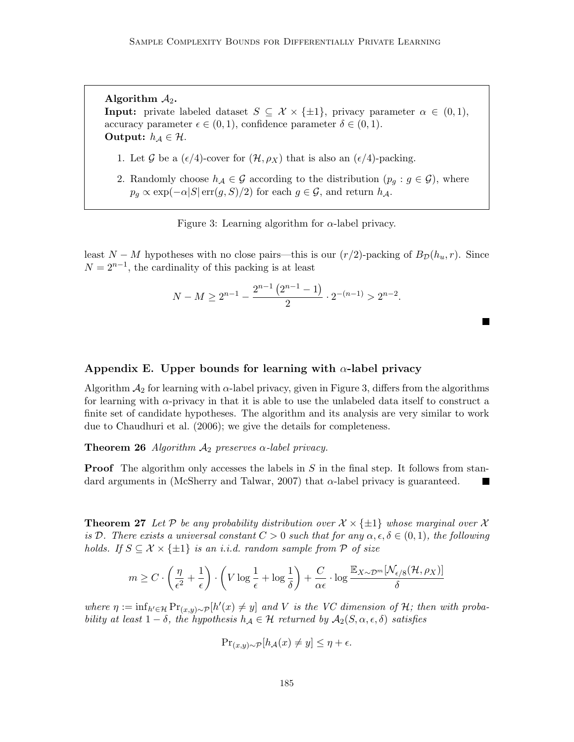**Algorithm $\mathcal{A}_2$.**
**Input:** private labeled dataset $S \subseteq \mathcal{X} \times \{\pm 1\}$, privacy parameter $\alpha \in (0,1)$, accuracy parameter $\epsilon \in (0,1)$, confidence parameter $\delta \in (0,1)$.
**Output:** $h_{\mathcal{A}} \in \mathcal{H}$.

1. Let $\mathcal{G}$ be a $(\epsilon/4)$-cover for $(\mathcal{H}, \rho_X)$ that is also an $(\epsilon/4)$-packing.
2. Randomly choose $h_{\mathcal{A}} \in \mathcal{G}$ according to the distribution $(p_g : g \in \mathcal{G})$, where $p_g \propto \exp(-\alpha|S| \operatorname{err}(g, S)/2)$ for each $g \in \mathcal{G}$, and return $h_{\mathcal{A}}$.

Figure 3: Learning algorithm for $\alpha$-label privacy.

least $N - M$ hypotheses with no close pairs—this is our $(r/2)$-packing of $B_{\mathcal{D}}(h_u, r)$. Since $N = 2^{n-1}$, the cardinality of this packing is at least

$$N - M \geq 2^{n-1} - \frac{2^{n-1}\left(2^{n-1} - 1\right)}{2} \cdot 2^{-(n-1)} > 2^{n-2}.$$

■

## Appendix E. Upper bounds for learning with $\alpha$-label privacy

Algorithm $\mathcal{A}_2$ for learning with $\alpha$-label privacy, given in Figure 3, differs from the algorithms for learning with $\alpha$-privacy in that it is able to use the unlabeled data itself to construct a finite set of candidate hypotheses. The algorithm and its analysis are very similar to work due to Chaudhuri et al. (2006); we give the details for completeness.

**Theorem 26** *Algorithm $\mathcal{A}_2$ preserves $\alpha$-label privacy.*

**Proof** The algorithm only accesses the labels in $S$ in the final step. It follows from standard arguments in (McSherry and Talwar, 2007) that $\alpha$-label privacy is guaranteed. ■

**Theorem 27** *Let $\mathcal{P}$ be any probability distribution over $\mathcal{X} \times \{\pm 1\}$ whose marginal over $\mathcal{X}$ is $\mathcal{D}$. There exists a universal constant $C > 0$ such that for any $\alpha, \epsilon, \delta \in (0,1)$, the following holds. If $S \subseteq \mathcal{X} \times \{\pm 1\}$ is an i.i.d. random sample from $\mathcal{P}$ of size*

$$m \geq C \cdot \left(\frac{\eta}{\epsilon^2} + \frac{1}{\epsilon}\right) \cdot \left(V \log \frac{1}{\epsilon} + \log \frac{1}{\delta}\right) + \frac{C}{\alpha \epsilon} \cdot \log \frac{\mathbb{E}_{X \sim \mathcal{D}^m}[\mathcal{N}_{\epsilon/8}(\mathcal{H}, \rho_X)]}{\delta}$$

*where $\eta := \inf_{h' \in \mathcal{H}} \Pr_{(x,y) \sim \mathcal{P}}[h'(x) \neq y]$ and $V$ is the VC dimension of $\mathcal{H}$; then with probability at least $1 - \delta$, the hypothesis $h_{\mathcal{A}} \in \mathcal{H}$ returned by $\mathcal{A}_2(S, \alpha, \epsilon, \delta)$ satisfies*

$$\Pr_{(x,y) \sim \mathcal{P}}[h_{\mathcal{A}}(x) \neq y] \leq \eta + \epsilon.$$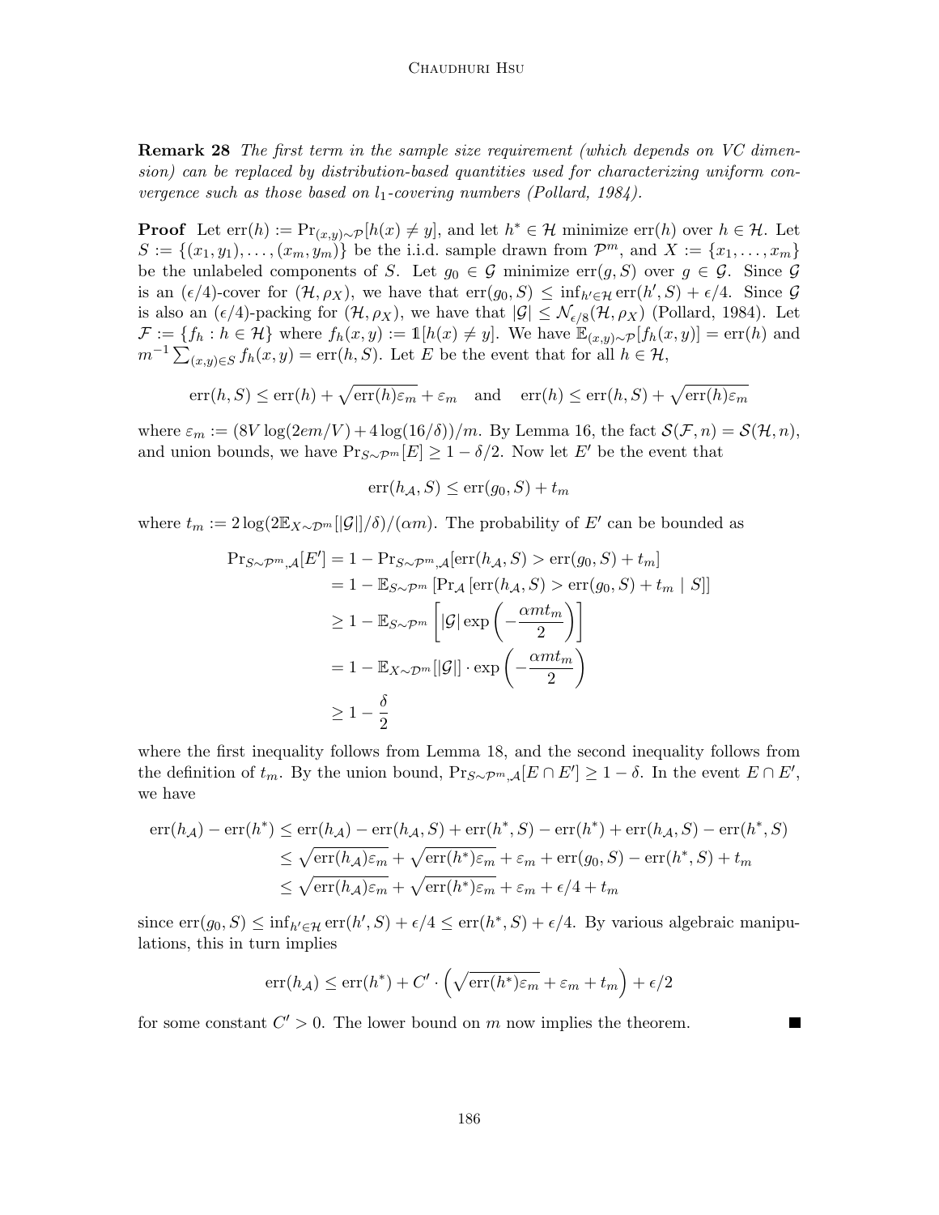**Remark 28** *The first term in the sample size requirement (which depends on VC dimension) can be replaced by distribution-based quantities used for characterizing uniform convergence such as those based on $l_1$-covering numbers (Pollard, 1984).*

**Proof** Let $\mathrm{err}(h) := \Pr_{(x,y)\sim\mathcal{P}}[h(x) \neq y]$, and let $h^* \in \mathcal{H}$ minimize $\mathrm{err}(h)$ over $h \in \mathcal{H}$. Let $S := \{(x_1, y_1), \ldots, (x_m, y_m)\}$ be the i.i.d. sample drawn from $\mathcal{P}^m$, and $X := \{x_1, \ldots, x_m\}$ be the unlabeled components of $S$. Let $g_0 \in \mathcal{G}$ minimize $\mathrm{err}(g, S)$ over $g \in \mathcal{G}$. Since $\mathcal{G}$ is an $(\epsilon/4)$-cover for $(\mathcal{H}, \rho_X)$, we have that $\mathrm{err}(g_0, S) \leq \inf_{h' \in \mathcal{H}} \mathrm{err}(h', S) + \epsilon/4$. Since $\mathcal{G}$ is also an $(\epsilon/4)$-packing for $(\mathcal{H}, \rho_X)$, we have that $|\mathcal{G}| \leq \mathcal{N}_{\epsilon/8}(\mathcal{H}, \rho_X)$ (Pollard, 1984). Let $\mathcal{F} := \{f_h : h \in \mathcal{H}\}$ where $f_h(x, y) := \mathbb{1}[h(x) \neq y]$. We have $\mathbb{E}_{(x,y)\sim\mathcal{P}}[f_h(x, y)] = \mathrm{err}(h)$ and $m^{-1}\sum_{(x,y)\in S} f_h(x, y) = \mathrm{err}(h, S)$. Let $E$ be the event that for all $h \in \mathcal{H}$,

$$\mathrm{err}(h, S) \leq \mathrm{err}(h) + \sqrt{\mathrm{err}(h)\varepsilon_m} + \varepsilon_m \quad \text{and} \quad \mathrm{err}(h) \leq \mathrm{err}(h, S) + \sqrt{\mathrm{err}(h)\varepsilon_m}$$

where $\varepsilon_m := (8V \log(2em/V) + 4\log(16/\delta))/m$. By Lemma 16, the fact $\mathcal{S}(\mathcal{F}, n) = \mathcal{S}(\mathcal{H}, n)$, and union bounds, we have $\Pr_{S\sim\mathcal{P}^m}[E] \geq 1 - \delta/2$. Now let $E'$ be the event that

$$\mathrm{err}(h_{\mathcal{A}}, S) \leq \mathrm{err}(g_0, S) + t_m$$

where $t_m := 2\log(2\mathbb{E}_{X\sim\mathcal{D}^m}[|\mathcal{G}|]/\delta)/(\alpha m)$. The probability of $E'$ can be bounded as

$$\begin{aligned}
\Pr_{S\sim\mathcal{P}^m,\mathcal{A}}[E'] &= 1 - \Pr_{S\sim\mathcal{P}^m,\mathcal{A}}[\mathrm{err}(h_{\mathcal{A}}, S) > \mathrm{err}(g_0, S) + t_m] \\
&= 1 - \mathbb{E}_{S\sim\mathcal{P}^m}\left[\Pr_{\mathcal{A}}\left[\mathrm{err}(h_{\mathcal{A}}, S) > \mathrm{err}(g_0, S) + t_m \mid S\right]\right] \\
&\geq 1 - \mathbb{E}_{S\sim\mathcal{P}^m}\left[|\mathcal{G}| \exp\left(-\frac{\alpha m t_m}{2}\right)\right] \\
&= 1 - \mathbb{E}_{X\sim\mathcal{D}^m}[|\mathcal{G}|] \cdot \exp\left(-\frac{\alpha m t_m}{2}\right) \\
&\geq 1 - \frac{\delta}{2}
\end{aligned}$$

where the first inequality follows from Lemma 18, and the second inequality follows from the definition of $t_m$. By the union bound, $\Pr_{S\sim\mathcal{P}^m,\mathcal{A}}[E \cap E'] \geq 1 - \delta$. In the event $E \cap E'$, we have

$$\begin{aligned}
\mathrm{err}(h_{\mathcal{A}}) - \mathrm{err}(h^*) &\leq \mathrm{err}(h_{\mathcal{A}}) - \mathrm{err}(h_{\mathcal{A}}, S) + \mathrm{err}(h^*, S) - \mathrm{err}(h^*) + \mathrm{err}(h_{\mathcal{A}}, S) - \mathrm{err}(h^*, S) \\
&\leq \sqrt{\mathrm{err}(h_{\mathcal{A}})\varepsilon_m} + \sqrt{\mathrm{err}(h^*)\varepsilon_m} + \varepsilon_m + \mathrm{err}(g_0, S) - \mathrm{err}(h^*, S) + t_m \\
&\leq \sqrt{\mathrm{err}(h_{\mathcal{A}})\varepsilon_m} + \sqrt{\mathrm{err}(h^*)\varepsilon_m} + \varepsilon_m + \epsilon/4 + t_m
\end{aligned}$$

since $\mathrm{err}(g_0, S) \leq \inf_{h'\in\mathcal{H}} \mathrm{err}(h', S) + \epsilon/4 \leq \mathrm{err}(h^*, S) + \epsilon/4$. By various algebraic manipulations, this in turn implies

$$\mathrm{err}(h_{\mathcal{A}}) \leq \mathrm{err}(h^*) + C' \cdot \left(\sqrt{\mathrm{err}(h^*)\varepsilon_m} + \varepsilon_m + t_m\right) + \epsilon/2$$

for some constant $C' > 0$. The lower bound on $m$ now implies the theorem. ■